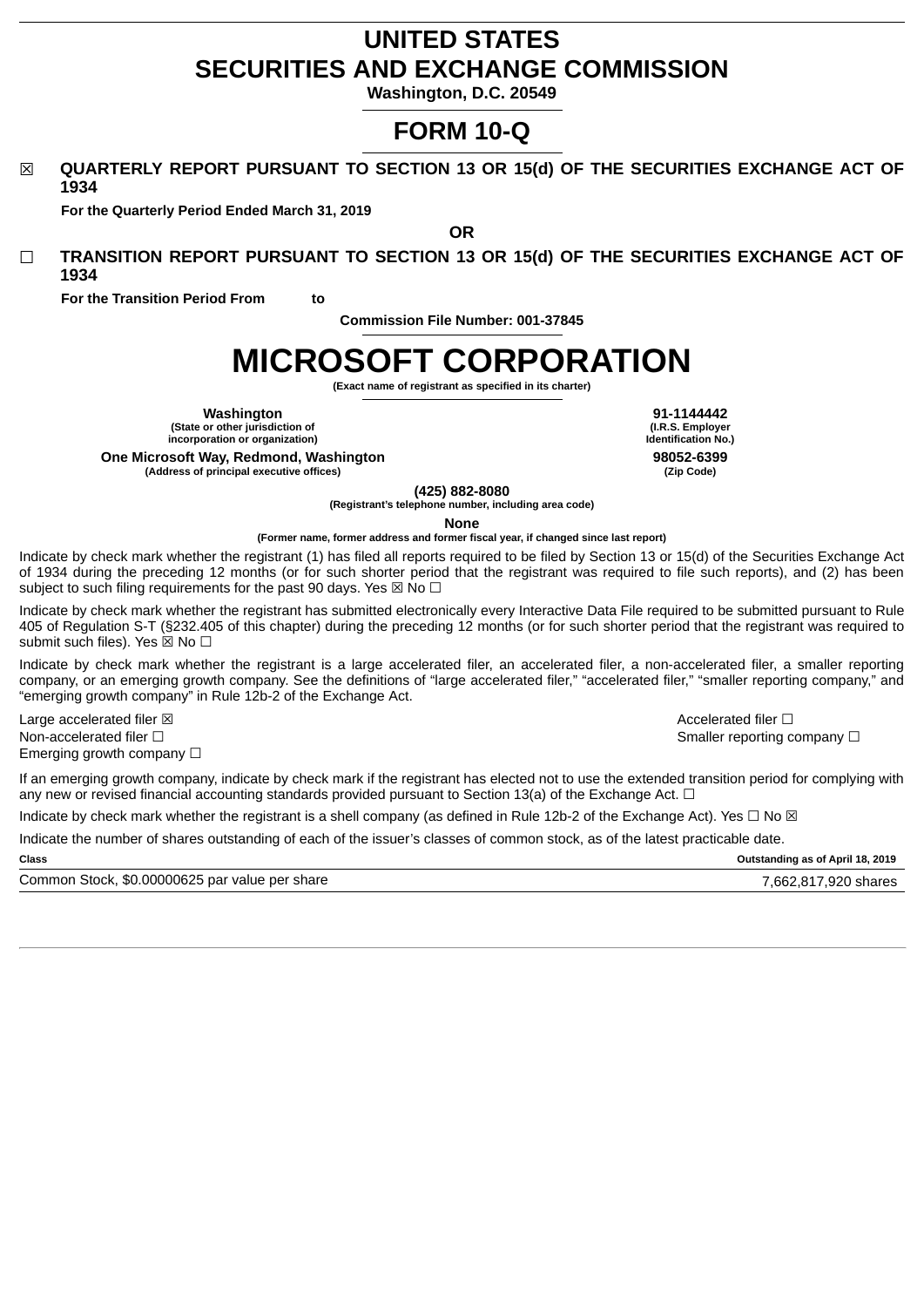# UNITED STATES
# SECURITIES AND EXCHANGE COMMISSION

**Washington, D.C. 20549**

# FORM 10-Q

☒ **QUARTERLY REPORT PURSUANT TO SECTION 13 OR 15(d) OF THE SECURITIES EXCHANGE ACT OF 1934**

**For the Quarterly Period Ended March 31, 2019**

**OR**

☐ **TRANSITION REPORT PURSUANT TO SECTION 13 OR 15(d) OF THE SECURITIES EXCHANGE ACT OF 1934**

**For the Transition Period From to**

**Commission File Number: 001-37845**

# MICROSOFT CORPORATION

**(Exact name of registrant as specified in its charter)**

| | |
|---|---|
| **Washington**<br>**(State or other jurisdiction of incorporation or organization)** | **91-1144442**<br>**(I.R.S. Employer Identification No.)** |
| **One Microsoft Way, Redmond, Washington**<br>**(Address of principal executive offices)** | **98052-6399**<br>**(Zip Code)** |

**(425) 882-8080**
**(Registrant's telephone number, including area code)**

**None**
**(Former name, former address and former fiscal year, if changed since last report)**

Indicate by check mark whether the registrant (1) has filed all reports required to be filed by Section 13 or 15(d) of the Securities Exchange Act of 1934 during the preceding 12 months (or for such shorter period that the registrant was required to file such reports), and (2) has been subject to such filing requirements for the past 90 days. Yes ☒ No ☐

Indicate by check mark whether the registrant has submitted electronically every Interactive Data File required to be submitted pursuant to Rule 405 of Regulation S-T (§232.405 of this chapter) during the preceding 12 months (or for such shorter period that the registrant was required to submit such files). Yes ☒ No ☐

Indicate by check mark whether the registrant is a large accelerated filer, an accelerated filer, a non-accelerated filer, a smaller reporting company, or an emerging growth company. See the definitions of "large accelerated filer," "accelerated filer," "smaller reporting company," and "emerging growth company" in Rule 12b-2 of the Exchange Act.

| | |
|---|---|
| Large accelerated filer ☒ | Accelerated filer ☐ |
| Non-accelerated filer ☐ | Smaller reporting company ☐ |
| Emerging growth company ☐ | |

If an emerging growth company, indicate by check mark if the registrant has elected not to use the extended transition period for complying with any new or revised financial accounting standards provided pursuant to Section 13(a) of the Exchange Act. ☐

Indicate by check mark whether the registrant is a shell company (as defined in Rule 12b-2 of the Exchange Act). Yes ☐ No ☒

Indicate the number of shares outstanding of each of the issuer's classes of common stock, as of the latest practicable date.

| Class | Outstanding as of April 18, 2019 |
|---|---|
| Common Stock, $0.00000625 par value per share | 7,662,817,920 shares |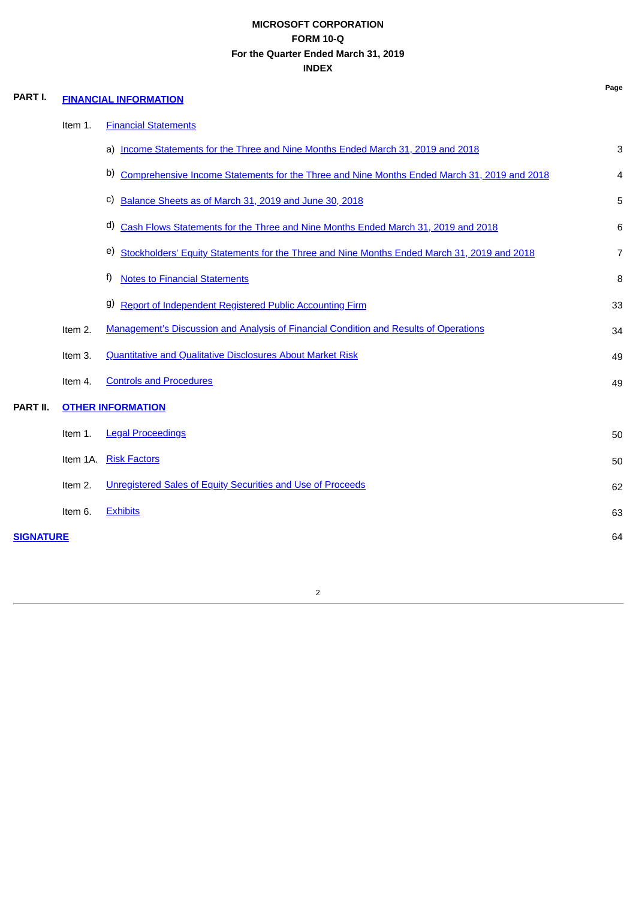**MICROSOFT CORPORATION**
**FORM 10-Q**
**For the Quarter Ended March 31, 2019**
**INDEX**

| | | | Page |
|---|---|---|---|
| **PART I.** | **FINANCIAL INFORMATION** | | |
| | Item 1. | Financial Statements | |
| | | a) Income Statements for the Three and Nine Months Ended March 31, 2019 and 2018 | 3 |
| | | b) Comprehensive Income Statements for the Three and Nine Months Ended March 31, 2019 and 2018 | 4 |
| | | c) Balance Sheets as of March 31, 2019 and June 30, 2018 | 5 |
| | | d) Cash Flows Statements for the Three and Nine Months Ended March 31, 2019 and 2018 | 6 |
| | | e) Stockholders' Equity Statements for the Three and Nine Months Ended March 31, 2019 and 2018 | 7 |
| | | f) Notes to Financial Statements | 8 |
| | | g) Report of Independent Registered Public Accounting Firm | 33 |
| | Item 2. | Management's Discussion and Analysis of Financial Condition and Results of Operations | 34 |
| | Item 3. | Quantitative and Qualitative Disclosures About Market Risk | 49 |
| | Item 4. | Controls and Procedures | 49 |
| **PART II.** | **OTHER INFORMATION** | | |
| | Item 1. | Legal Proceedings | 50 |
| | Item 1A. | Risk Factors | 50 |
| | Item 2. | Unregistered Sales of Equity Securities and Use of Proceeds | 62 |
| | Item 6. | Exhibits | 63 |
| **SIGNATURE** | | | 64 |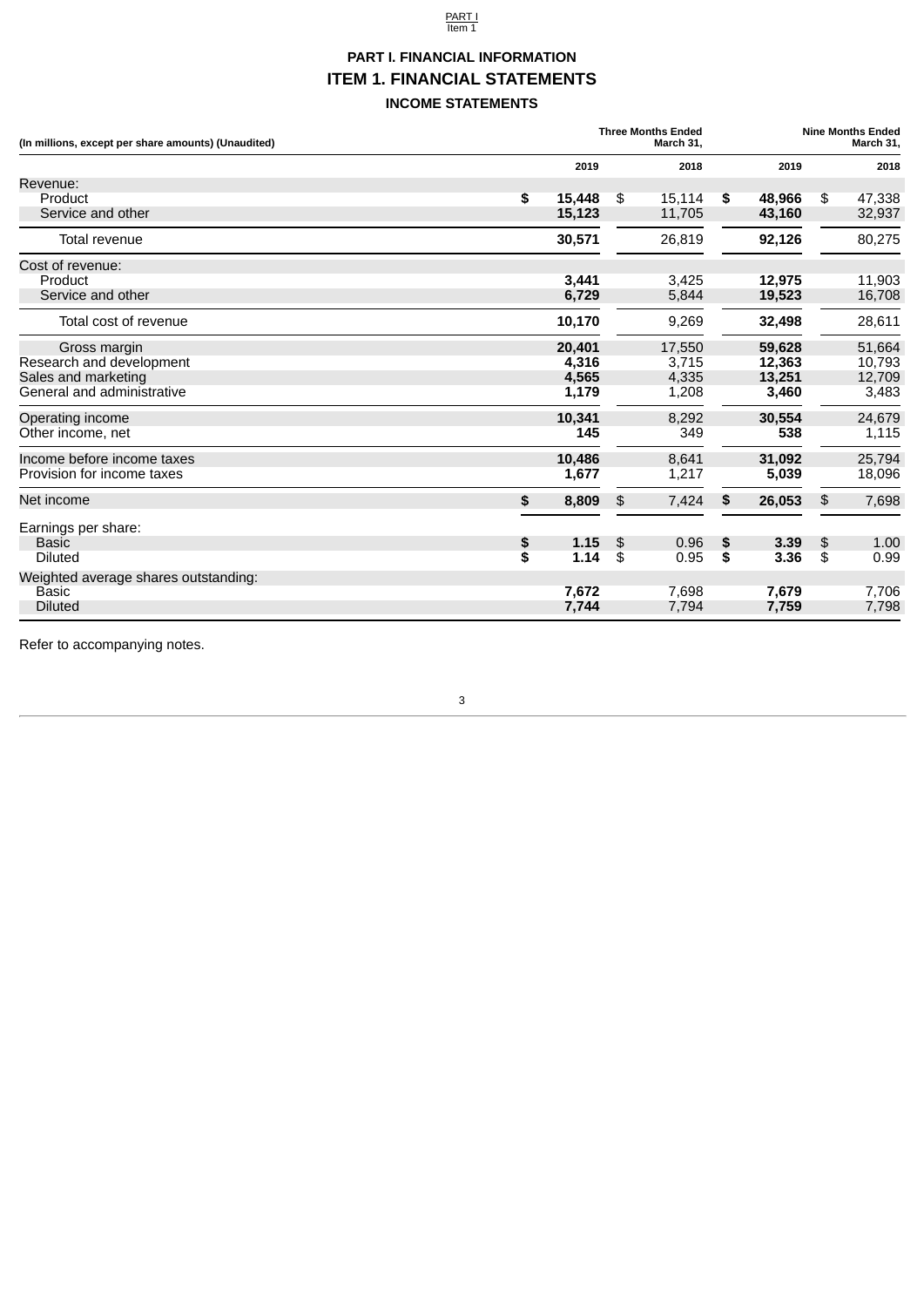# PART I. FINANCIAL INFORMATION

## ITEM 1. FINANCIAL STATEMENTS

### INCOME STATEMENTS

| (In millions, except per share amounts) (Unaudited) | Three Months Ended March 31, | | Nine Months Ended March 31, | |
|---|---|---|---|---|
| | **2019** | 2018 | **2019** | 2018 |
| Revenue: | | | | |
| Product | **$ 15,448** | $ 15,114 | **$ 48,966** | $ 47,338 |
| Service and other | **15,123** | 11,705 | **43,160** | 32,937 |
| Total revenue | **30,571** | 26,819 | **92,126** | 80,275 |
| Cost of revenue: | | | | |
| Product | **3,441** | 3,425 | **12,975** | 11,903 |
| Service and other | **6,729** | 5,844 | **19,523** | 16,708 |
| Total cost of revenue | **10,170** | 9,269 | **32,498** | 28,611 |
| Gross margin | **20,401** | 17,550 | **59,628** | 51,664 |
| Research and development | **4,316** | 3,715 | **12,363** | 10,793 |
| Sales and marketing | **4,565** | 4,335 | **13,251** | 12,709 |
| General and administrative | **1,179** | 1,208 | **3,460** | 3,483 |
| Operating income | **10,341** | 8,292 | **30,554** | 24,679 |
| Other income, net | **145** | 349 | **538** | 1,115 |
| Income before income taxes | **10,486** | 8,641 | **31,092** | 25,794 |
| Provision for income taxes | **1,677** | 1,217 | **5,039** | 18,096 |
| Net income | **$ 8,809** | $ 7,424 | **$ 26,053** | $ 7,698 |
| Earnings per share: | | | | |
| Basic | **$ 1.15** | $ 0.96 | **$ 3.39** | $ 1.00 |
| Diluted | **$ 1.14** | $ 0.95 | **$ 3.36** | $ 0.99 |
| Weighted average shares outstanding: | | | | |
| Basic | **7,672** | 7,698 | **7,679** | 7,706 |
| Diluted | **7,744** | 7,794 | **7,759** | 7,798 |

Refer to accompanying notes.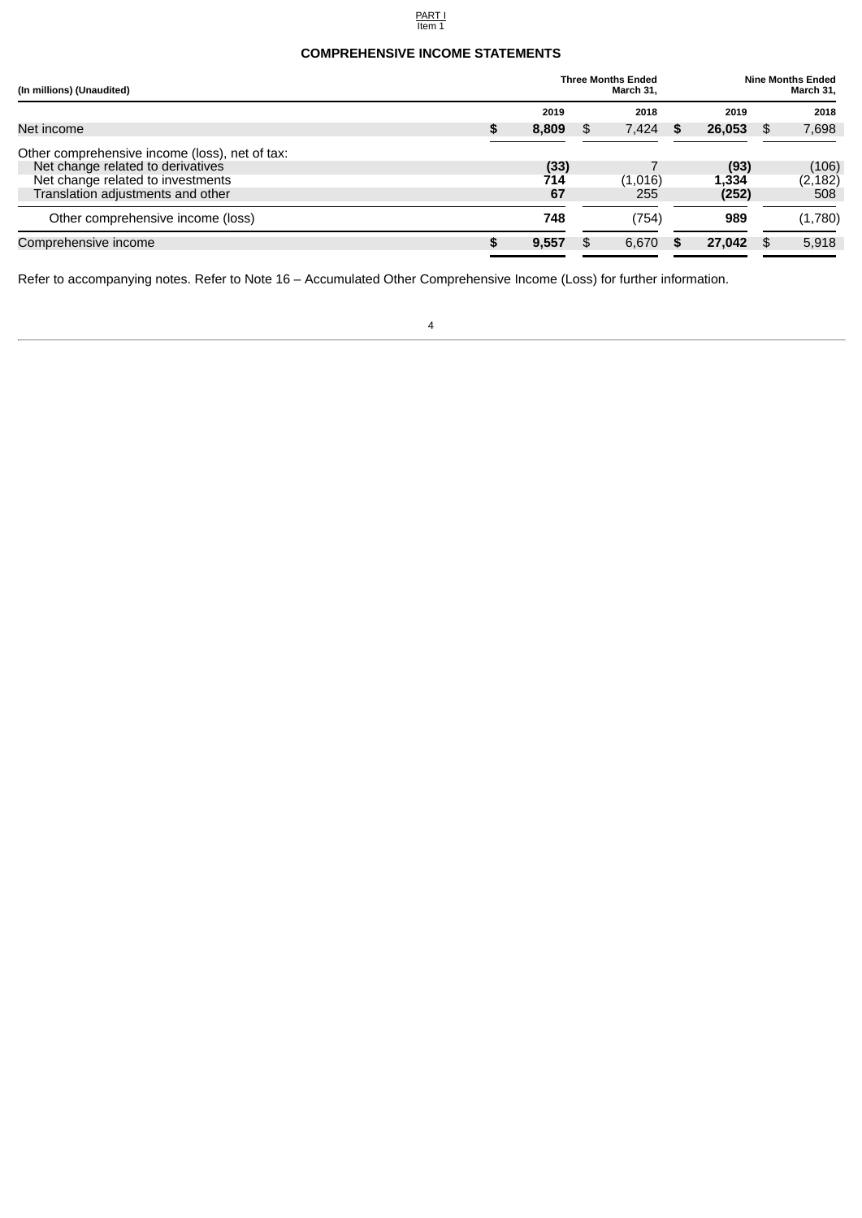## COMPREHENSIVE INCOME STATEMENTS

| (In millions) (Unaudited) | Three Months Ended March 31, | | Nine Months Ended March 31, | |
|---|---|---|---|---|
| | 2019 | 2018 | 2019 | 2018 |
| Net income | **$ 8,809** | $ 7,424 | **$ 26,053** | $ 7,698 |
| Other comprehensive income (loss), net of tax: | | | | |
| Net change related to derivatives | **(33)** | 7 | **(93)** | (106) |
| Net change related to investments | **714** | (1,016) | **1,334** | (2,182) |
| Translation adjustments and other | **67** | 255 | **(252)** | 508 |
| Other comprehensive income (loss) | **748** | (754) | **989** | (1,780) |
| Comprehensive income | **$ 9,557** | $ 6,670 | **$ 27,042** | $ 5,918 |

Refer to accompanying notes. Refer to Note 16 – Accumulated Other Comprehensive Income (Loss) for further information.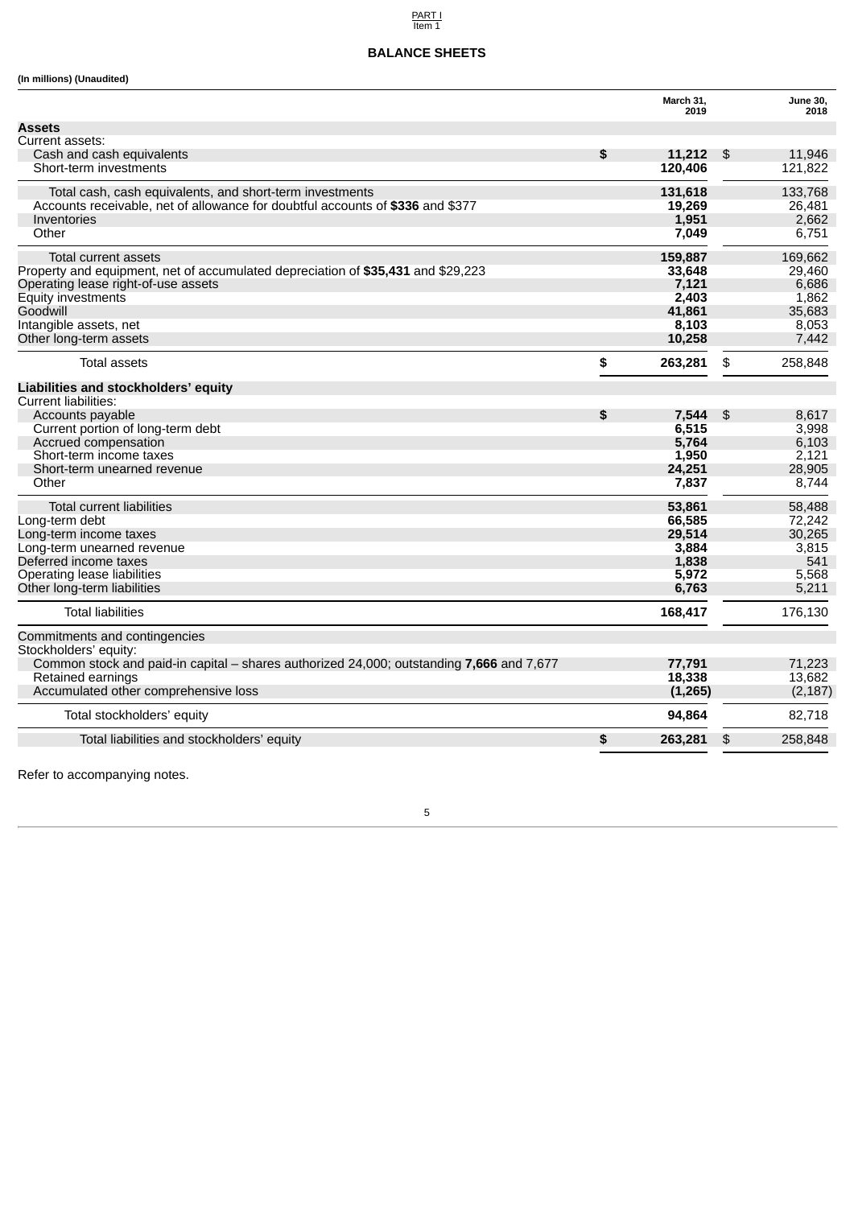## BALANCE SHEETS

**(In millions) (Unaudited)**

| | March 31, 2019 | June 30, 2018 |
|---|---|---|
| **Assets** | | |
| Current assets: | | |
| Cash and cash equivalents | **$ 11,212** | $ 11,946 |
| Short-term investments | **120,406** | 121,822 |
| Total cash, cash equivalents, and short-term investments | **131,618** | 133,768 |
| Accounts receivable, net of allowance for doubtful accounts of **$336** and $377 | **19,269** | 26,481 |
| Inventories | **1,951** | 2,662 |
| Other | **7,049** | 6,751 |
| Total current assets | **159,887** | 169,662 |
| Property and equipment, net of accumulated depreciation of **$35,431** and $29,223 | **33,648** | 29,460 |
| Operating lease right-of-use assets | **7,121** | 6,686 |
| Equity investments | **2,403** | 1,862 |
| Goodwill | **41,861** | 35,683 |
| Intangible assets, net | **8,103** | 8,053 |
| Other long-term assets | **10,258** | 7,442 |
| Total assets | **$ 263,281** | $ 258,848 |
| **Liabilities and stockholders' equity** | | |
| Current liabilities: | | |
| Accounts payable | **$ 7,544** | $ 8,617 |
| Current portion of long-term debt | **6,515** | 3,998 |
| Accrued compensation | **5,764** | 6,103 |
| Short-term income taxes | **1,950** | 2,121 |
| Short-term unearned revenue | **24,251** | 28,905 |
| Other | **7,837** | 8,744 |
| Total current liabilities | **53,861** | 58,488 |
| Long-term debt | **66,585** | 72,242 |
| Long-term income taxes | **29,514** | 30,265 |
| Long-term unearned revenue | **3,884** | 3,815 |
| Deferred income taxes | **1,838** | 541 |
| Operating lease liabilities | **5,972** | 5,568 |
| Other long-term liabilities | **6,763** | 5,211 |
| Total liabilities | **168,417** | 176,130 |
| Commitments and contingencies | | |
| Stockholders' equity: | | |
| Common stock and paid-in capital – shares authorized 24,000; outstanding **7,666** and 7,677 | **77,791** | 71,223 |
| Retained earnings | **18,338** | 13,682 |
| Accumulated other comprehensive loss | **(1,265)** | (2,187) |
| Total stockholders' equity | **94,864** | 82,718 |
| Total liabilities and stockholders' equity | **$ 263,281** | $ 258,848 |

Refer to accompanying notes.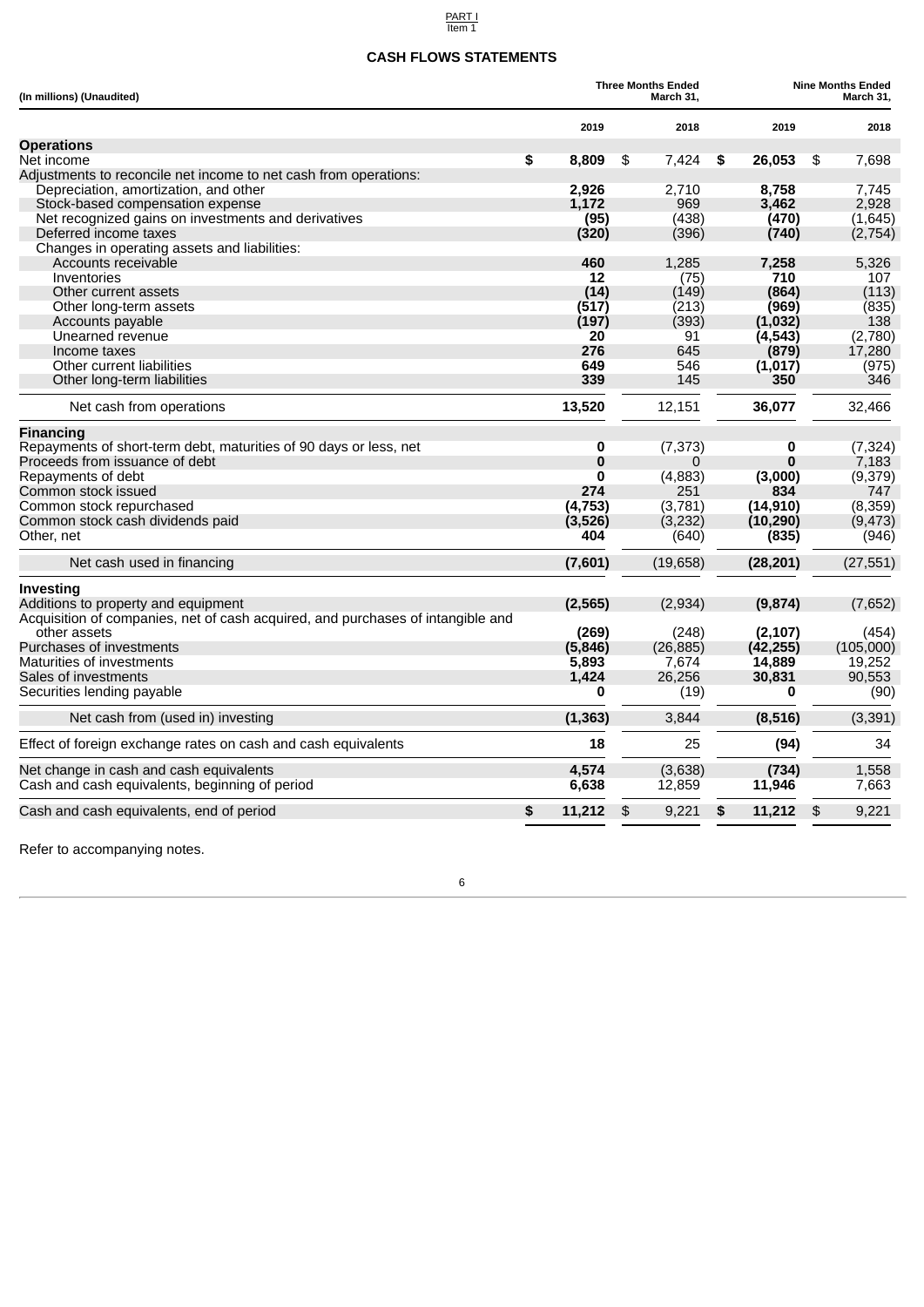## CASH FLOWS STATEMENTS

| (In millions) (Unaudited) | Three Months Ended March 31, | | Nine Months Ended March 31, | |
|---|---|---|---|---|
| | **2019** | 2018 | **2019** | 2018 |
| **Operations** | | | | |
| Net income | **$ 8,809** | $ 7,424 | **$ 26,053** | $ 7,698 |
| Adjustments to reconcile net income to net cash from operations: | | | | |
| Depreciation, amortization, and other | **2,926** | 2,710 | **8,758** | 7,745 |
| Stock-based compensation expense | **1,172** | 969 | **3,462** | 2,928 |
| Net recognized gains on investments and derivatives | **(95)** | (438) | **(470)** | (1,645) |
| Deferred income taxes | **(320)** | (396) | **(740)** | (2,754) |
| Changes in operating assets and liabilities: | | | | |
| Accounts receivable | **460** | 1,285 | **7,258** | 5,326 |
| Inventories | **12** | (75) | **710** | 107 |
| Other current assets | **(14)** | (149) | **(864)** | (113) |
| Other long-term assets | **(517)** | (213) | **(969)** | (835) |
| Accounts payable | **(197)** | (393) | **(1,032)** | 138 |
| Unearned revenue | **20** | 91 | **(4,543)** | (2,780) |
| Income taxes | **276** | 645 | **(879)** | 17,280 |
| Other current liabilities | **649** | 546 | **(1,017)** | (975) |
| Other long-term liabilities | **339** | 145 | **350** | 346 |
| Net cash from operations | **13,520** | 12,151 | **36,077** | 32,466 |
| **Financing** | | | | |
| Repayments of short-term debt, maturities of 90 days or less, net | **0** | (7,373) | **0** | (7,324) |
| Proceeds from issuance of debt | **0** | 0 | **0** | 7,183 |
| Repayments of debt | **0** | (4,883) | **(3,000)** | (9,379) |
| Common stock issued | **274** | 251 | **834** | 747 |
| Common stock repurchased | **(4,753)** | (3,781) | **(14,910)** | (8,359) |
| Common stock cash dividends paid | **(3,526)** | (3,232) | **(10,290)** | (9,473) |
| Other, net | **404** | (640) | **(835)** | (946) |
| Net cash used in financing | **(7,601)** | (19,658) | **(28,201)** | (27,551) |
| **Investing** | | | | |
| Additions to property and equipment | **(2,565)** | (2,934) | **(9,874)** | (7,652) |
| Acquisition of companies, net of cash acquired, and purchases of intangible and other assets | **(269)** | (248) | **(2,107)** | (454) |
| Purchases of investments | **(5,846)** | (26,885) | **(42,255)** | (105,000) |
| Maturities of investments | **5,893** | 7,674 | **14,889** | 19,252 |
| Sales of investments | **1,424** | 26,256 | **30,831** | 90,553 |
| Securities lending payable | **0** | (19) | **0** | (90) |
| Net cash from (used in) investing | **(1,363)** | 3,844 | **(8,516)** | (3,391) |
| Effect of foreign exchange rates on cash and cash equivalents | **18** | 25 | **(94)** | 34 |
| Net change in cash and cash equivalents | **4,574** | (3,638) | **(734)** | 1,558 |
| Cash and cash equivalents, beginning of period | **6,638** | 12,859 | **11,946** | 7,663 |
| Cash and cash equivalents, end of period | **$ 11,212** | $ 9,221 | **$ 11,212** | $ 9,221 |

Refer to accompanying notes.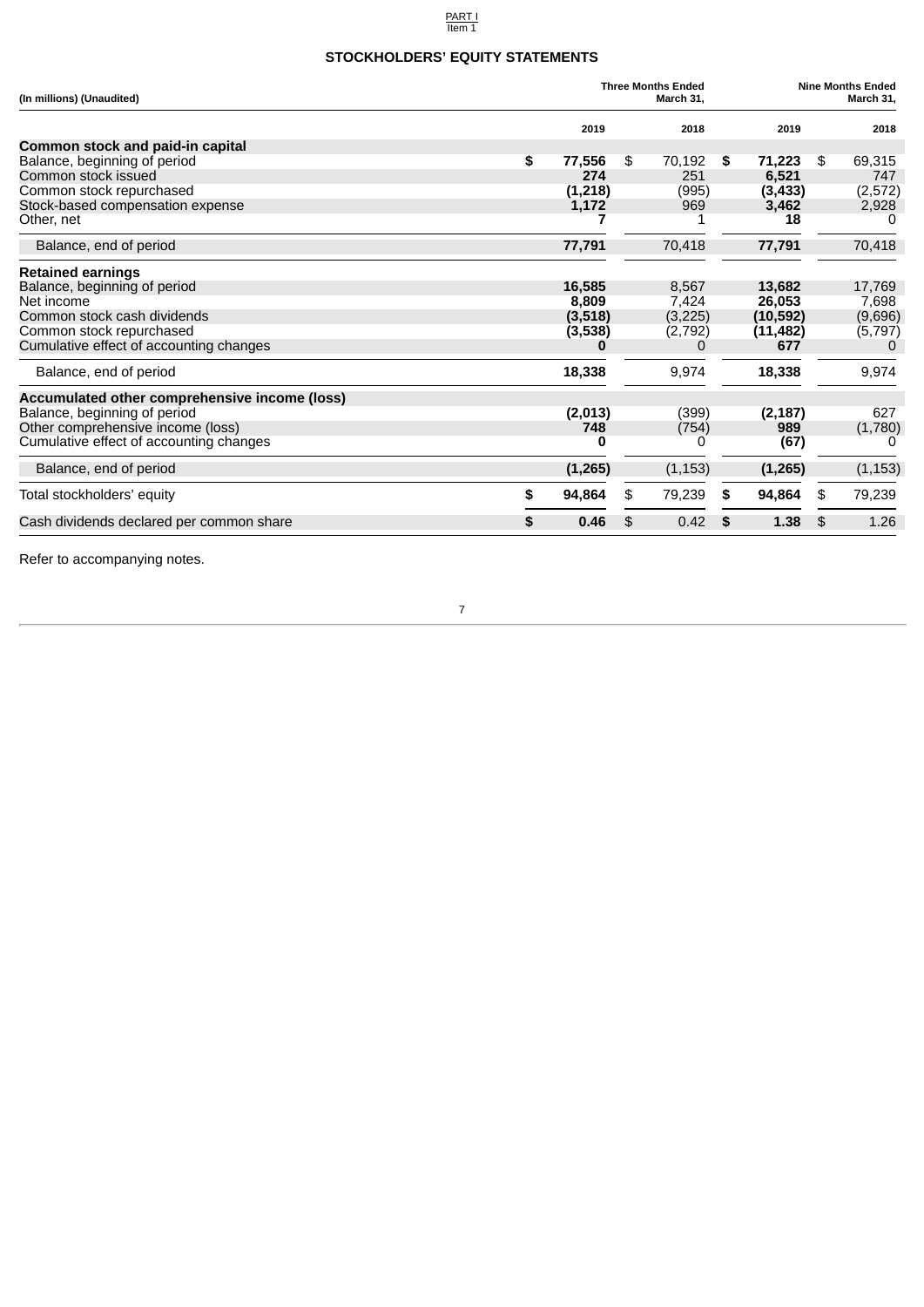PART I
Item 1

## STOCKHOLDERS' EQUITY STATEMENTS

| (In millions) (Unaudited) | Three Months Ended March 31, | | Nine Months Ended March 31, | |
|---|---|---|---|---|
| | **2019** | 2018 | **2019** | 2018 |
| **Common stock and paid-in capital** | | | | |
| Balance, beginning of period | **$ 77,556** | $ 70,192 | **$ 71,223** | $ 69,315 |
| Common stock issued | **274** | 251 | **6,521** | 747 |
| Common stock repurchased | **(1,218)** | (995) | **(3,433)** | (2,572) |
| Stock-based compensation expense | **1,172** | 969 | **3,462** | 2,928 |
| Other, net | **7** | 1 | **18** | 0 |
| Balance, end of period | **77,791** | 70,418 | **77,791** | 70,418 |
| **Retained earnings** | | | | |
| Balance, beginning of period | **16,585** | 8,567 | **13,682** | 17,769 |
| Net income | **8,809** | 7,424 | **26,053** | 7,698 |
| Common stock cash dividends | **(3,518)** | (3,225) | **(10,592)** | (9,696) |
| Common stock repurchased | **(3,538)** | (2,792) | **(11,482)** | (5,797) |
| Cumulative effect of accounting changes | **0** | 0 | **677** | 0 |
| Balance, end of period | **18,338** | 9,974 | **18,338** | 9,974 |
| **Accumulated other comprehensive income (loss)** | | | | |
| Balance, beginning of period | **(2,013)** | (399) | **(2,187)** | 627 |
| Other comprehensive income (loss) | **748** | (754) | **989** | (1,780) |
| Cumulative effect of accounting changes | **0** | 0 | **(67)** | 0 |
| Balance, end of period | **(1,265)** | (1,153) | **(1,265)** | (1,153) |
| Total stockholders' equity | **$ 94,864** | $ 79,239 | **$ 94,864** | $ 79,239 |
| Cash dividends declared per common share | **$ 0.46** | $ 0.42 | **$ 1.38** | $ 1.26 |

Refer to accompanying notes.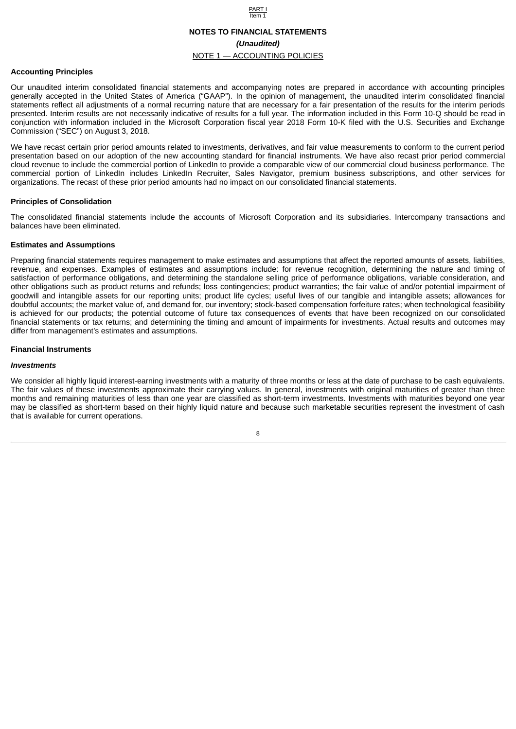# NOTES TO FINANCIAL STATEMENTS

***(Unaudited)***

## NOTE 1 — ACCOUNTING POLICIES

### Accounting Principles

Our unaudited interim consolidated financial statements and accompanying notes are prepared in accordance with accounting principles generally accepted in the United States of America ("GAAP"). In the opinion of management, the unaudited interim consolidated financial statements reflect all adjustments of a normal recurring nature that are necessary for a fair presentation of the results for the interim periods presented. Interim results are not necessarily indicative of results for a full year. The information included in this Form 10-Q should be read in conjunction with information included in the Microsoft Corporation fiscal year 2018 Form 10-K filed with the U.S. Securities and Exchange Commission ("SEC") on August 3, 2018.

We have recast certain prior period amounts related to investments, derivatives, and fair value measurements to conform to the current period presentation based on our adoption of the new accounting standard for financial instruments. We have also recast prior period commercial cloud revenue to include the commercial portion of LinkedIn to provide a comparable view of our commercial cloud business performance. The commercial portion of LinkedIn includes LinkedIn Recruiter, Sales Navigator, premium business subscriptions, and other services for organizations. The recast of these prior period amounts had no impact on our consolidated financial statements.

### Principles of Consolidation

The consolidated financial statements include the accounts of Microsoft Corporation and its subsidiaries. Intercompany transactions and balances have been eliminated.

### Estimates and Assumptions

Preparing financial statements requires management to make estimates and assumptions that affect the reported amounts of assets, liabilities, revenue, and expenses. Examples of estimates and assumptions include: for revenue recognition, determining the nature and timing of satisfaction of performance obligations, and determining the standalone selling price of performance obligations, variable consideration, and other obligations such as product returns and refunds; loss contingencies; product warranties; the fair value of and/or potential impairment of goodwill and intangible assets for our reporting units; product life cycles; useful lives of our tangible and intangible assets; allowances for doubtful accounts; the market value of, and demand for, our inventory; stock-based compensation forfeiture rates; when technological feasibility is achieved for our products; the potential outcome of future tax consequences of events that have been recognized on our consolidated financial statements or tax returns; and determining the timing and amount of impairments for investments. Actual results and outcomes may differ from management's estimates and assumptions.

### Financial Instruments

#### *Investments*

We consider all highly liquid interest-earning investments with a maturity of three months or less at the date of purchase to be cash equivalents. The fair values of these investments approximate their carrying values. In general, investments with original maturities of greater than three months and remaining maturities of less than one year are classified as short-term investments. Investments with maturities beyond one year may be classified as short-term based on their highly liquid nature and because such marketable securities represent the investment of cash that is available for current operations.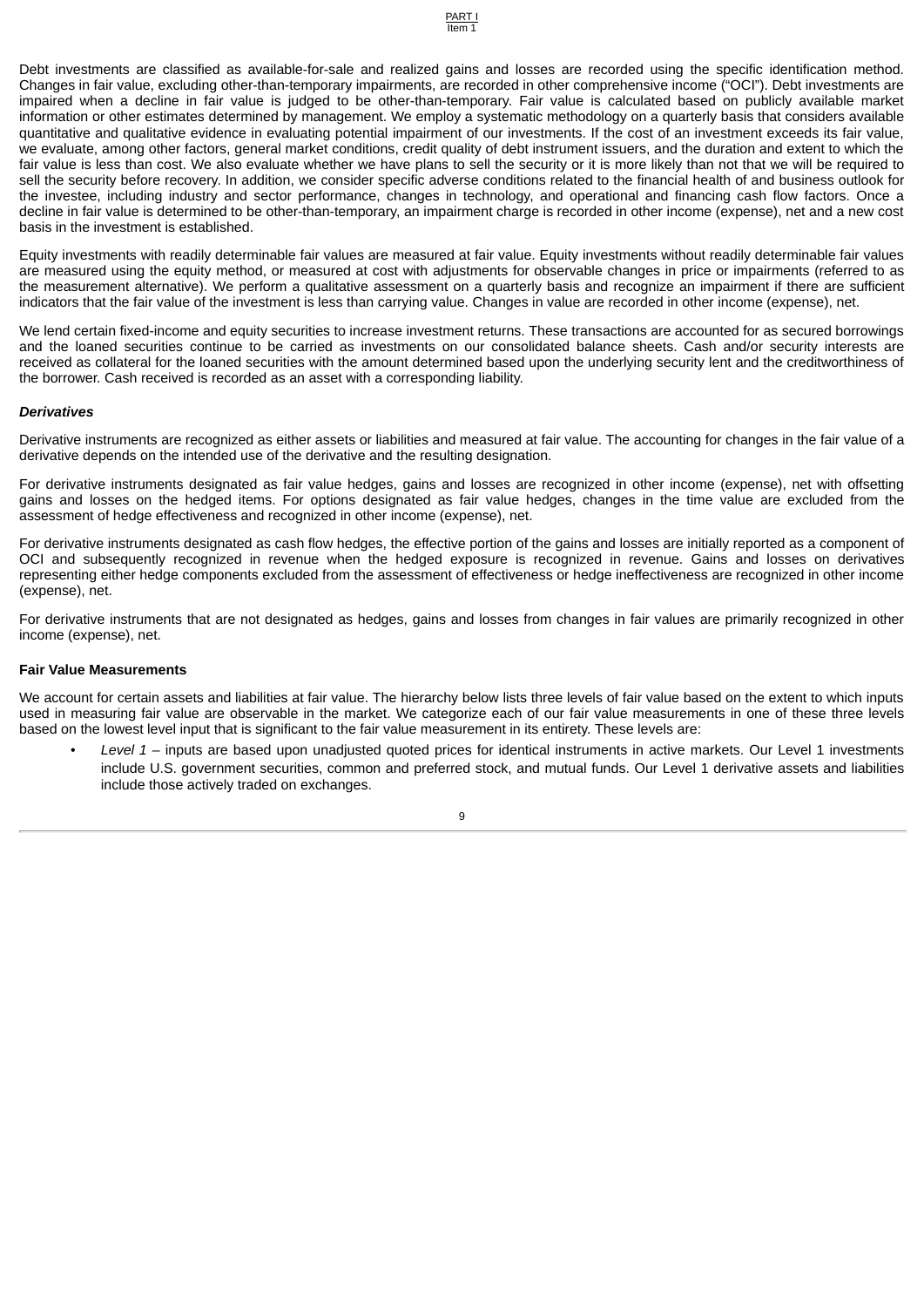Debt investments are classified as available-for-sale and realized gains and losses are recorded using the specific identification method. Changes in fair value, excluding other-than-temporary impairments, are recorded in other comprehensive income ("OCI"). Debt investments are impaired when a decline in fair value is judged to be other-than-temporary. Fair value is calculated based on publicly available market information or other estimates determined by management. We employ a systematic methodology on a quarterly basis that considers available quantitative and qualitative evidence in evaluating potential impairment of our investments. If the cost of an investment exceeds its fair value, we evaluate, among other factors, general market conditions, credit quality of debt instrument issuers, and the duration and extent to which the fair value is less than cost. We also evaluate whether we have plans to sell the security or it is more likely than not that we will be required to sell the security before recovery. In addition, we consider specific adverse conditions related to the financial health of and business outlook for the investee, including industry and sector performance, changes in technology, and operational and financing cash flow factors. Once a decline in fair value is determined to be other-than-temporary, an impairment charge is recorded in other income (expense), net and a new cost basis in the investment is established.

Equity investments with readily determinable fair values are measured at fair value. Equity investments without readily determinable fair values are measured using the equity method, or measured at cost with adjustments for observable changes in price or impairments (referred to as the measurement alternative). We perform a qualitative assessment on a quarterly basis and recognize an impairment if there are sufficient indicators that the fair value of the investment is less than carrying value. Changes in value are recorded in other income (expense), net.

We lend certain fixed-income and equity securities to increase investment returns. These transactions are accounted for as secured borrowings and the loaned securities continue to be carried as investments on our consolidated balance sheets. Cash and/or security interests are received as collateral for the loaned securities with the amount determined based upon the underlying security lent and the creditworthiness of the borrower. Cash received is recorded as an asset with a corresponding liability.

***Derivatives***

Derivative instruments are recognized as either assets or liabilities and measured at fair value. The accounting for changes in the fair value of a derivative depends on the intended use of the derivative and the resulting designation.

For derivative instruments designated as fair value hedges, gains and losses are recognized in other income (expense), net with offsetting gains and losses on the hedged items. For options designated as fair value hedges, changes in the time value are excluded from the assessment of hedge effectiveness and recognized in other income (expense), net.

For derivative instruments designated as cash flow hedges, the effective portion of the gains and losses are initially reported as a component of OCI and subsequently recognized in revenue when the hedged exposure is recognized in revenue. Gains and losses on derivatives representing either hedge components excluded from the assessment of effectiveness or hedge ineffectiveness are recognized in other income (expense), net.

For derivative instruments that are not designated as hedges, gains and losses from changes in fair values are primarily recognized in other income (expense), net.

**Fair Value Measurements**

We account for certain assets and liabilities at fair value. The hierarchy below lists three levels of fair value based on the extent to which inputs used in measuring fair value are observable in the market. We categorize each of our fair value measurements in one of these three levels based on the lowest level input that is significant to the fair value measurement in its entirety. These levels are:

- *Level 1* – inputs are based upon unadjusted quoted prices for identical instruments in active markets. Our Level 1 investments include U.S. government securities, common and preferred stock, and mutual funds. Our Level 1 derivative assets and liabilities include those actively traded on exchanges.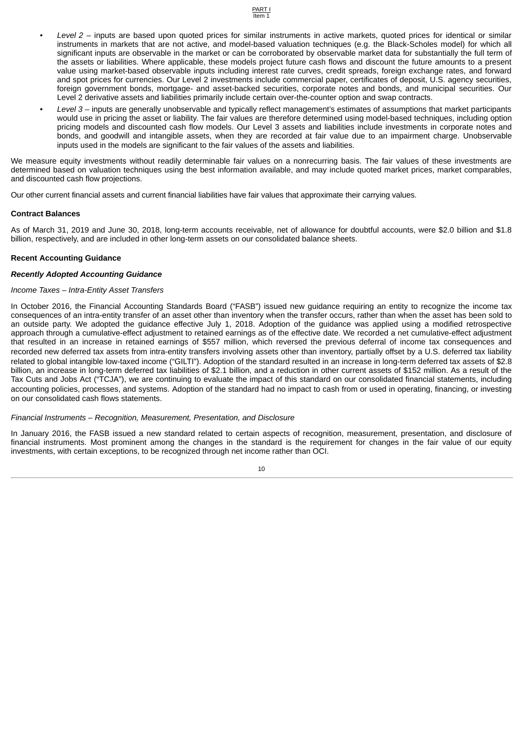- *Level 2* – inputs are based upon quoted prices for similar instruments in active markets, quoted prices for identical or similar instruments in markets that are not active, and model-based valuation techniques (e.g. the Black-Scholes model) for which all significant inputs are observable in the market or can be corroborated by observable market data for substantially the full term of the assets or liabilities. Where applicable, these models project future cash flows and discount the future amounts to a present value using market-based observable inputs including interest rate curves, credit spreads, foreign exchange rates, and forward and spot prices for currencies. Our Level 2 investments include commercial paper, certificates of deposit, U.S. agency securities, foreign government bonds, mortgage- and asset-backed securities, corporate notes and bonds, and municipal securities. Our Level 2 derivative assets and liabilities primarily include certain over-the-counter option and swap contracts.
- *Level 3* – inputs are generally unobservable and typically reflect management's estimates of assumptions that market participants would use in pricing the asset or liability. The fair values are therefore determined using model-based techniques, including option pricing models and discounted cash flow models. Our Level 3 assets and liabilities include investments in corporate notes and bonds, and goodwill and intangible assets, when they are recorded at fair value due to an impairment charge. Unobservable inputs used in the models are significant to the fair values of the assets and liabilities.

We measure equity investments without readily determinable fair values on a nonrecurring basis. The fair values of these investments are determined based on valuation techniques using the best information available, and may include quoted market prices, market comparables, and discounted cash flow projections.

Our other current financial assets and current financial liabilities have fair values that approximate their carrying values.

**Contract Balances**

As of March 31, 2019 and June 30, 2018, long-term accounts receivable, net of allowance for doubtful accounts, were $2.0 billion and $1.8 billion, respectively, and are included in other long-term assets on our consolidated balance sheets.

**Recent Accounting Guidance**

***Recently Adopted Accounting Guidance***

*Income Taxes – Intra-Entity Asset Transfers*

In October 2016, the Financial Accounting Standards Board ("FASB") issued new guidance requiring an entity to recognize the income tax consequences of an intra-entity transfer of an asset other than inventory when the transfer occurs, rather than when the asset has been sold to an outside party. We adopted the guidance effective July 1, 2018. Adoption of the guidance was applied using a modified retrospective approach through a cumulative-effect adjustment to retained earnings as of the effective date. We recorded a net cumulative-effect adjustment that resulted in an increase in retained earnings of $557 million, which reversed the previous deferral of income tax consequences and recorded new deferred tax assets from intra-entity transfers involving assets other than inventory, partially offset by a U.S. deferred tax liability related to global intangible low-taxed income ("GILTI"). Adoption of the standard resulted in an increase in long-term deferred tax assets of $2.8 billion, an increase in long-term deferred tax liabilities of $2.1 billion, and a reduction in other current assets of $152 million. As a result of the Tax Cuts and Jobs Act ("TCJA"), we are continuing to evaluate the impact of this standard on our consolidated financial statements, including accounting policies, processes, and systems. Adoption of the standard had no impact to cash from or used in operating, financing, or investing on our consolidated cash flows statements.

*Financial Instruments – Recognition, Measurement, Presentation, and Disclosure*

In January 2016, the FASB issued a new standard related to certain aspects of recognition, measurement, presentation, and disclosure of financial instruments. Most prominent among the changes in the standard is the requirement for changes in the fair value of our equity investments, with certain exceptions, to be recognized through net income rather than OCI.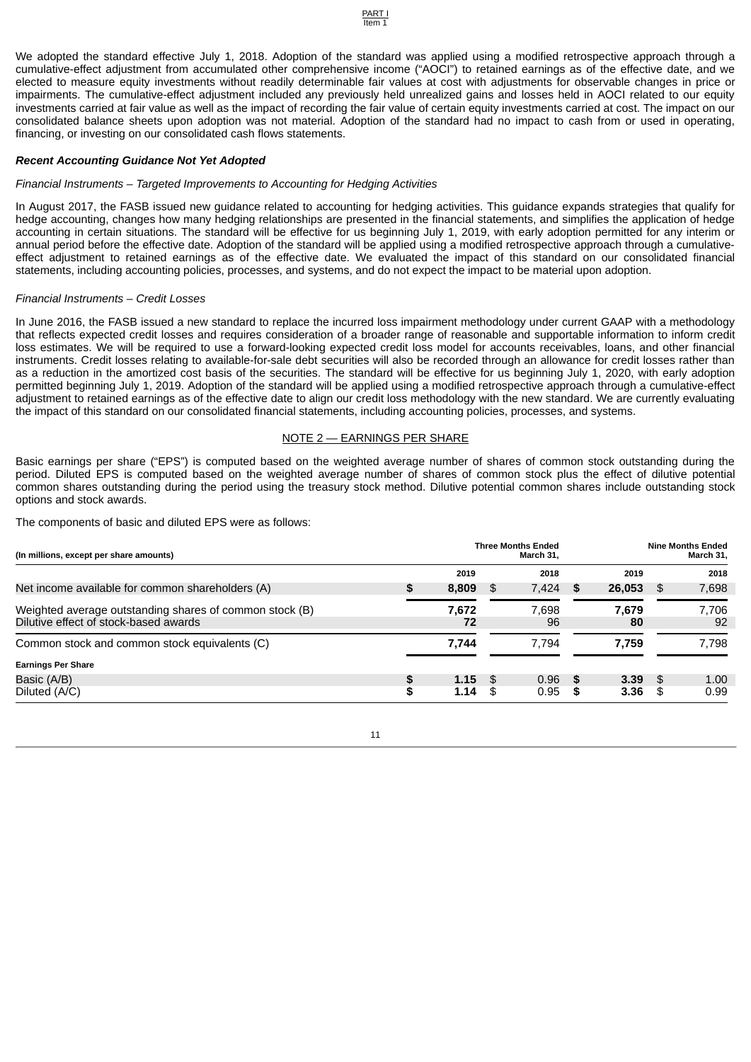We adopted the standard effective July 1, 2018. Adoption of the standard was applied using a modified retrospective approach through a cumulative-effect adjustment from accumulated other comprehensive income ("AOCI") to retained earnings as of the effective date, and we elected to measure equity investments without readily determinable fair values at cost with adjustments for observable changes in price or impairments. The cumulative-effect adjustment included any previously held unrealized gains and losses held in AOCI related to our equity investments carried at fair value as well as the impact of recording the fair value of certain equity investments carried at cost. The impact on our consolidated balance sheets upon adoption was not material. Adoption of the standard had no impact to cash from or used in operating, financing, or investing on our consolidated cash flows statements.

***Recent Accounting Guidance Not Yet Adopted***

*Financial Instruments – Targeted Improvements to Accounting for Hedging Activities*

In August 2017, the FASB issued new guidance related to accounting for hedging activities. This guidance expands strategies that qualify for hedge accounting, changes how many hedging relationships are presented in the financial statements, and simplifies the application of hedge accounting in certain situations. The standard will be effective for us beginning July 1, 2019, with early adoption permitted for any interim or annual period before the effective date. Adoption of the standard will be applied using a modified retrospective approach through a cumulative-effect adjustment to retained earnings as of the effective date. We evaluated the impact of this standard on our consolidated financial statements, including accounting policies, processes, and systems, and do not expect the impact to be material upon adoption.

*Financial Instruments – Credit Losses*

In June 2016, the FASB issued a new standard to replace the incurred loss impairment methodology under current GAAP with a methodology that reflects expected credit losses and requires consideration of a broader range of reasonable and supportable information to inform credit loss estimates. We will be required to use a forward-looking expected credit loss model for accounts receivables, loans, and other financial instruments. Credit losses relating to available-for-sale debt securities will also be recorded through an allowance for credit losses rather than as a reduction in the amortized cost basis of the securities. The standard will be effective for us beginning July 1, 2020, with early adoption permitted beginning July 1, 2019. Adoption of the standard will be applied using a modified retrospective approach through a cumulative-effect adjustment to retained earnings as of the effective date to align our credit loss methodology with the new standard. We are currently evaluating the impact of this standard on our consolidated financial statements, including accounting policies, processes, and systems.

## NOTE 2 — EARNINGS PER SHARE

Basic earnings per share ("EPS") is computed based on the weighted average number of shares of common stock outstanding during the period. Diluted EPS is computed based on the weighted average number of shares of common stock plus the effect of dilutive potential common shares outstanding during the period using the treasury stock method. Dilutive potential common shares include outstanding stock options and stock awards.

The components of basic and diluted EPS were as follows:

| (In millions, except per share amounts) | Three Months Ended March 31, | | Nine Months Ended March 31, | |
|---|---|---|---|---|
| | **2019** | 2018 | **2019** | 2018 |
| Net income available for common shareholders (A) | **$ 8,809** | $ 7,424 | **$ 26,053** | $ 7,698 |
| Weighted average outstanding shares of common stock (B) | **7,672** | 7,698 | **7,679** | 7,706 |
| Dilutive effect of stock-based awards | **72** | 96 | **80** | 92 |
| Common stock and common stock equivalents (C) | **7,744** | 7,794 | **7,759** | 7,798 |
| **Earnings Per Share** | | | | |
| Basic (A/B) | **$ 1.15** | $ 0.96 | **$ 3.39** | $ 1.00 |
| Diluted (A/C) | **$ 1.14** | $ 0.95 | **$ 3.36** | $ 0.99 |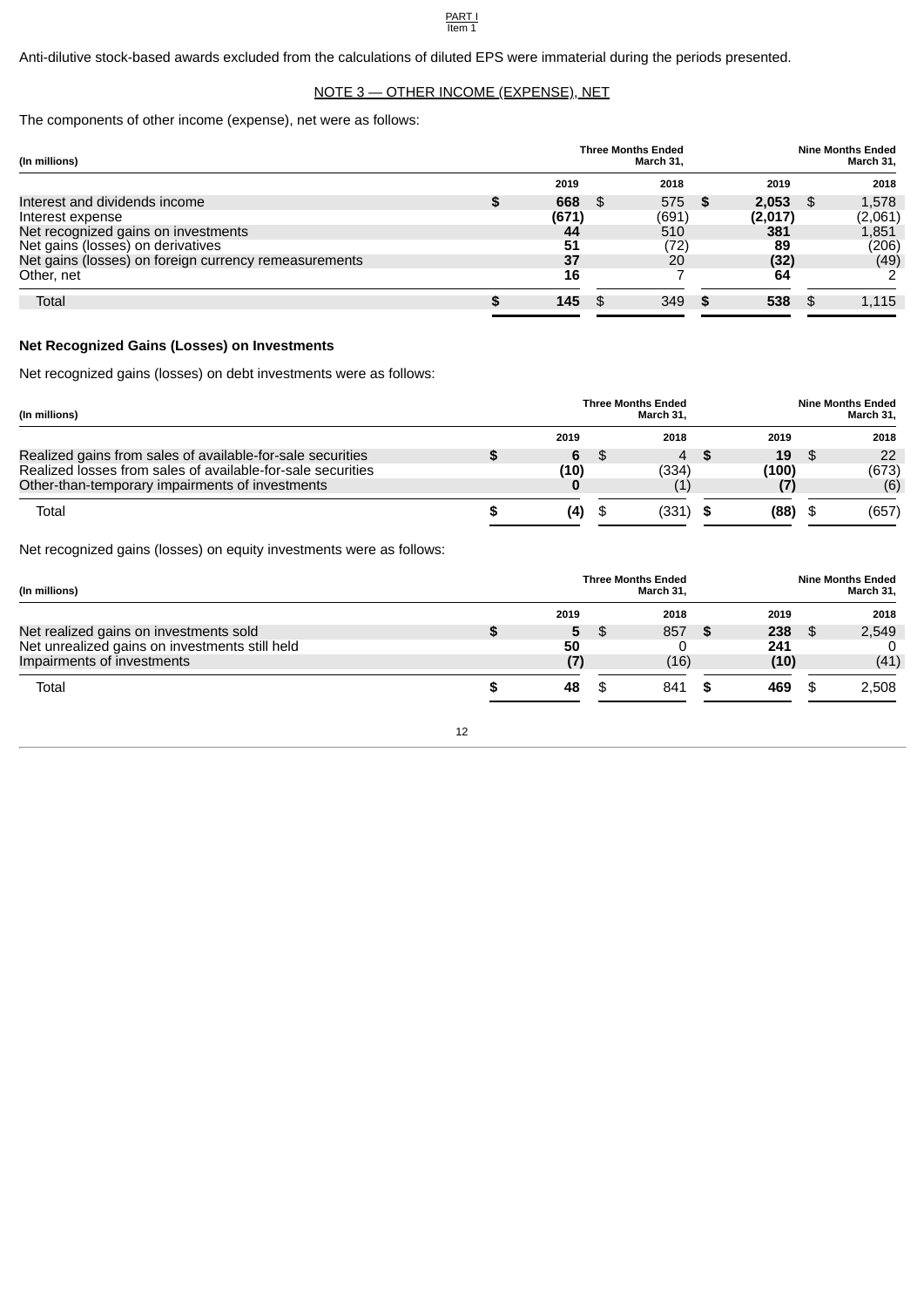Anti-dilutive stock-based awards excluded from the calculations of diluted EPS were immaterial during the periods presented.

## NOTE 3 — OTHER INCOME (EXPENSE), NET

The components of other income (expense), net were as follows:

| (In millions) | Three Months Ended March 31, | | Nine Months Ended March 31, | |
|---|---|---|---|---|
| | 2019 | 2018 | 2019 | 2018 |
| Interest and dividends income | **$ 668** | $ 575 | **$ 2,053** | $ 1,578 |
| Interest expense | **(671)** | (691) | **(2,017)** | (2,061) |
| Net recognized gains on investments | **44** | 510 | **381** | 1,851 |
| Net gains (losses) on derivatives | **51** | (72) | **89** | (206) |
| Net gains (losses) on foreign currency remeasurements | **37** | 20 | **(32)** | (49) |
| Other, net | **16** | 7 | **64** | 2 |
| Total | **$ 145** | $ 349 | **$ 538** | $ 1,115 |

### Net Recognized Gains (Losses) on Investments

Net recognized gains (losses) on debt investments were as follows:

| (In millions) | Three Months Ended March 31, | | Nine Months Ended March 31, | |
|---|---|---|---|---|
| | 2019 | 2018 | 2019 | 2018 |
| Realized gains from sales of available-for-sale securities | **$ 6** | $ 4 | **$ 19** | $ 22 |
| Realized losses from sales of available-for-sale securities | **(10)** | (334) | **(100)** | (673) |
| Other-than-temporary impairments of investments | **0** | (1) | **(7)** | (6) |
| Total | **$ (4)** | $ (331) | **$ (88)** | $ (657) |

Net recognized gains (losses) on equity investments were as follows:

| (In millions) | Three Months Ended March 31, | | Nine Months Ended March 31, | |
|---|---|---|---|---|
| | 2019 | 2018 | 2019 | 2018 |
| Net realized gains on investments sold | **$ 5** | $ 857 | **$ 238** | $ 2,549 |
| Net unrealized gains on investments still held | **50** | 0 | **241** | 0 |
| Impairments of investments | **(7)** | (16) | **(10)** | (41) |
| Total | **$ 48** | $ 841 | **$ 469** | $ 2,508 |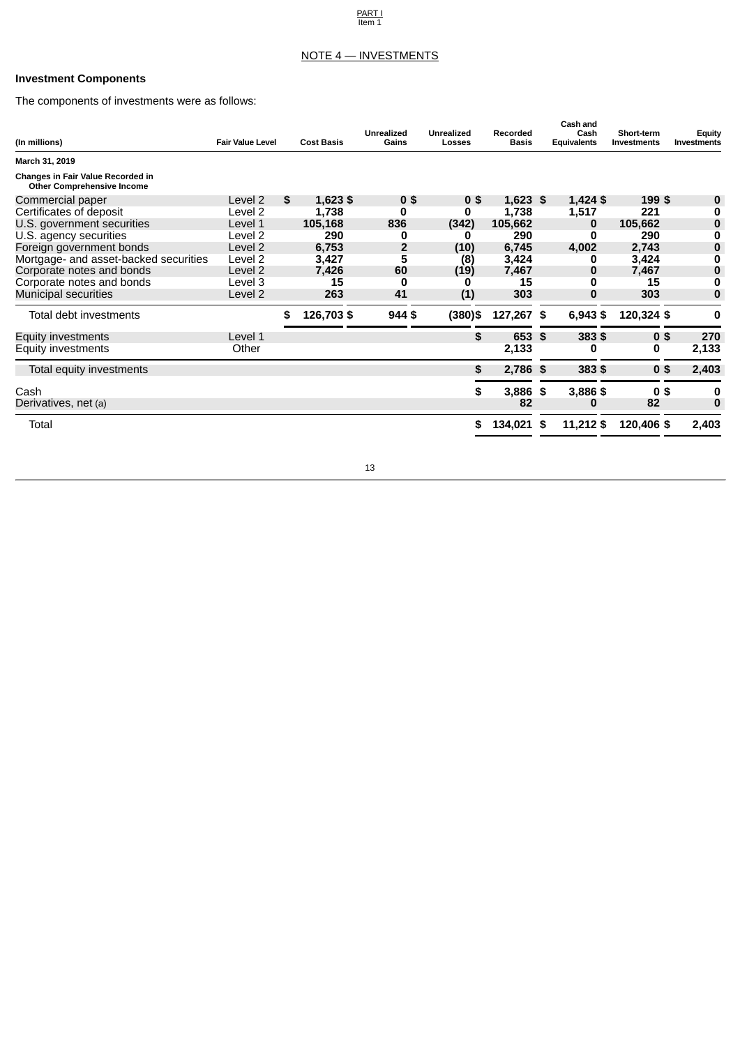## NOTE 4 — INVESTMENTS

### Investment Components

The components of investments were as follows:

| (In millions) | Fair Value Level | Cost Basis | Unrealized Gains | Unrealized Losses | Recorded Basis | Cash and Cash Equivalents | Short-term Investments | Equity Investments |
|---|---|---|---|---|---|---|---|---|
| **March 31, 2019** | | | | | | | | |
| **Changes in Fair Value Recorded in Other Comprehensive Income** | | | | | | | | |
| Commercial paper | Level 2 | $ 1,623 | $ 0 | $ 0 | $ 1,623 | $ 1,424 | $ 199 | $ 0 |
| Certificates of deposit | Level 2 | 1,738 | 0 | 0 | 1,738 | 1,517 | 221 | 0 |
| U.S. government securities | Level 1 | 105,168 | 836 | (342) | 105,662 | 0 | 105,662 | 0 |
| U.S. agency securities | Level 2 | 290 | 0 | 0 | 290 | 0 | 290 | 0 |
| Foreign government bonds | Level 2 | 6,753 | 2 | (10) | 6,745 | 4,002 | 2,743 | 0 |
| Mortgage- and asset-backed securities | Level 2 | 3,427 | 5 | (8) | 3,424 | 0 | 3,424 | 0 |
| Corporate notes and bonds | Level 2 | 7,426 | 60 | (19) | 7,467 | 0 | 7,467 | 0 |
| Corporate notes and bonds | Level 3 | 15 | 0 | 0 | 15 | 0 | 15 | 0 |
| Municipal securities | Level 2 | 263 | 41 | (1) | 303 | 0 | 303 | 0 |
| Total debt investments | | $ 126,703 | $ 944 | $ (380) | $ 127,267 | $ 6,943 | $ 120,324 | $ 0 |
| Equity investments | Level 1 | | | | $ 653 | $ 383 | $ 0 | $ 270 |
| Equity investments | Other | | | | 2,133 | 0 | 0 | 2,133 |
| Total equity investments | | | | | $ 2,786 | $ 383 | $ 0 | $ 2,403 |
| Cash | | | | | $ 3,886 | $ 3,886 | $ 0 | $ 0 |
| Derivatives, net (a) | | | | | 82 | 0 | 82 | 0 |
| Total | | | | | $ 134,021 | $ 11,212 | $ 120,406 | $ 2,403 |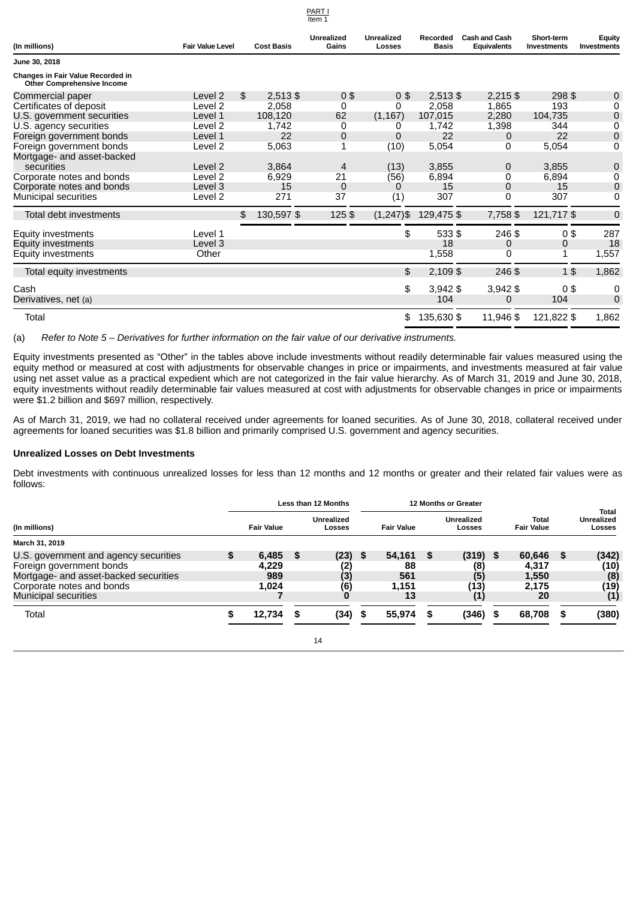| (In millions) | Fair Value Level | Cost Basis | Unrealized Gains | Unrealized Losses | Recorded Basis | Cash and Cash Equivalents | Short-term Investments | Equity Investments |
|---|---|---|---|---|---|---|---|---|
| **June 30, 2018** | | | | | | | | |
| **Changes in Fair Value Recorded in Other Comprehensive Income** | | | | | | | | |
| Commercial paper | Level 2 | $ 2,513 | $ 0 | $ 0 | $ 2,513 | $ 2,215 | $ 298 | $ 0 |
| Certificates of deposit | Level 2 | 2,058 | 0 | 0 | 2,058 | 1,865 | 193 | 0 |
| U.S. government securities | Level 1 | 108,120 | 62 | (1,167) | 107,015 | 2,280 | 104,735 | 0 |
| U.S. agency securities | Level 2 | 1,742 | 0 | 0 | 1,742 | 1,398 | 344 | 0 |
| Foreign government bonds | Level 1 | 22 | 0 | 0 | 22 | 0 | 22 | 0 |
| Foreign government bonds | Level 2 | 5,063 | 1 | (10) | 5,054 | 0 | 5,054 | 0 |
| Mortgage- and asset-backed securities | Level 2 | 3,864 | 4 | (13) | 3,855 | 0 | 3,855 | 0 |
| Corporate notes and bonds | Level 2 | 6,929 | 21 | (56) | 6,894 | 0 | 6,894 | 0 |
| Corporate notes and bonds | Level 3 | 15 | 0 | 0 | 15 | 0 | 15 | 0 |
| Municipal securities | Level 2 | 271 | 37 | (1) | 307 | 0 | 307 | 0 |
| Total debt investments | | $ 130,597 | $ 125 | $ (1,247) | $ 129,475 | $ 7,758 | $ 121,717 | $ 0 |
| Equity investments | Level 1 | | | | $ 533 | $ 246 | $ 0 | $ 287 |
| Equity investments | Level 3 | | | | 18 | 0 | 0 | 18 |
| Equity investments | Other | | | | 1,558 | 0 | 1 | 1,557 |
| Total equity investments | | | | | $ 2,109 | $ 246 | $ 1 | $ 1,862 |
| Cash | | | | | $ 3,942 | $ 3,942 | $ 0 | $ 0 |
| Derivatives, net (a) | | | | | 104 | 0 | 104 | 0 |
| Total | | | | | $ 135,630 | $ 11,946 | $ 121,822 | $ 1,862 |

(a) *Refer to Note 5 – Derivatives for further information on the fair value of our derivative instruments.*

Equity investments presented as "Other" in the tables above include investments without readily determinable fair values measured using the equity method or measured at cost with adjustments for observable changes in price or impairments, and investments measured at fair value using net asset value as a practical expedient which are not categorized in the fair value hierarchy. As of March 31, 2019 and June 30, 2018, equity investments without readily determinable fair values measured at cost with adjustments for observable changes in price or impairments were $1.2 billion and $697 million, respectively.

As of March 31, 2019, we had no collateral received under agreements for loaned securities. As of June 30, 2018, collateral received under agreements for loaned securities was $1.8 billion and primarily comprised U.S. government and agency securities.

### Unrealized Losses on Debt Investments

Debt investments with continuous unrealized losses for less than 12 months and 12 months or greater and their related fair values were as follows:

| | Less than 12 Months | | 12 Months or Greater | | | Total |
|---|---|---|---|---|---|---|
| (In millions) | Fair Value | Unrealized Losses | Fair Value | Unrealized Losses | Total Fair Value | Unrealized Losses |
| **March 31, 2019** | | | | | | |
| U.S. government and agency securities | **$ 6,485** | **$ (23)** | **$ 54,161** | **$ (319)** | **$ 60,646** | **$ (342)** |
| Foreign government bonds | **4,229** | **(2)** | **88** | **(8)** | **4,317** | **(10)** |
| Mortgage- and asset-backed securities | **989** | **(3)** | **561** | **(5)** | **1,550** | **(8)** |
| Corporate notes and bonds | **1,024** | **(6)** | **1,151** | **(13)** | **2,175** | **(19)** |
| Municipal securities | **7** | **0** | **13** | **(1)** | **20** | **(1)** |
| Total | **$ 12,734** | **$ (34)** | **$ 55,974** | **$ (346)** | **$ 68,708** | **$ (380)** |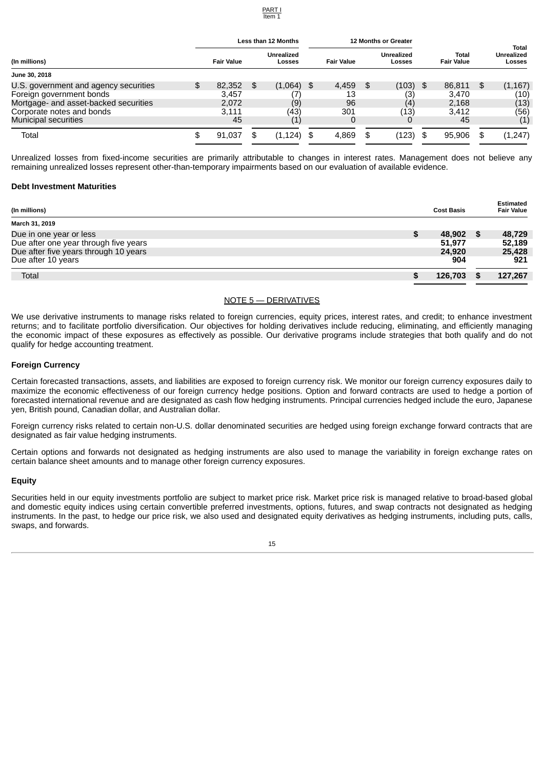| (In millions) | Less than 12 Months Fair Value | Less than 12 Months Unrealized Losses | 12 Months or Greater Fair Value | 12 Months or Greater Unrealized Losses | Total Fair Value | Total Unrealized Losses |
|---|---|---|---|---|---|---|
| **June 30, 2018** | | | | | | |
| U.S. government and agency securities | $ 82,352 | $ (1,064) | $ 4,459 | $ (103) | $ 86,811 | $ (1,167) |
| Foreign government bonds | 3,457 | (7) | 13 | (3) | 3,470 | (10) |
| Mortgage- and asset-backed securities | 2,072 | (9) | 96 | (4) | 2,168 | (13) |
| Corporate notes and bonds | 3,111 | (43) | 301 | (13) | 3,412 | (56) |
| Municipal securities | 45 | (1) | 0 | 0 | 45 | (1) |
| Total | $ 91,037 | $ (1,124) | $ 4,869 | $ (123) | $ 95,906 | $ (1,247) |

Unrealized losses from fixed-income securities are primarily attributable to changes in interest rates. Management does not believe any remaining unrealized losses represent other-than-temporary impairments based on our evaluation of available evidence.

### Debt Investment Maturities

| (In millions) | Cost Basis | Estimated Fair Value |
|---|---|---|
| **March 31, 2019** | | |
| Due in one year or less | **$ 48,902** | **$ 48,729** |
| Due after one year through five years | **51,977** | **52,189** |
| Due after five years through 10 years | **24,920** | **25,428** |
| Due after 10 years | **904** | **921** |
| Total | **$ 126,703** | **$ 127,267** |

## NOTE 5 — DERIVATIVES

We use derivative instruments to manage risks related to foreign currencies, equity prices, interest rates, and credit; to enhance investment returns; and to facilitate portfolio diversification. Our objectives for holding derivatives include reducing, eliminating, and efficiently managing the economic impact of these exposures as effectively as possible. Our derivative programs include strategies that both qualify and do not qualify for hedge accounting treatment.

### Foreign Currency

Certain forecasted transactions, assets, and liabilities are exposed to foreign currency risk. We monitor our foreign currency exposures daily to maximize the economic effectiveness of our foreign currency hedge positions. Option and forward contracts are used to hedge a portion of forecasted international revenue and are designated as cash flow hedging instruments. Principal currencies hedged include the euro, Japanese yen, British pound, Canadian dollar, and Australian dollar.

Foreign currency risks related to certain non-U.S. dollar denominated securities are hedged using foreign exchange forward contracts that are designated as fair value hedging instruments.

Certain options and forwards not designated as hedging instruments are also used to manage the variability in foreign exchange rates on certain balance sheet amounts and to manage other foreign currency exposures.

### Equity

Securities held in our equity investments portfolio are subject to market price risk. Market price risk is managed relative to broad-based global and domestic equity indices using certain convertible preferred investments, options, futures, and swap contracts not designated as hedging instruments. In the past, to hedge our price risk, we also used and designated equity derivatives as hedging instruments, including puts, calls, swaps, and forwards.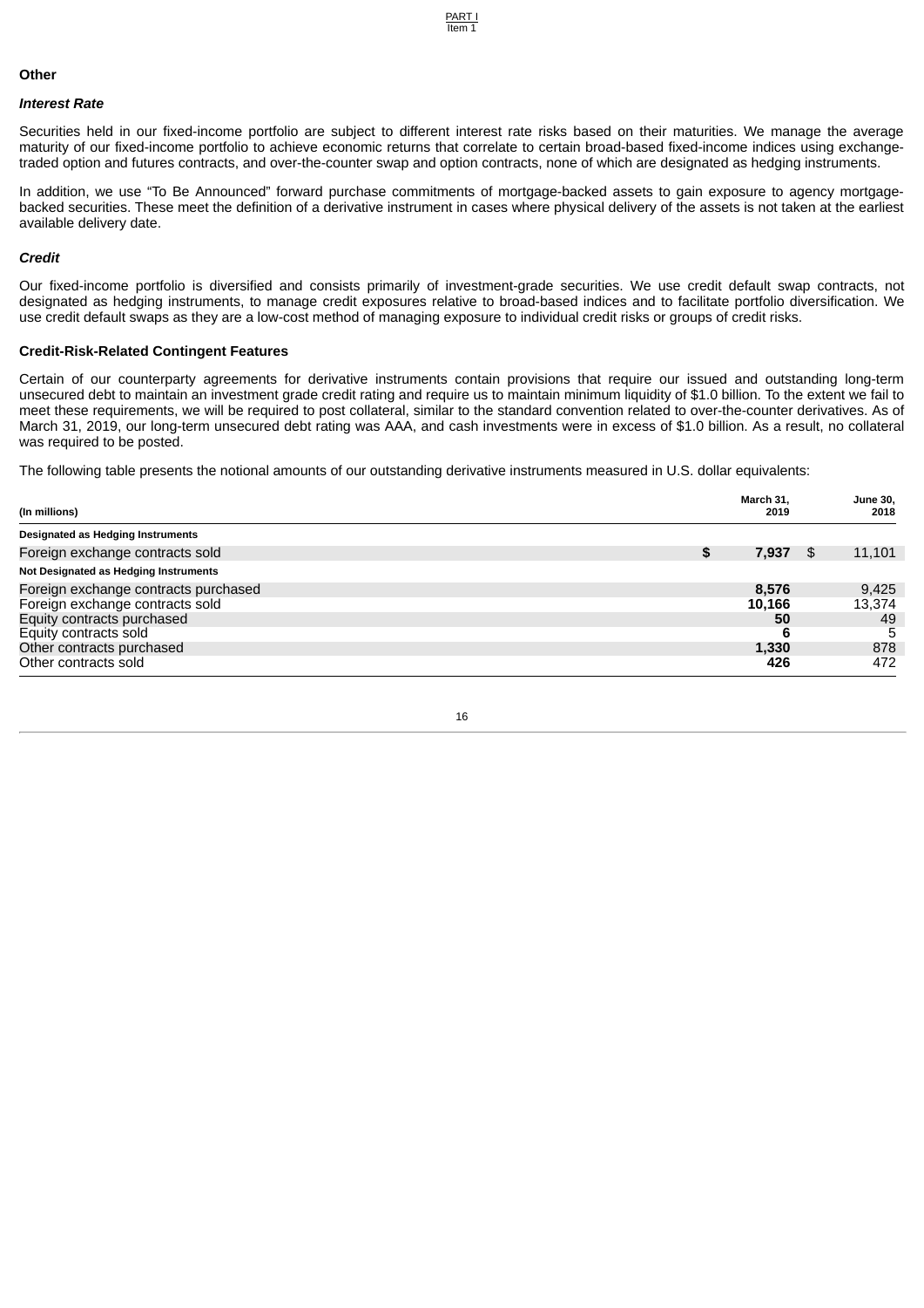### Other

#### *Interest Rate*

Securities held in our fixed-income portfolio are subject to different interest rate risks based on their maturities. We manage the average maturity of our fixed-income portfolio to achieve economic returns that correlate to certain broad-based fixed-income indices using exchange-traded option and futures contracts, and over-the-counter swap and option contracts, none of which are designated as hedging instruments.

In addition, we use "To Be Announced" forward purchase commitments of mortgage-backed assets to gain exposure to agency mortgage-backed securities. These meet the definition of a derivative instrument in cases where physical delivery of the assets is not taken at the earliest available delivery date.

#### *Credit*

Our fixed-income portfolio is diversified and consists primarily of investment-grade securities. We use credit default swap contracts, not designated as hedging instruments, to manage credit exposures relative to broad-based indices and to facilitate portfolio diversification. We use credit default swaps as they are a low-cost method of managing exposure to individual credit risks or groups of credit risks.

### Credit-Risk-Related Contingent Features

Certain of our counterparty agreements for derivative instruments contain provisions that require our issued and outstanding long-term unsecured debt to maintain an investment grade credit rating and require us to maintain minimum liquidity of $1.0 billion. To the extent we fail to meet these requirements, we will be required to post collateral, similar to the standard convention related to over-the-counter derivatives. As of March 31, 2019, our long-term unsecured debt rating was AAA, and cash investments were in excess of $1.0 billion. As a result, no collateral was required to be posted.

The following table presents the notional amounts of our outstanding derivative instruments measured in U.S. dollar equivalents:

| (In millions) | March 31, 2019 | June 30, 2018 |
|---|---|---|
| **Designated as Hedging Instruments** | | |
| Foreign exchange contracts sold | **$ 7,937** | $ 11,101 |
| **Not Designated as Hedging Instruments** | | |
| Foreign exchange contracts purchased | **8,576** | 9,425 |
| Foreign exchange contracts sold | **10,166** | 13,374 |
| Equity contracts purchased | **50** | 49 |
| Equity contracts sold | **6** | 5 |
| Other contracts purchased | **1,330** | 878 |
| Other contracts sold | **426** | 472 |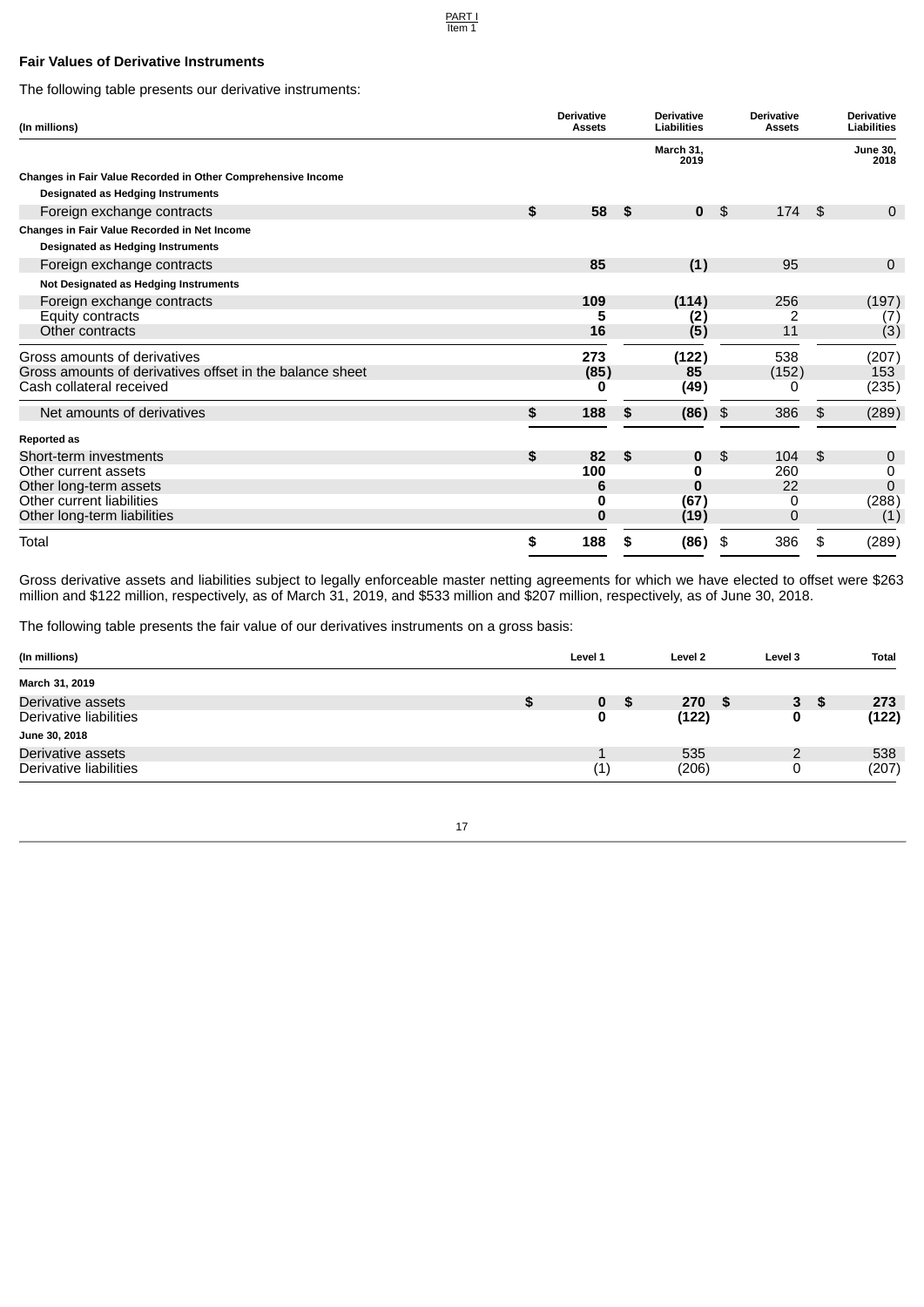### Fair Values of Derivative Instruments

The following table presents our derivative instruments:

| (In millions) | Derivative Assets | Derivative Liabilities | Derivative Assets | Derivative Liabilities |
|---|---|---|---|---|
| | | March 31, 2019 | | June 30, 2018 |
| **Changes in Fair Value Recorded in Other Comprehensive Income** | | | | |
| **Designated as Hedging Instruments** | | | | |
| Foreign exchange contracts | **$ 58** | **$ 0** | $ 174 | $ 0 |
| **Changes in Fair Value Recorded in Net Income** | | | | |
| **Designated as Hedging Instruments** | | | | |
| Foreign exchange contracts | **85** | **(1)** | 95 | 0 |
| **Not Designated as Hedging Instruments** | | | | |
| Foreign exchange contracts | **109** | **(114)** | 256 | (197) |
| Equity contracts | **5** | **(2)** | 2 | (7) |
| Other contracts | **16** | **(5)** | 11 | (3) |
| Gross amounts of derivatives | **273** | **(122)** | 538 | (207) |
| Gross amounts of derivatives offset in the balance sheet | **(85)** | **85** | (152) | 153 |
| Cash collateral received | **0** | **(49)** | 0 | (235) |
| Net amounts of derivatives | **$ 188** | **$ (86)** | $ 386 | $ (289) |
| **Reported as** | | | | |
| Short-term investments | **$ 82** | **$ 0** | $ 104 | $ 0 |
| Other current assets | **100** | **0** | 260 | 0 |
| Other long-term assets | **6** | **0** | 22 | 0 |
| Other current liabilities | **0** | **(67)** | 0 | (288) |
| Other long-term liabilities | **0** | **(19)** | 0 | (1) |
| Total | **$ 188** | **$ (86)** | $ 386 | $ (289) |

Gross derivative assets and liabilities subject to legally enforceable master netting agreements for which we have elected to offset were $263 million and $122 million, respectively, as of March 31, 2019, and $533 million and $207 million, respectively, as of June 30, 2018.

The following table presents the fair value of our derivatives instruments on a gross basis:

| (In millions) | Level 1 | Level 2 | Level 3 | Total |
|---|---|---|---|---|
| **March 31, 2019** | | | | |
| Derivative assets | **$ 0** | **$ 270** | **$ 3** | **$ 273** |
| Derivative liabilities | **0** | **(122)** | **0** | **(122)** |
| **June 30, 2018** | | | | |
| Derivative assets | 1 | 535 | 2 | 538 |
| Derivative liabilities | (1) | (206) | 0 | (207) |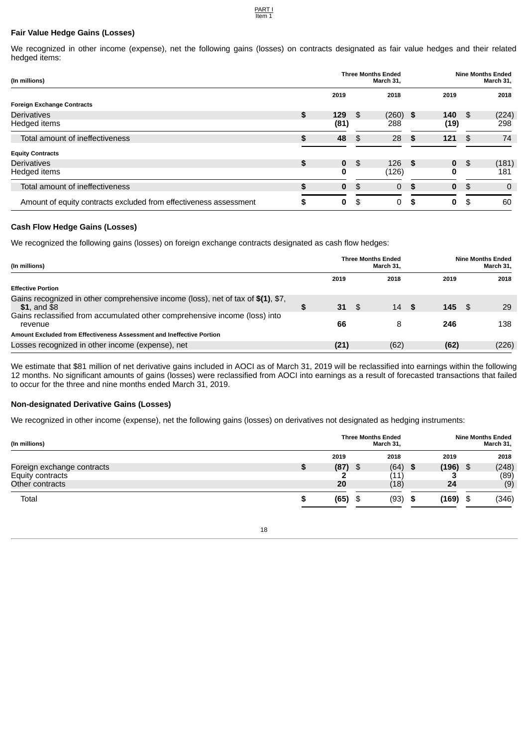#### Fair Value Hedge Gains (Losses)

We recognized in other income (expense), net the following gains (losses) on contracts designated as fair value hedges and their related hedged items:

| (In millions) | Three Months Ended March 31, | | Nine Months Ended March 31, | |
|---|---|---|---|---|
| | 2019 | 2018 | 2019 | 2018 |
| **Foreign Exchange Contracts** | | | | |
| Derivatives | $ **129** | $ (260) | $ **140** | $ (224) |
| Hedged items | **(81)** | 288 | **(19)** | 298 |
| Total amount of ineffectiveness | $ **48** | $ 28 | $ **121** | $ 74 |
| **Equity Contracts** | | | | |
| Derivatives | $ **0** | $ 126 | $ **0** | $ (181) |
| Hedged items | **0** | (126) | **0** | 181 |
| Total amount of ineffectiveness | $ **0** | $ 0 | $ **0** | $ 0 |
| Amount of equity contracts excluded from effectiveness assessment | $ **0** | $ 0 | $ **0** | $ 60 |

#### Cash Flow Hedge Gains (Losses)

We recognized the following gains (losses) on foreign exchange contracts designated as cash flow hedges:

| (In millions) | Three Months Ended March 31, | | Nine Months Ended March 31, | |
|---|---|---|---|---|
| | 2019 | 2018 | 2019 | 2018 |
| **Effective Portion** | | | | |
| Gains recognized in other comprehensive income (loss), net of tax of **$(1)**, $7, **$1**, and $8 | $ **31** | $ 14 | $ **145** | $ 29 |
| Gains reclassified from accumulated other comprehensive income (loss) into revenue | **66** | 8 | **246** | 138 |
| **Amount Excluded from Effectiveness Assessment and Ineffective Portion** | | | | |
| Losses recognized in other income (expense), net | **(21)** | (62) | **(62)** | (226) |

We estimate that $81 million of net derivative gains included in AOCI as of March 31, 2019 will be reclassified into earnings within the following 12 months. No significant amounts of gains (losses) were reclassified from AOCI into earnings as a result of forecasted transactions that failed to occur for the three and nine months ended March 31, 2019.

#### Non-designated Derivative Gains (Losses)

We recognized in other income (expense), net the following gains (losses) on derivatives not designated as hedging instruments:

| (In millions) | Three Months Ended March 31, | | Nine Months Ended March 31, | |
|---|---|---|---|---|
| | 2019 | 2018 | 2019 | 2018 |
| Foreign exchange contracts | $ **(87)** | $ (64) | $ **(196)** | $ (248) |
| Equity contracts | **2** | (11) | **3** | (89) |
| Other contracts | **20** | (18) | **24** | (9) |
| Total | $ **(65)** | $ (93) | $ **(169)** | $ (346) |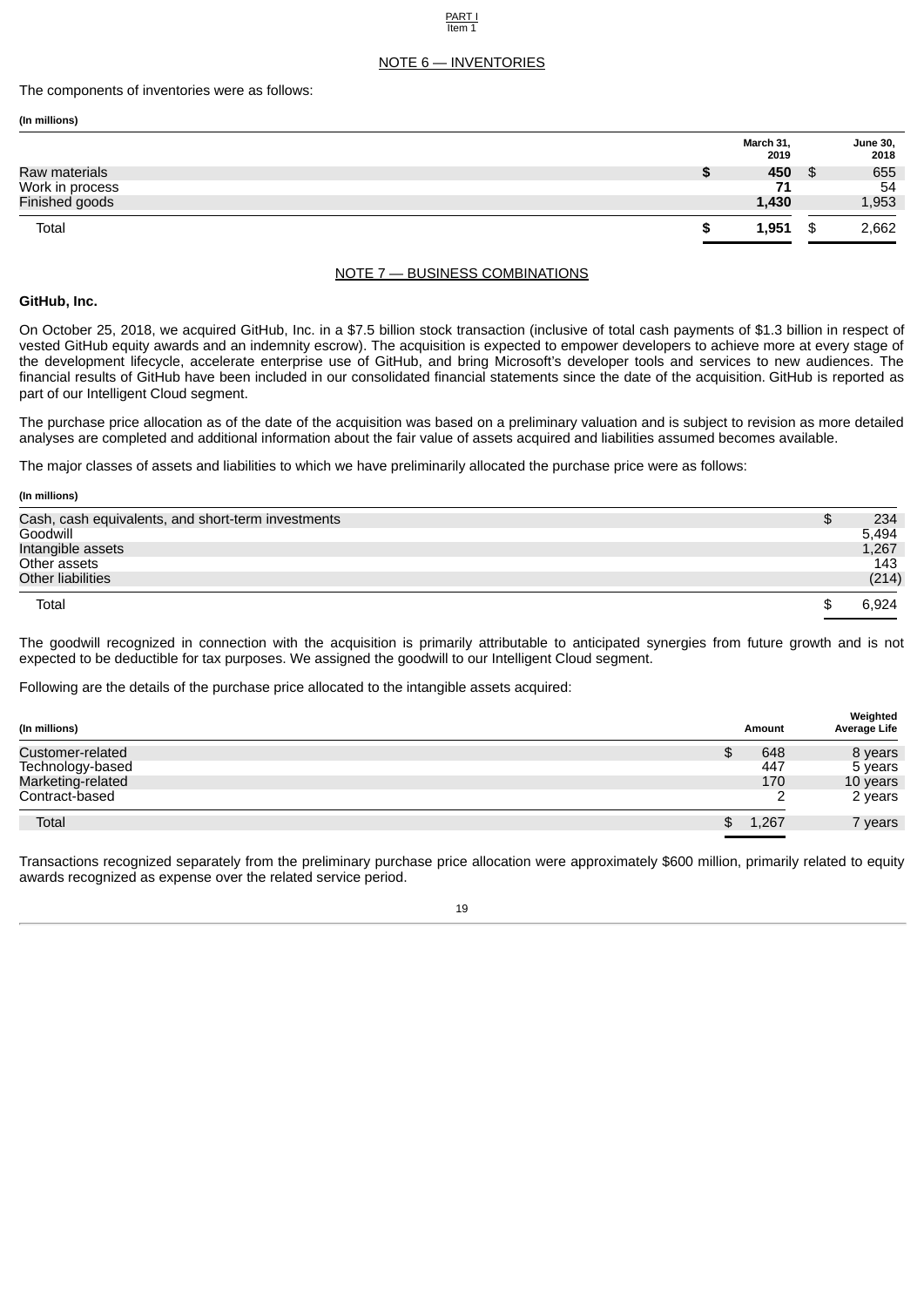## NOTE 6 — INVENTORIES

The components of inventories were as follows:

| (In millions) | March 31, 2019 | June 30, 2018 |
|---|---|---|
| Raw materials | **$ 450** | $ 655 |
| Work in process | **71** | 54 |
| Finished goods | **1,430** | 1,953 |
| Total | **$ 1,951** | $ 2,662 |

## NOTE 7 — BUSINESS COMBINATIONS

**GitHub, Inc.**

On October 25, 2018, we acquired GitHub, Inc. in a $7.5 billion stock transaction (inclusive of total cash payments of $1.3 billion in respect of vested GitHub equity awards and an indemnity escrow). The acquisition is expected to empower developers to achieve more at every stage of the development lifecycle, accelerate enterprise use of GitHub, and bring Microsoft's developer tools and services to new audiences. The financial results of GitHub have been included in our consolidated financial statements since the date of the acquisition. GitHub is reported as part of our Intelligent Cloud segment.

The purchase price allocation as of the date of the acquisition was based on a preliminary valuation and is subject to revision as more detailed analyses are completed and additional information about the fair value of assets acquired and liabilities assumed becomes available.

The major classes of assets and liabilities to which we have preliminarily allocated the purchase price were as follows:

| (In millions) | |
|---|---|
| Cash, cash equivalents, and short-term investments | $ 234 |
| Goodwill | 5,494 |
| Intangible assets | 1,267 |
| Other assets | 143 |
| Other liabilities | (214) |
| Total | $ 6,924 |

The goodwill recognized in connection with the acquisition is primarily attributable to anticipated synergies from future growth and is not expected to be deductible for tax purposes. We assigned the goodwill to our Intelligent Cloud segment.

Following are the details of the purchase price allocated to the intangible assets acquired:

| (In millions) | Amount | Weighted Average Life |
|---|---|---|
| Customer-related | $ 648 | 8 years |
| Technology-based | 447 | 5 years |
| Marketing-related | 170 | 10 years |
| Contract-based | 2 | 2 years |
| Total | $ 1,267 | 7 years |

Transactions recognized separately from the preliminary purchase price allocation were approximately $600 million, primarily related to equity awards recognized as expense over the related service period.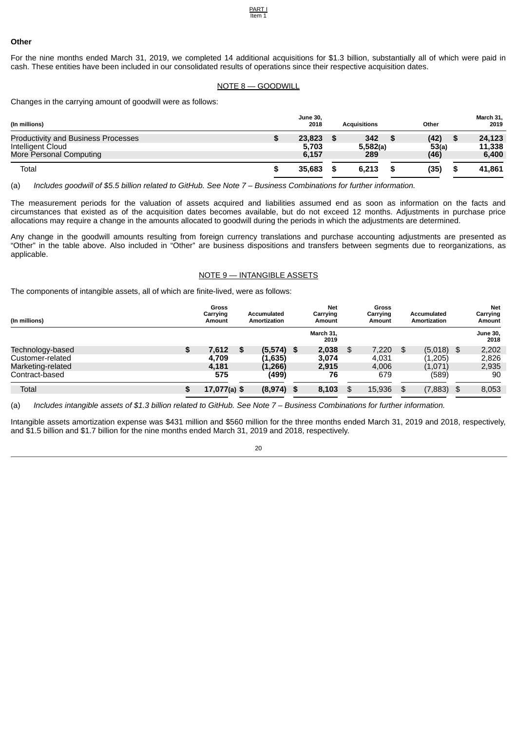### Other

For the nine months ended March 31, 2019, we completed 14 additional acquisitions for $1.3 billion, substantially all of which were paid in cash. These entities have been included in our consolidated results of operations since their respective acquisition dates.

## NOTE 8 — GOODWILL

Changes in the carrying amount of goodwill were as follows:

| (In millions) | June 30, 2018 | Acquisitions | Other | March 31, 2019 |
|---|---|---|---|---|
| Productivity and Business Processes | $ 23,823 | $ 342 | $ (42) | $ 24,123 |
| Intelligent Cloud | 5,703 | 5,582(a) | 53(a) | 11,338 |
| More Personal Computing | 6,157 | 289 | (46) | 6,400 |
| Total | $ 35,683 | $ 6,213 | $ (35) | $ 41,861 |

(a) *Includes goodwill of $5.5 billion related to GitHub. See Note 7 – Business Combinations for further information.*

The measurement periods for the valuation of assets acquired and liabilities assumed end as soon as information on the facts and circumstances that existed as of the acquisition dates becomes available, but do not exceed 12 months. Adjustments in purchase price allocations may require a change in the amounts allocated to goodwill during the periods in which the adjustments are determined.

Any change in the goodwill amounts resulting from foreign currency translations and purchase accounting adjustments are presented as "Other" in the table above. Also included in "Other" are business dispositions and transfers between segments due to reorganizations, as applicable.

## NOTE 9 — INTANGIBLE ASSETS

The components of intangible assets, all of which are finite-lived, were as follows:

| (In millions) | Gross Carrying Amount | Accumulated Amortization | Net Carrying Amount | Gross Carrying Amount | Accumulated Amortization | Net Carrying Amount |
|---|---|---|---|---|---|---|
| | | | March 31, 2019 | | | June 30, 2018 |
| Technology-based | $ 7,612 | $ (5,574) | $ 2,038 | $ 7,220 | $ (5,018) | $ 2,202 |
| Customer-related | 4,709 | (1,635) | 3,074 | 4,031 | (1,205) | 2,826 |
| Marketing-related | 4,181 | (1,266) | 2,915 | 4,006 | (1,071) | 2,935 |
| Contract-based | 575 | (499) | 76 | 679 | (589) | 90 |
| Total | $ 17,077(a) | $ (8,974) | $ 8,103 | $ 15,936 | $ (7,883) | $ 8,053 |

(a) *Includes intangible assets of $1.3 billion related to GitHub. See Note 7 – Business Combinations for further information.*

Intangible assets amortization expense was $431 million and $560 million for the three months ended March 31, 2019 and 2018, respectively, and $1.5 billion and $1.7 billion for the nine months ended March 31, 2019 and 2018, respectively.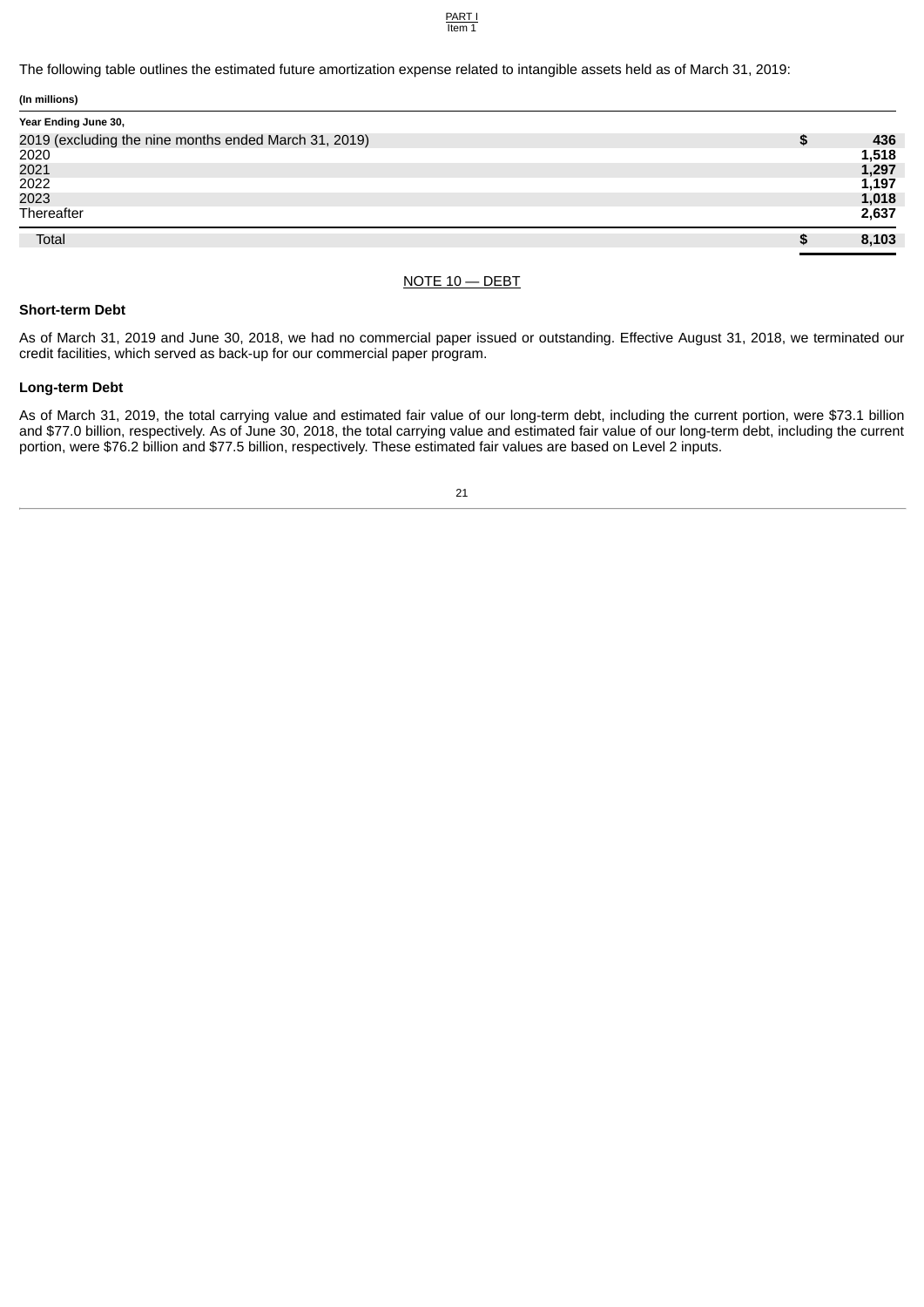The following table outlines the estimated future amortization expense related to intangible assets held as of March 31, 2019:

**(In millions)**

| Year Ending June 30, | | |
|---|---|---|
| 2019 (excluding the nine months ended March 31, 2019) | $ | 436 |
| 2020 | | 1,518 |
| 2021 | | 1,297 |
| 2022 | | 1,197 |
| 2023 | | 1,018 |
| Thereafter | | 2,637 |
| Total | $ | 8,103 |

## NOTE 10 — DEBT

### Short-term Debt

As of March 31, 2019 and June 30, 2018, we had no commercial paper issued or outstanding. Effective August 31, 2018, we terminated our credit facilities, which served as back-up for our commercial paper program.

### Long-term Debt

As of March 31, 2019, the total carrying value and estimated fair value of our long-term debt, including the current portion, were $73.1 billion and $77.0 billion, respectively. As of June 30, 2018, the total carrying value and estimated fair value of our long-term debt, including the current portion, were $76.2 billion and $77.5 billion, respectively. These estimated fair values are based on Level 2 inputs.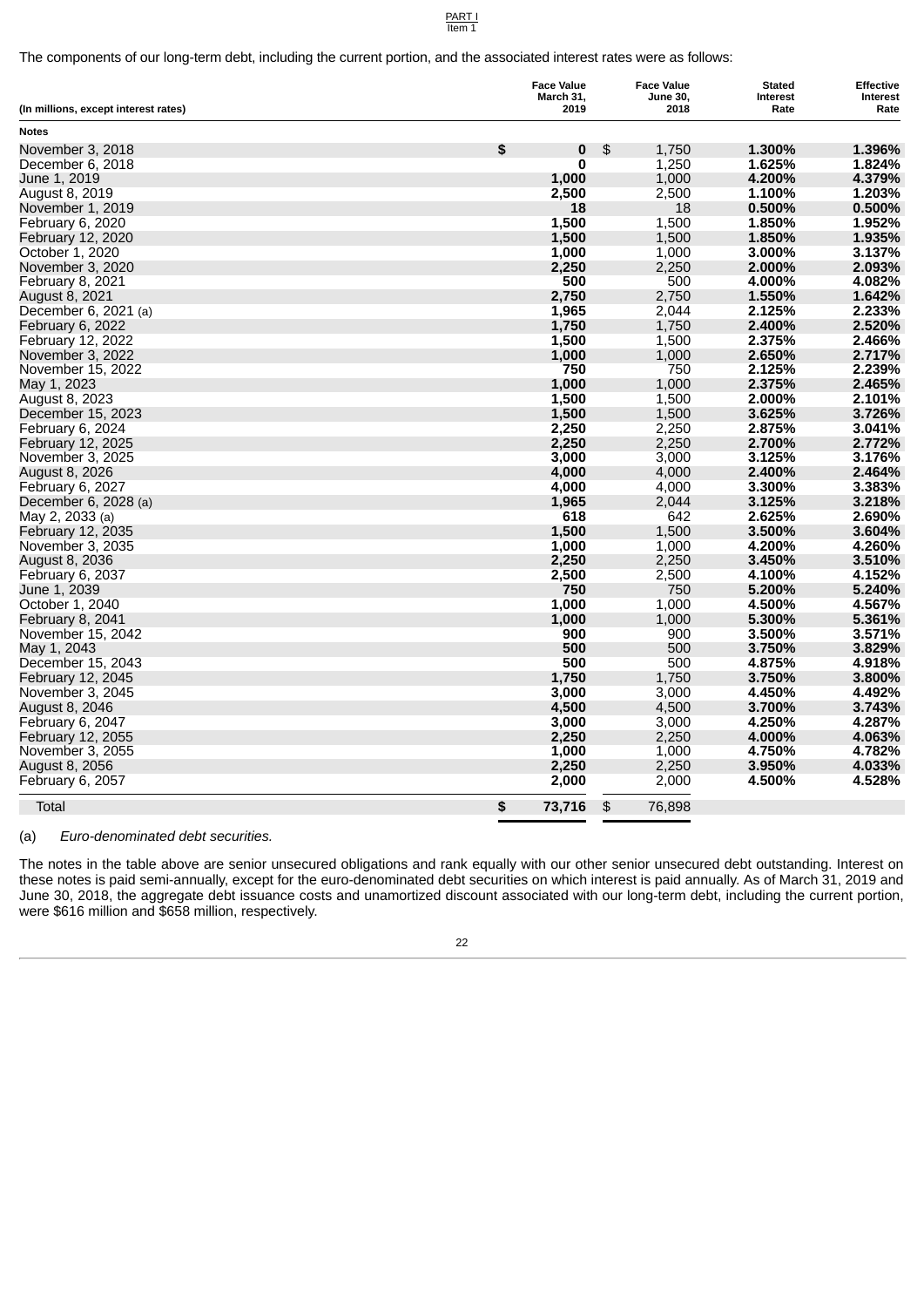The components of our long-term debt, including the current portion, and the associated interest rates were as follows:

| (In millions, except interest rates) | Face Value March 31, 2019 | Face Value June 30, 2018 | Stated Interest Rate | Effective Interest Rate |
|---|---|---|---|---|
| **Notes** | | | | |
| November 3, 2018 | $ **0** | $ 1,750 | **1.300%** | **1.396%** |
| December 6, 2018 | **0** | 1,250 | **1.625%** | **1.824%** |
| June 1, 2019 | **1,000** | 1,000 | **4.200%** | **4.379%** |
| August 8, 2019 | **2,500** | 2,500 | **1.100%** | **1.203%** |
| November 1, 2019 | **18** | 18 | **0.500%** | **0.500%** |
| February 6, 2020 | **1,500** | 1,500 | **1.850%** | **1.952%** |
| February 12, 2020 | **1,500** | 1,500 | **1.850%** | **1.935%** |
| October 1, 2020 | **1,000** | 1,000 | **3.000%** | **3.137%** |
| November 3, 2020 | **2,250** | 2,250 | **2.000%** | **2.093%** |
| February 8, 2021 | **500** | 500 | **4.000%** | **4.082%** |
| August 8, 2021 | **2,750** | 2,750 | **1.550%** | **1.642%** |
| December 6, 2021 (a) | **1,965** | 2,044 | **2.125%** | **2.233%** |
| February 6, 2022 | **1,750** | 1,750 | **2.400%** | **2.520%** |
| February 12, 2022 | **1,500** | 1,500 | **2.375%** | **2.466%** |
| November 3, 2022 | **1,000** | 1,000 | **2.650%** | **2.717%** |
| November 15, 2022 | **750** | 750 | **2.125%** | **2.239%** |
| May 1, 2023 | **1,000** | 1,000 | **2.375%** | **2.465%** |
| August 8, 2023 | **1,500** | 1,500 | **2.000%** | **2.101%** |
| December 15, 2023 | **1,500** | 1,500 | **3.625%** | **3.726%** |
| February 6, 2024 | **2,250** | 2,250 | **2.875%** | **3.041%** |
| February 12, 2025 | **2,250** | 2,250 | **2.700%** | **2.772%** |
| November 3, 2025 | **3,000** | 3,000 | **3.125%** | **3.176%** |
| August 8, 2026 | **4,000** | 4,000 | **2.400%** | **2.464%** |
| February 6, 2027 | **4,000** | 4,000 | **3.300%** | **3.383%** |
| December 6, 2028 (a) | **1,965** | 2,044 | **3.125%** | **3.218%** |
| May 2, 2033 (a) | **618** | 642 | **2.625%** | **2.690%** |
| February 12, 2035 | **1,500** | 1,500 | **3.500%** | **3.604%** |
| November 3, 2035 | **1,000** | 1,000 | **4.200%** | **4.260%** |
| August 8, 2036 | **2,250** | 2,250 | **3.450%** | **3.510%** |
| February 6, 2037 | **2,500** | 2,500 | **4.100%** | **4.152%** |
| June 1, 2039 | **750** | 750 | **5.200%** | **5.240%** |
| October 1, 2040 | **1,000** | 1,000 | **4.500%** | **4.567%** |
| February 8, 2041 | **1,000** | 1,000 | **5.300%** | **5.361%** |
| November 15, 2042 | **900** | 900 | **3.500%** | **3.571%** |
| May 1, 2043 | **500** | 500 | **3.750%** | **3.829%** |
| December 15, 2043 | **500** | 500 | **4.875%** | **4.918%** |
| February 12, 2045 | **1,750** | 1,750 | **3.750%** | **3.800%** |
| November 3, 2045 | **3,000** | 3,000 | **4.450%** | **4.492%** |
| August 8, 2046 | **4,500** | 4,500 | **3.700%** | **3.743%** |
| February 6, 2047 | **3,000** | 3,000 | **4.250%** | **4.287%** |
| February 12, 2055 | **2,250** | 2,250 | **4.000%** | **4.063%** |
| November 3, 2055 | **1,000** | 1,000 | **4.750%** | **4.782%** |
| August 8, 2056 | **2,250** | 2,250 | **3.950%** | **4.033%** |
| February 6, 2057 | **2,000** | 2,000 | **4.500%** | **4.528%** |
| Total | $ **73,716** | $ 76,898 | | |

(a) *Euro-denominated debt securities.*

The notes in the table above are senior unsecured obligations and rank equally with our other senior unsecured debt outstanding. Interest on these notes is paid semi-annually, except for the euro-denominated debt securities on which interest is paid annually. As of March 31, 2019 and June 30, 2018, the aggregate debt issuance costs and unamortized discount associated with our long-term debt, including the current portion, were $616 million and $658 million, respectively.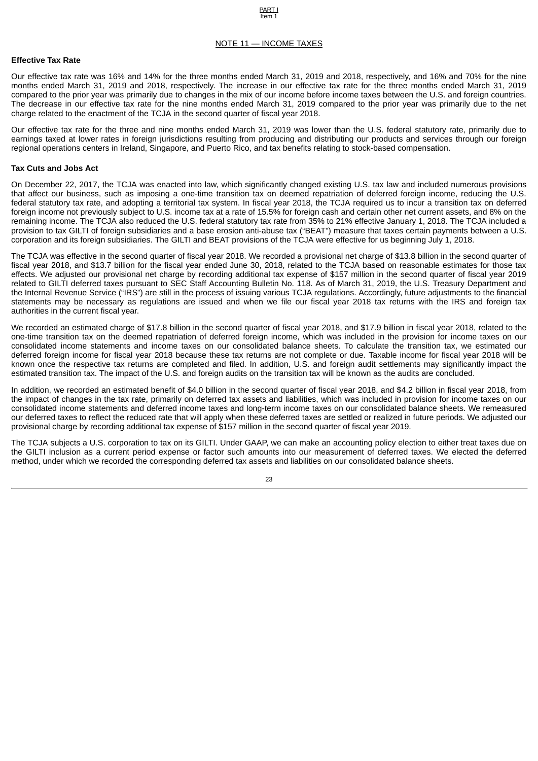## NOTE 11 — INCOME TAXES

### Effective Tax Rate

Our effective tax rate was 16% and 14% for the three months ended March 31, 2019 and 2018, respectively, and 16% and 70% for the nine months ended March 31, 2019 and 2018, respectively. The increase in our effective tax rate for the three months ended March 31, 2019 compared to the prior year was primarily due to changes in the mix of our income before income taxes between the U.S. and foreign countries. The decrease in our effective tax rate for the nine months ended March 31, 2019 compared to the prior year was primarily due to the net charge related to the enactment of the TCJA in the second quarter of fiscal year 2018.

Our effective tax rate for the three and nine months ended March 31, 2019 was lower than the U.S. federal statutory rate, primarily due to earnings taxed at lower rates in foreign jurisdictions resulting from producing and distributing our products and services through our foreign regional operations centers in Ireland, Singapore, and Puerto Rico, and tax benefits relating to stock-based compensation.

### Tax Cuts and Jobs Act

On December 22, 2017, the TCJA was enacted into law, which significantly changed existing U.S. tax law and included numerous provisions that affect our business, such as imposing a one-time transition tax on deemed repatriation of deferred foreign income, reducing the U.S. federal statutory tax rate, and adopting a territorial tax system. In fiscal year 2018, the TCJA required us to incur a transition tax on deferred foreign income not previously subject to U.S. income tax at a rate of 15.5% for foreign cash and certain other net current assets, and 8% on the remaining income. The TCJA also reduced the U.S. federal statutory tax rate from 35% to 21% effective January 1, 2018. The TCJA included a provision to tax GILTI of foreign subsidiaries and a base erosion anti-abuse tax ("BEAT") measure that taxes certain payments between a U.S. corporation and its foreign subsidiaries. The GILTI and BEAT provisions of the TCJA were effective for us beginning July 1, 2018.

The TCJA was effective in the second quarter of fiscal year 2018. We recorded a provisional net charge of $13.8 billion in the second quarter of fiscal year 2018, and $13.7 billion for the fiscal year ended June 30, 2018, related to the TCJA based on reasonable estimates for those tax effects. We adjusted our provisional net charge by recording additional tax expense of $157 million in the second quarter of fiscal year 2019 related to GILTI deferred taxes pursuant to SEC Staff Accounting Bulletin No. 118. As of March 31, 2019, the U.S. Treasury Department and the Internal Revenue Service ("IRS") are still in the process of issuing various TCJA regulations. Accordingly, future adjustments to the financial statements may be necessary as regulations are issued and when we file our fiscal year 2018 tax returns with the IRS and foreign tax authorities in the current fiscal year.

We recorded an estimated charge of $17.8 billion in the second quarter of fiscal year 2018, and $17.9 billion in fiscal year 2018, related to the one-time transition tax on the deemed repatriation of deferred foreign income, which was included in the provision for income taxes on our consolidated income statements and income taxes on our consolidated balance sheets. To calculate the transition tax, we estimated our deferred foreign income for fiscal year 2018 because these tax returns are not complete or due. Taxable income for fiscal year 2018 will be known once the respective tax returns are completed and filed. In addition, U.S. and foreign audit settlements may significantly impact the estimated transition tax. The impact of the U.S. and foreign audits on the transition tax will be known as the audits are concluded.

In addition, we recorded an estimated benefit of $4.0 billion in the second quarter of fiscal year 2018, and $4.2 billion in fiscal year 2018, from the impact of changes in the tax rate, primarily on deferred tax assets and liabilities, which was included in provision for income taxes on our consolidated income statements and deferred income taxes and long-term income taxes on our consolidated balance sheets. We remeasured our deferred taxes to reflect the reduced rate that will apply when these deferred taxes are settled or realized in future periods. We adjusted our provisional charge by recording additional tax expense of $157 million in the second quarter of fiscal year 2019.

The TCJA subjects a U.S. corporation to tax on its GILTI. Under GAAP, we can make an accounting policy election to either treat taxes due on the GILTI inclusion as a current period expense or factor such amounts into our measurement of deferred taxes. We elected the deferred method, under which we recorded the corresponding deferred tax assets and liabilities on our consolidated balance sheets.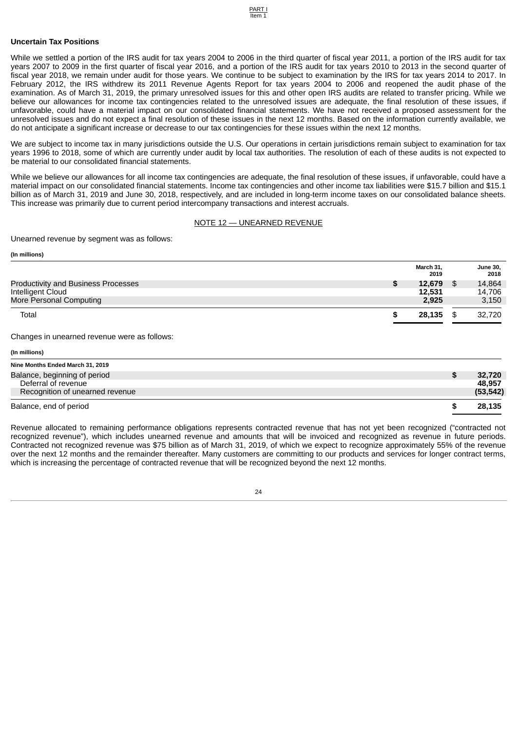### Uncertain Tax Positions

While we settled a portion of the IRS audit for tax years 2004 to 2006 in the third quarter of fiscal year 2011, a portion of the IRS audit for tax years 2007 to 2009 in the first quarter of fiscal year 2016, and a portion of the IRS audit for tax years 2010 to 2013 in the second quarter of fiscal year 2018, we remain under audit for those years. We continue to be subject to examination by the IRS for tax years 2014 to 2017. In February 2012, the IRS withdrew its 2011 Revenue Agents Report for tax years 2004 to 2006 and reopened the audit phase of the examination. As of March 31, 2019, the primary unresolved issues for this and other open IRS audits are related to transfer pricing. While we believe our allowances for income tax contingencies related to the unresolved issues are adequate, the final resolution of these issues, if unfavorable, could have a material impact on our consolidated financial statements. We have not received a proposed assessment for the unresolved issues and do not expect a final resolution of these issues in the next 12 months. Based on the information currently available, we do not anticipate a significant increase or decrease to our tax contingencies for these issues within the next 12 months.

We are subject to income tax in many jurisdictions outside the U.S. Our operations in certain jurisdictions remain subject to examination for tax years 1996 to 2018, some of which are currently under audit by local tax authorities. The resolution of each of these audits is not expected to be material to our consolidated financial statements.

While we believe our allowances for all income tax contingencies are adequate, the final resolution of these issues, if unfavorable, could have a material impact on our consolidated financial statements. Income tax contingencies and other income tax liabilities were $15.7 billion and $15.1 billion as of March 31, 2019 and June 30, 2018, respectively, and are included in long-term income taxes on our consolidated balance sheets. This increase was primarily due to current period intercompany transactions and interest accruals.

## NOTE 12 — UNEARNED REVENUE

Unearned revenue by segment was as follows:

**(In millions)**

| | March 31, 2019 | June 30, 2018 |
|---|---|---|
| Productivity and Business Processes | **$ 12,679** | $ 14,864 |
| Intelligent Cloud | **12,531** | 14,706 |
| More Personal Computing | **2,925** | 3,150 |
| Total | **$ 28,135** | $ 32,720 |

Changes in unearned revenue were as follows:

**(In millions)**

| Nine Months Ended March 31, 2019 | |
|---|---|
| Balance, beginning of period | **$ 32,720** |
| Deferral of revenue | **48,957** |
| Recognition of unearned revenue | **(53,542)** |
| Balance, end of period | **$ 28,135** |

Revenue allocated to remaining performance obligations represents contracted revenue that has not yet been recognized ("contracted not recognized revenue"), which includes unearned revenue and amounts that will be invoiced and recognized as revenue in future periods. Contracted not recognized revenue was $75 billion as of March 31, 2019, of which we expect to recognize approximately 55% of the revenue over the next 12 months and the remainder thereafter. Many customers are committing to our products and services for longer contract terms, which is increasing the percentage of contracted revenue that will be recognized beyond the next 12 months.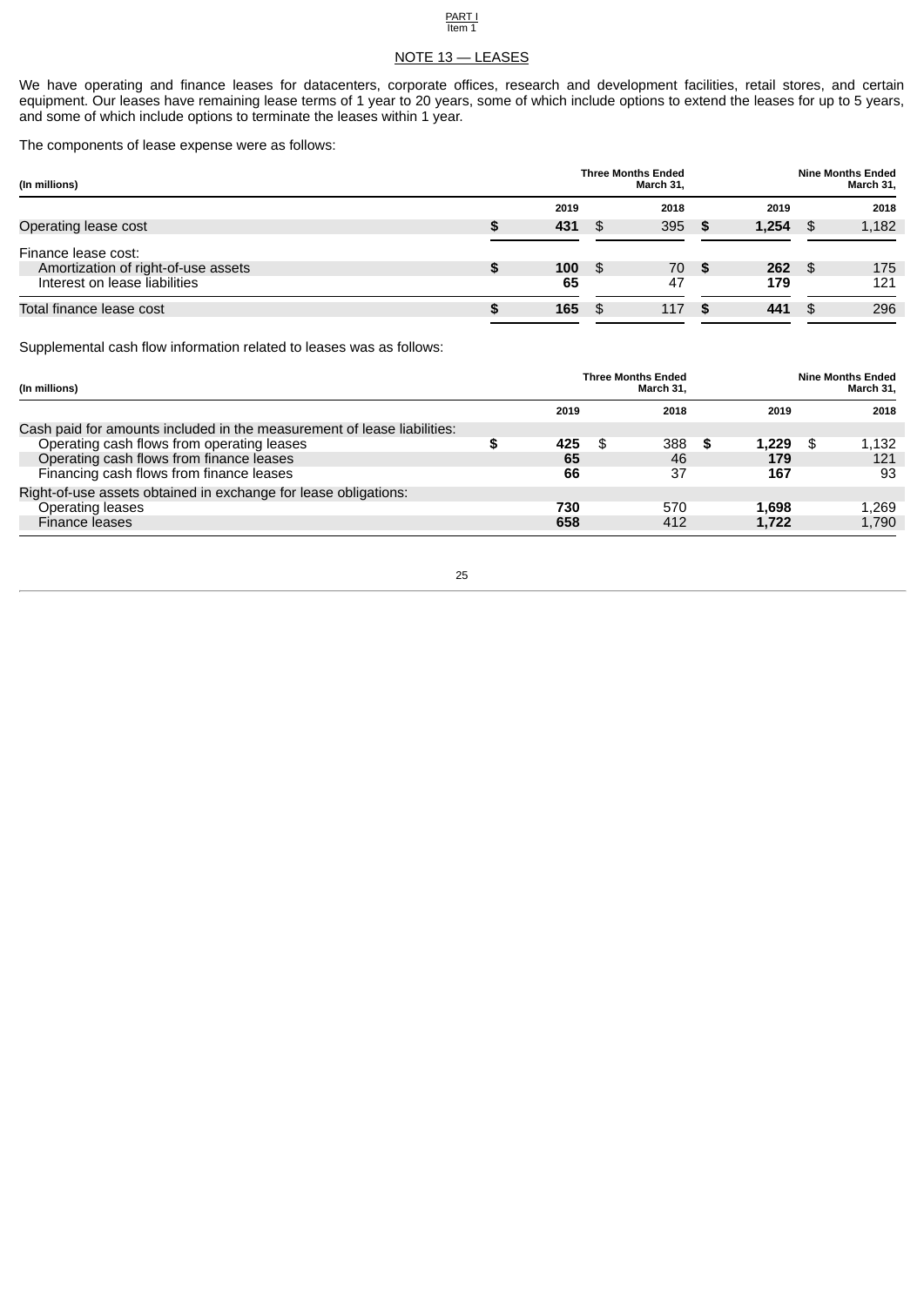## NOTE 13 — LEASES

We have operating and finance leases for datacenters, corporate offices, research and development facilities, retail stores, and certain equipment. Our leases have remaining lease terms of 1 year to 20 years, some of which include options to extend the leases for up to 5 years, and some of which include options to terminate the leases within 1 year.

The components of lease expense were as follows:

| (In millions) | Three Months Ended March 31, | | Nine Months Ended March 31, | |
|---|---|---|---|---|
| | 2019 | 2018 | 2019 | 2018 |
| Operating lease cost | $ 431 | $ 395 | $ 1,254 | $ 1,182 |
| Finance lease cost: | | | | |
| Amortization of right-of-use assets | $ 100 | $ 70 | $ 262 | $ 175 |
| Interest on lease liabilities | 65 | 47 | 179 | 121 |
| Total finance lease cost | $ 165 | $ 117 | $ 441 | $ 296 |

Supplemental cash flow information related to leases was as follows:

| (In millions) | Three Months Ended March 31, | | Nine Months Ended March 31, | |
|---|---|---|---|---|
| | 2019 | 2018 | 2019 | 2018 |
| Cash paid for amounts included in the measurement of lease liabilities: | | | | |
| Operating cash flows from operating leases | $ 425 | $ 388 | $ 1,229 | $ 1,132 |
| Operating cash flows from finance leases | 65 | 46 | 179 | 121 |
| Financing cash flows from finance leases | 66 | 37 | 167 | 93 |
| Right-of-use assets obtained in exchange for lease obligations: | | | | |
| Operating leases | 730 | 570 | 1,698 | 1,269 |
| Finance leases | 658 | 412 | 1,722 | 1,790 |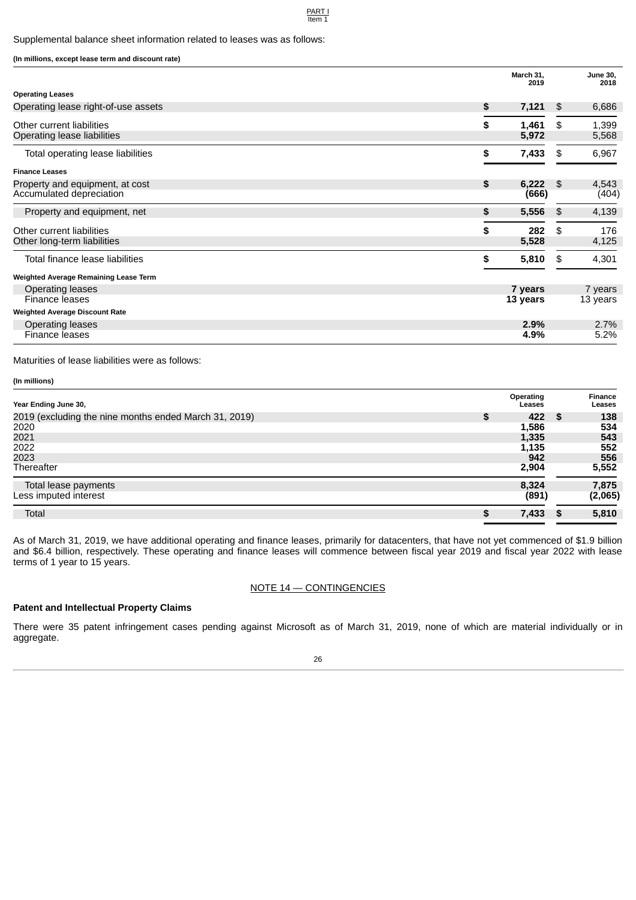Supplemental balance sheet information related to leases was as follows:

**(In millions, except lease term and discount rate)**

| | March 31, 2019 | June 30, 2018 |
|---|---|---|
| **Operating Leases** | | |
| Operating lease right-of-use assets | **$ 7,121** | $ 6,686 |
| Other current liabilities | **$ 1,461** | $ 1,399 |
| Operating lease liabilities | **5,972** | 5,568 |
| Total operating lease liabilities | **$ 7,433** | $ 6,967 |
| **Finance Leases** | | |
| Property and equipment, at cost | **$ 6,222** | $ 4,543 |
| Accumulated depreciation | **(666)** | (404) |
| Property and equipment, net | **$ 5,556** | $ 4,139 |
| Other current liabilities | **$ 282** | $ 176 |
| Other long-term liabilities | **5,528** | 4,125 |
| Total finance lease liabilities | **$ 5,810** | $ 4,301 |
| **Weighted Average Remaining Lease Term** | | |
| Operating leases | **7 years** | 7 years |
| Finance leases | **13 years** | 13 years |
| **Weighted Average Discount Rate** | | |
| Operating leases | **2.9%** | 2.7% |
| Finance leases | **4.9%** | 5.2% |

Maturities of lease liabilities were as follows:

**(In millions)**

| Year Ending June 30, | Operating Leases | Finance Leases |
|---|---|---|
| 2019 (excluding the nine months ended March 31, 2019) | **$ 422** | **$ 138** |
| 2020 | **1,586** | **534** |
| 2021 | **1,335** | **543** |
| 2022 | **1,135** | **552** |
| 2023 | **942** | **556** |
| Thereafter | **2,904** | **5,552** |
| Total lease payments | **8,324** | **7,875** |
| Less imputed interest | **(891)** | **(2,065)** |
| Total | **$ 7,433** | **$ 5,810** |

As of March 31, 2019, we have additional operating and finance leases, primarily for datacenters, that have not yet commenced of $1.9 billion and $6.4 billion, respectively. These operating and finance leases will commence between fiscal year 2019 and fiscal year 2022 with lease terms of 1 year to 15 years.

## NOTE 14 — CONTINGENCIES

**Patent and Intellectual Property Claims**

There were 35 patent infringement cases pending against Microsoft as of March 31, 2019, none of which are material individually or in aggregate.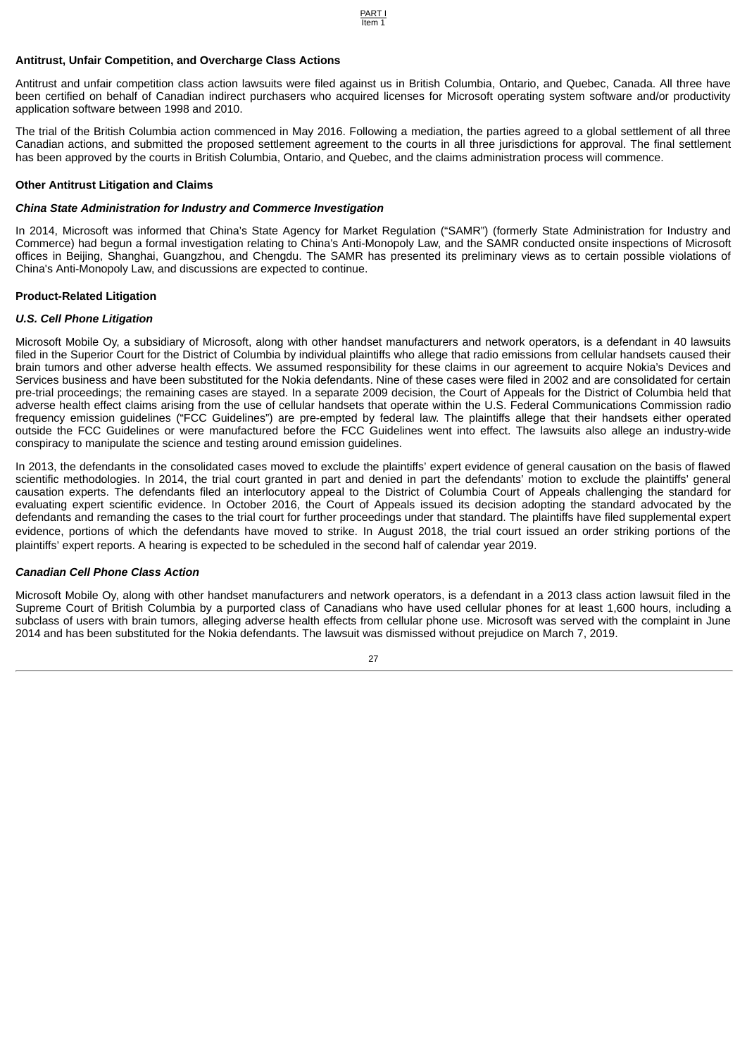**Antitrust, Unfair Competition, and Overcharge Class Actions**

Antitrust and unfair competition class action lawsuits were filed against us in British Columbia, Ontario, and Quebec, Canada. All three have been certified on behalf of Canadian indirect purchasers who acquired licenses for Microsoft operating system software and/or productivity application software between 1998 and 2010.

The trial of the British Columbia action commenced in May 2016. Following a mediation, the parties agreed to a global settlement of all three Canadian actions, and submitted the proposed settlement agreement to the courts in all three jurisdictions for approval. The final settlement has been approved by the courts in British Columbia, Ontario, and Quebec, and the claims administration process will commence.

**Other Antitrust Litigation and Claims**

***China State Administration for Industry and Commerce Investigation***

In 2014, Microsoft was informed that China's State Agency for Market Regulation ("SAMR") (formerly State Administration for Industry and Commerce) had begun a formal investigation relating to China's Anti-Monopoly Law, and the SAMR conducted onsite inspections of Microsoft offices in Beijing, Shanghai, Guangzhou, and Chengdu. The SAMR has presented its preliminary views as to certain possible violations of China's Anti-Monopoly Law, and discussions are expected to continue.

**Product-Related Litigation**

***U.S. Cell Phone Litigation***

Microsoft Mobile Oy, a subsidiary of Microsoft, along with other handset manufacturers and network operators, is a defendant in 40 lawsuits filed in the Superior Court for the District of Columbia by individual plaintiffs who allege that radio emissions from cellular handsets caused their brain tumors and other adverse health effects. We assumed responsibility for these claims in our agreement to acquire Nokia's Devices and Services business and have been substituted for the Nokia defendants. Nine of these cases were filed in 2002 and are consolidated for certain pre-trial proceedings; the remaining cases are stayed. In a separate 2009 decision, the Court of Appeals for the District of Columbia held that adverse health effect claims arising from the use of cellular handsets that operate within the U.S. Federal Communications Commission radio frequency emission guidelines ("FCC Guidelines") are pre-empted by federal law. The plaintiffs allege that their handsets either operated outside the FCC Guidelines or were manufactured before the FCC Guidelines went into effect. The lawsuits also allege an industry-wide conspiracy to manipulate the science and testing around emission guidelines.

In 2013, the defendants in the consolidated cases moved to exclude the plaintiffs' expert evidence of general causation on the basis of flawed scientific methodologies. In 2014, the trial court granted in part and denied in part the defendants' motion to exclude the plaintiffs' general causation experts. The defendants filed an interlocutory appeal to the District of Columbia Court of Appeals challenging the standard for evaluating expert scientific evidence. In October 2016, the Court of Appeals issued its decision adopting the standard advocated by the defendants and remanding the cases to the trial court for further proceedings under that standard. The plaintiffs have filed supplemental expert evidence, portions of which the defendants have moved to strike. In August 2018, the trial court issued an order striking portions of the plaintiffs' expert reports. A hearing is expected to be scheduled in the second half of calendar year 2019.

***Canadian Cell Phone Class Action***

Microsoft Mobile Oy, along with other handset manufacturers and network operators, is a defendant in a 2013 class action lawsuit filed in the Supreme Court of British Columbia by a purported class of Canadians who have used cellular phones for at least 1,600 hours, including a subclass of users with brain tumors, alleging adverse health effects from cellular phone use. Microsoft was served with the complaint in June 2014 and has been substituted for the Nokia defendants. The lawsuit was dismissed without prejudice on March 7, 2019.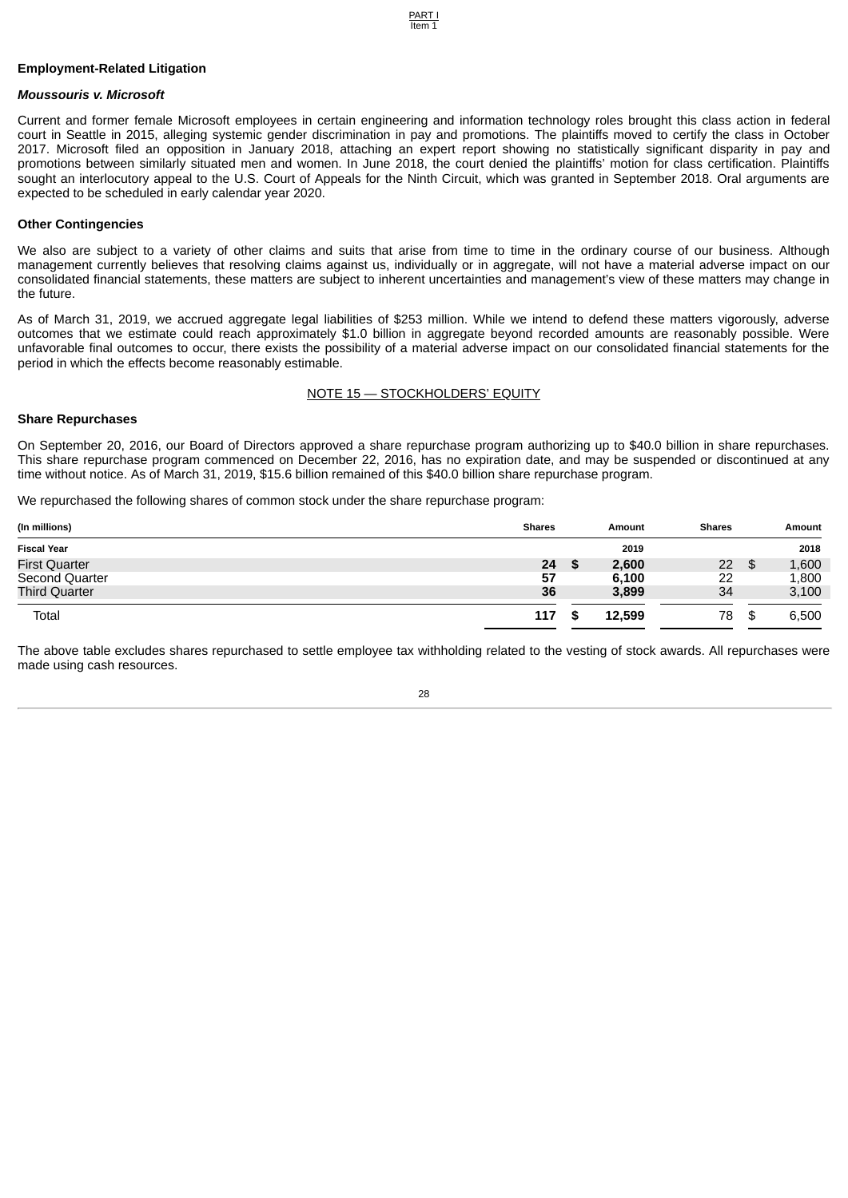### Employment-Related Litigation

***Moussouris v. Microsoft***

Current and former female Microsoft employees in certain engineering and information technology roles brought this class action in federal court in Seattle in 2015, alleging systemic gender discrimination in pay and promotions. The plaintiffs moved to certify the class in October 2017. Microsoft filed an opposition in January 2018, attaching an expert report showing no statistically significant disparity in pay and promotions between similarly situated men and women. In June 2018, the court denied the plaintiffs' motion for class certification. Plaintiffs sought an interlocutory appeal to the U.S. Court of Appeals for the Ninth Circuit, which was granted in September 2018. Oral arguments are expected to be scheduled in early calendar year 2020.

### Other Contingencies

We also are subject to a variety of other claims and suits that arise from time to time in the ordinary course of our business. Although management currently believes that resolving claims against us, individually or in aggregate, will not have a material adverse impact on our consolidated financial statements, these matters are subject to inherent uncertainties and management's view of these matters may change in the future.

As of March 31, 2019, we accrued aggregate legal liabilities of $253 million. While we intend to defend these matters vigorously, adverse outcomes that we estimate could reach approximately $1.0 billion in aggregate beyond recorded amounts are reasonably possible. Were unfavorable final outcomes to occur, there exists the possibility of a material adverse impact on our consolidated financial statements for the period in which the effects become reasonably estimable.

## NOTE 15 — STOCKHOLDERS' EQUITY

### Share Repurchases

On September 20, 2016, our Board of Directors approved a share repurchase program authorizing up to $40.0 billion in share repurchases. This share repurchase program commenced on December 22, 2016, has no expiration date, and may be suspended or discontinued at any time without notice. As of March 31, 2019, $15.6 billion remained of this $40.0 billion share repurchase program.

We repurchased the following shares of common stock under the share repurchase program:

| (In millions) | Shares | Amount | Shares | Amount |
|---|---|---|---|---|
| Fiscal Year | | 2019 | | 2018 |
| First Quarter | **24** | **$ 2,600** | 22 | $ 1,600 |
| Second Quarter | **57** | **6,100** | 22 | 1,800 |
| Third Quarter | **36** | **3,899** | 34 | 3,100 |
| Total | **117** | **$ 12,599** | 78 | $ 6,500 |

The above table excludes shares repurchased to settle employee tax withholding related to the vesting of stock awards. All repurchases were made using cash resources.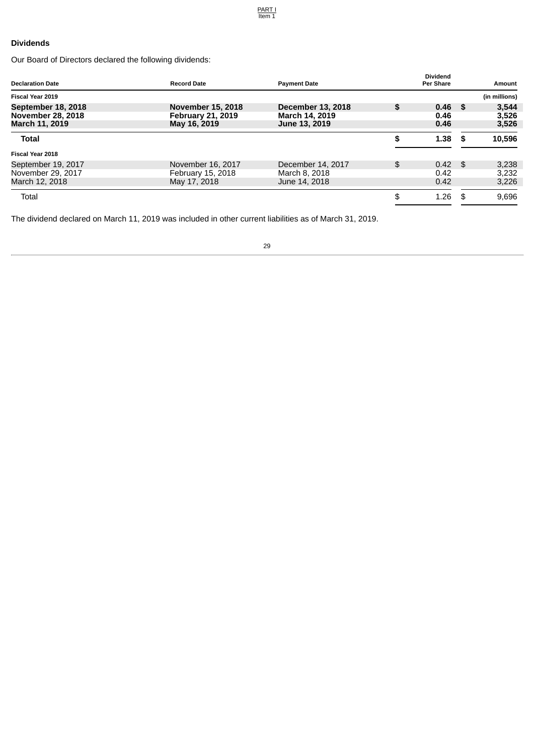## Dividends

Our Board of Directors declared the following dividends:

| Declaration Date | Record Date | Payment Date | Dividend Per Share | Amount |
|---|---|---|---|---|
| **Fiscal Year 2019** | | | | (in millions) |
| **September 18, 2018** | **November 15, 2018** | **December 13, 2018** | **$ 0.46** | **$ 3,544** |
| **November 28, 2018** | **February 21, 2019** | **March 14, 2019** | **0.46** | **3,526** |
| **March 11, 2019** | **May 16, 2019** | **June 13, 2019** | **0.46** | **3,526** |
| **Total** | | | **$ 1.38** | **$ 10,596** |
| **Fiscal Year 2018** | | | | |
| September 19, 2017 | November 16, 2017 | December 14, 2017 | $ 0.42 | $ 3,238 |
| November 29, 2017 | February 15, 2018 | March 8, 2018 | 0.42 | 3,232 |
| March 12, 2018 | May 17, 2018 | June 14, 2018 | 0.42 | 3,226 |
| Total | | | $ 1.26 | $ 9,696 |

The dividend declared on March 11, 2019 was included in other current liabilities as of March 31, 2019.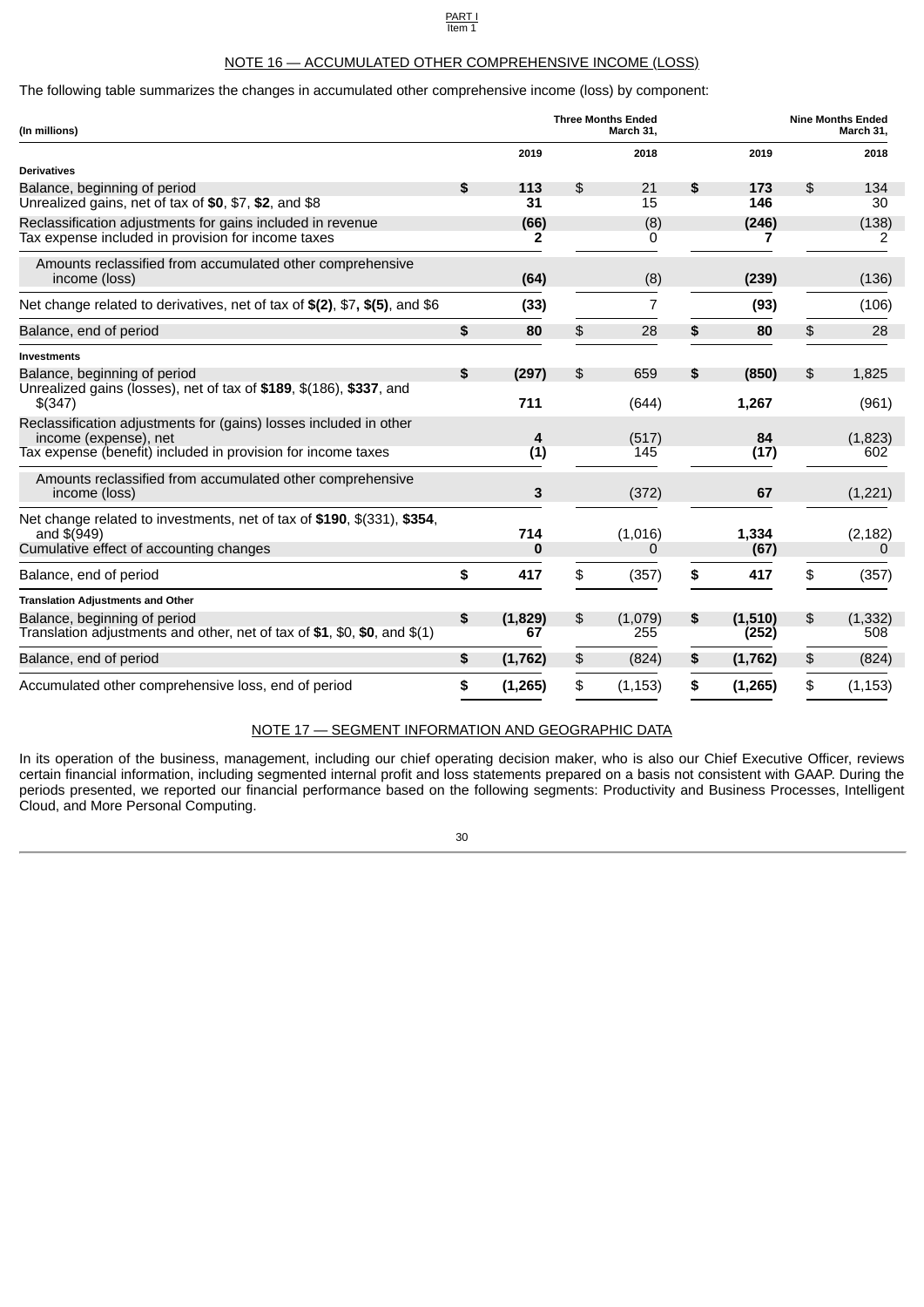## NOTE 16 — ACCUMULATED OTHER COMPREHENSIVE INCOME (LOSS)

The following table summarizes the changes in accumulated other comprehensive income (loss) by component:

| (In millions) | Three Months Ended March 31, | | Nine Months Ended March 31, | |
|---|---|---|---|---|
| | **2019** | 2018 | **2019** | 2018 |
| **Derivatives** | | | | |
| Balance, beginning of period | **$ 113** | $ 21 | **$ 173** | $ 134 |
| Unrealized gains, net of tax of **$0**, $7, **$2**, and $8 | **31** | 15 | **146** | 30 |
| Reclassification adjustments for gains included in revenue | **(66)** | (8) | **(246)** | (138) |
| Tax expense included in provision for income taxes | **2** | 0 | **7** | 2 |
| Amounts reclassified from accumulated other comprehensive income (loss) | **(64)** | (8) | **(239)** | (136) |
| Net change related to derivatives, net of tax of **$(2)**, $7, **$(5)**, and $6 | **(33)** | 7 | **(93)** | (106) |
| Balance, end of period | **$ 80** | $ 28 | **$ 80** | $ 28 |
| **Investments** | | | | |
| Balance, beginning of period | **$ (297)** | $ 659 | **$ (850)** | $ 1,825 |
| Unrealized gains (losses), net of tax of **$189**, $(186), **$337**, and $(347) | **711** | (644) | **1,267** | (961) |
| Reclassification adjustments for (gains) losses included in other income (expense), net | **4** | (517) | **84** | (1,823) |
| Tax expense (benefit) included in provision for income taxes | **(1)** | 145 | **(17)** | 602 |
| Amounts reclassified from accumulated other comprehensive income (loss) | **3** | (372) | **67** | (1,221) |
| Net change related to investments, net of tax of **$190**, $(331), **$354**, and $(949) | **714** | (1,016) | **1,334** | (2,182) |
| Cumulative effect of accounting changes | **0** | 0 | **(67)** | 0 |
| Balance, end of period | **$ 417** | $ (357) | **$ 417** | $ (357) |
| **Translation Adjustments and Other** | | | | |
| Balance, beginning of period | **$ (1,829)** | $ (1,079) | **$ (1,510)** | $ (1,332) |
| Translation adjustments and other, net of tax of **$1**, $0, **$0**, and $(1) | **67** | 255 | **(252)** | 508 |
| Balance, end of period | **$ (1,762)** | $ (824) | **$ (1,762)** | $ (824) |
| Accumulated other comprehensive loss, end of period | **$ (1,265)** | $ (1,153) | **$ (1,265)** | $ (1,153) |

## NOTE 17 — SEGMENT INFORMATION AND GEOGRAPHIC DATA

In its operation of the business, management, including our chief operating decision maker, who is also our Chief Executive Officer, reviews certain financial information, including segmented internal profit and loss statements prepared on a basis not consistent with GAAP. During the periods presented, we reported our financial performance based on the following segments: Productivity and Business Processes, Intelligent Cloud, and More Personal Computing.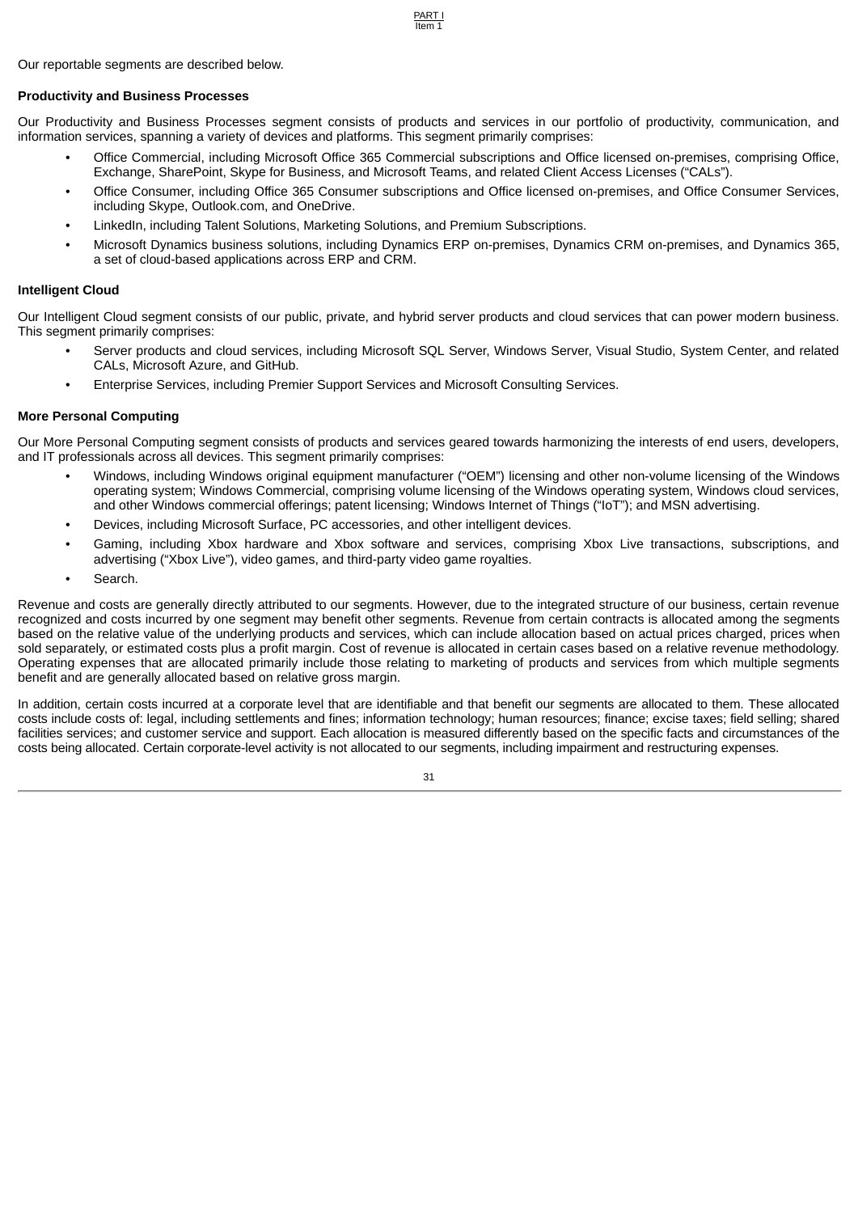Our reportable segments are described below.

**Productivity and Business Processes**

Our Productivity and Business Processes segment consists of products and services in our portfolio of productivity, communication, and information services, spanning a variety of devices and platforms. This segment primarily comprises:

- Office Commercial, including Microsoft Office 365 Commercial subscriptions and Office licensed on-premises, comprising Office, Exchange, SharePoint, Skype for Business, and Microsoft Teams, and related Client Access Licenses ("CALs").
- Office Consumer, including Office 365 Consumer subscriptions and Office licensed on-premises, and Office Consumer Services, including Skype, Outlook.com, and OneDrive.
- LinkedIn, including Talent Solutions, Marketing Solutions, and Premium Subscriptions.
- Microsoft Dynamics business solutions, including Dynamics ERP on-premises, Dynamics CRM on-premises, and Dynamics 365, a set of cloud-based applications across ERP and CRM.

**Intelligent Cloud**

Our Intelligent Cloud segment consists of our public, private, and hybrid server products and cloud services that can power modern business. This segment primarily comprises:

- Server products and cloud services, including Microsoft SQL Server, Windows Server, Visual Studio, System Center, and related CALs, Microsoft Azure, and GitHub.
- Enterprise Services, including Premier Support Services and Microsoft Consulting Services.

**More Personal Computing**

Our More Personal Computing segment consists of products and services geared towards harmonizing the interests of end users, developers, and IT professionals across all devices. This segment primarily comprises:

- Windows, including Windows original equipment manufacturer ("OEM") licensing and other non-volume licensing of the Windows operating system; Windows Commercial, comprising volume licensing of the Windows operating system, Windows cloud services, and other Windows commercial offerings; patent licensing; Windows Internet of Things ("IoT"); and MSN advertising.
- Devices, including Microsoft Surface, PC accessories, and other intelligent devices.
- Gaming, including Xbox hardware and Xbox software and services, comprising Xbox Live transactions, subscriptions, and advertising ("Xbox Live"), video games, and third-party video game royalties.
- Search.

Revenue and costs are generally directly attributed to our segments. However, due to the integrated structure of our business, certain revenue recognized and costs incurred by one segment may benefit other segments. Revenue from certain contracts is allocated among the segments based on the relative value of the underlying products and services, which can include allocation based on actual prices charged, prices when sold separately, or estimated costs plus a profit margin. Cost of revenue is allocated in certain cases based on a relative revenue methodology. Operating expenses that are allocated primarily include those relating to marketing of products and services from which multiple segments benefit and are generally allocated based on relative gross margin.

In addition, certain costs incurred at a corporate level that are identifiable and that benefit our segments are allocated to them. These allocated costs include costs of: legal, including settlements and fines; information technology; human resources; finance; excise taxes; field selling; shared facilities services; and customer service and support. Each allocation is measured differently based on the specific facts and circumstances of the costs being allocated. Certain corporate-level activity is not allocated to our segments, including impairment and restructuring expenses.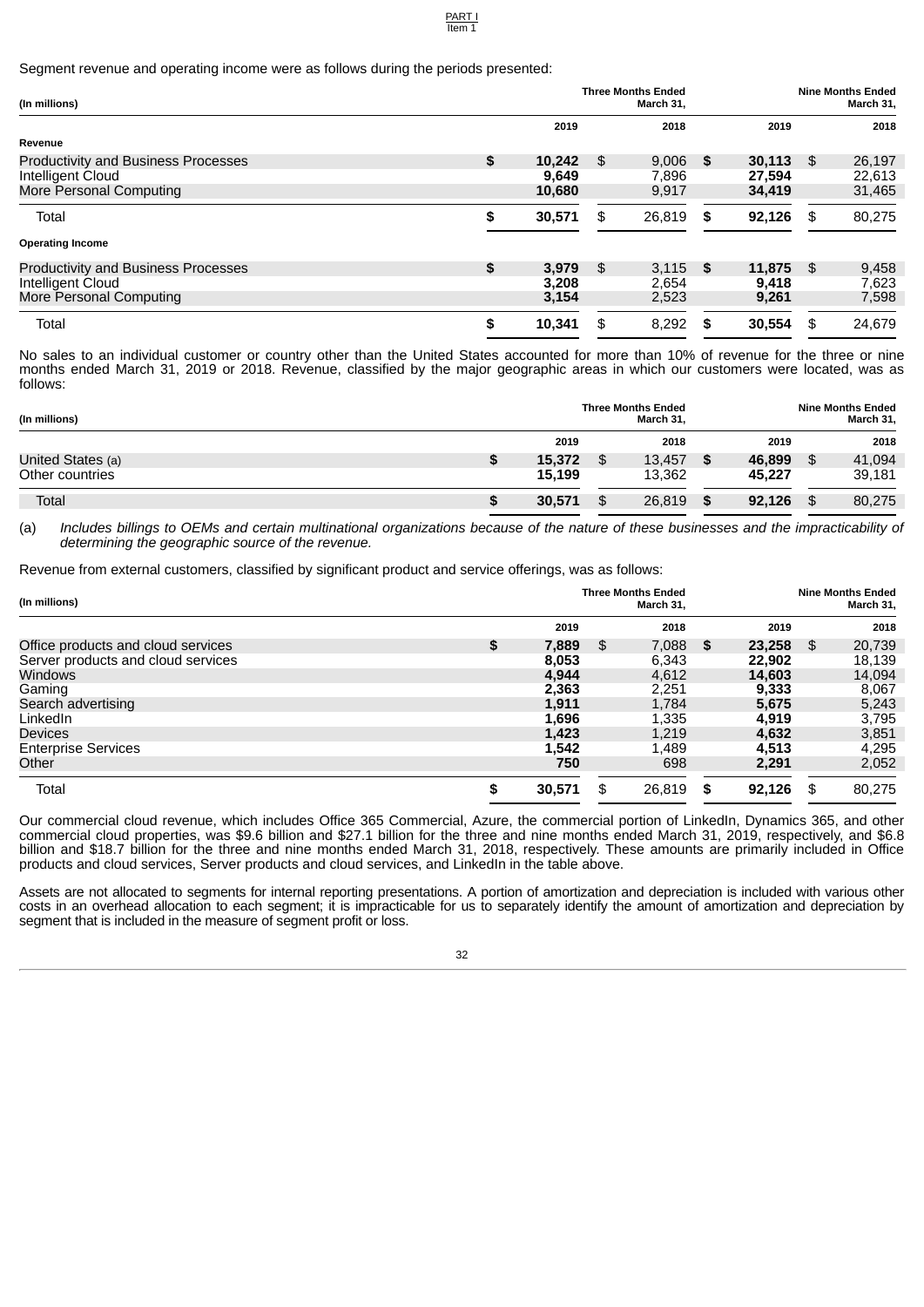Segment revenue and operating income were as follows during the periods presented:

| (In millions) | Three Months Ended March 31, | | Nine Months Ended March 31, | |
|---|---|---|---|---|
| | **2019** | 2018 | **2019** | 2018 |
| **Revenue** | | | | |
| Productivity and Business Processes | **$ 10,242** | $ 9,006 | **$ 30,113** | $ 26,197 |
| Intelligent Cloud | **9,649** | 7,896 | **27,594** | 22,613 |
| More Personal Computing | **10,680** | 9,917 | **34,419** | 31,465 |
| Total | **$ 30,571** | $ 26,819 | **$ 92,126** | $ 80,275 |
| **Operating Income** | | | | |
| Productivity and Business Processes | **$ 3,979** | $ 3,115 | **$ 11,875** | $ 9,458 |
| Intelligent Cloud | **3,208** | 2,654 | **9,418** | 7,623 |
| More Personal Computing | **3,154** | 2,523 | **9,261** | 7,598 |
| Total | **$ 10,341** | $ 8,292 | **$ 30,554** | $ 24,679 |

No sales to an individual customer or country other than the United States accounted for more than 10% of revenue for the three or nine months ended March 31, 2019 or 2018. Revenue, classified by the major geographic areas in which our customers were located, was as follows:

| (In millions) | Three Months Ended March 31, | | Nine Months Ended March 31, | |
|---|---|---|---|---|
| | **2019** | 2018 | **2019** | 2018 |
| United States (a) | **$ 15,372** | $ 13,457 | **$ 46,899** | $ 41,094 |
| Other countries | **15,199** | 13,362 | **45,227** | 39,181 |
| Total | **$ 30,571** | $ 26,819 | **$ 92,126** | $ 80,275 |

(a) *Includes billings to OEMs and certain multinational organizations because of the nature of these businesses and the impracticability of determining the geographic source of the revenue.*

Revenue from external customers, classified by significant product and service offerings, was as follows:

| (In millions) | Three Months Ended March 31, | | Nine Months Ended March 31, | |
|---|---|---|---|---|
| | **2019** | 2018 | **2019** | 2018 |
| Office products and cloud services | **$ 7,889** | $ 7,088 | **$ 23,258** | $ 20,739 |
| Server products and cloud services | **8,053** | 6,343 | **22,902** | 18,139 |
| Windows | **4,944** | 4,612 | **14,603** | 14,094 |
| Gaming | **2,363** | 2,251 | **9,333** | 8,067 |
| Search advertising | **1,911** | 1,784 | **5,675** | 5,243 |
| LinkedIn | **1,696** | 1,335 | **4,919** | 3,795 |
| Devices | **1,423** | 1,219 | **4,632** | 3,851 |
| Enterprise Services | **1,542** | 1,489 | **4,513** | 4,295 |
| Other | **750** | 698 | **2,291** | 2,052 |
| Total | **$ 30,571** | $ 26,819 | **$ 92,126** | $ 80,275 |

Our commercial cloud revenue, which includes Office 365 Commercial, Azure, the commercial portion of LinkedIn, Dynamics 365, and other commercial cloud properties, was $9.6 billion and $27.1 billion for the three and nine months ended March 31, 2019, respectively, and $6.8 billion and $18.7 billion for the three and nine months ended March 31, 2018, respectively. These amounts are primarily included in Office products and cloud services, Server products and cloud services, and LinkedIn in the table above.

Assets are not allocated to segments for internal reporting presentations. A portion of amortization and depreciation is included with various other costs in an overhead allocation to each segment; it is impracticable for us to separately identify the amount of amortization and depreciation by segment that is included in the measure of segment profit or loss.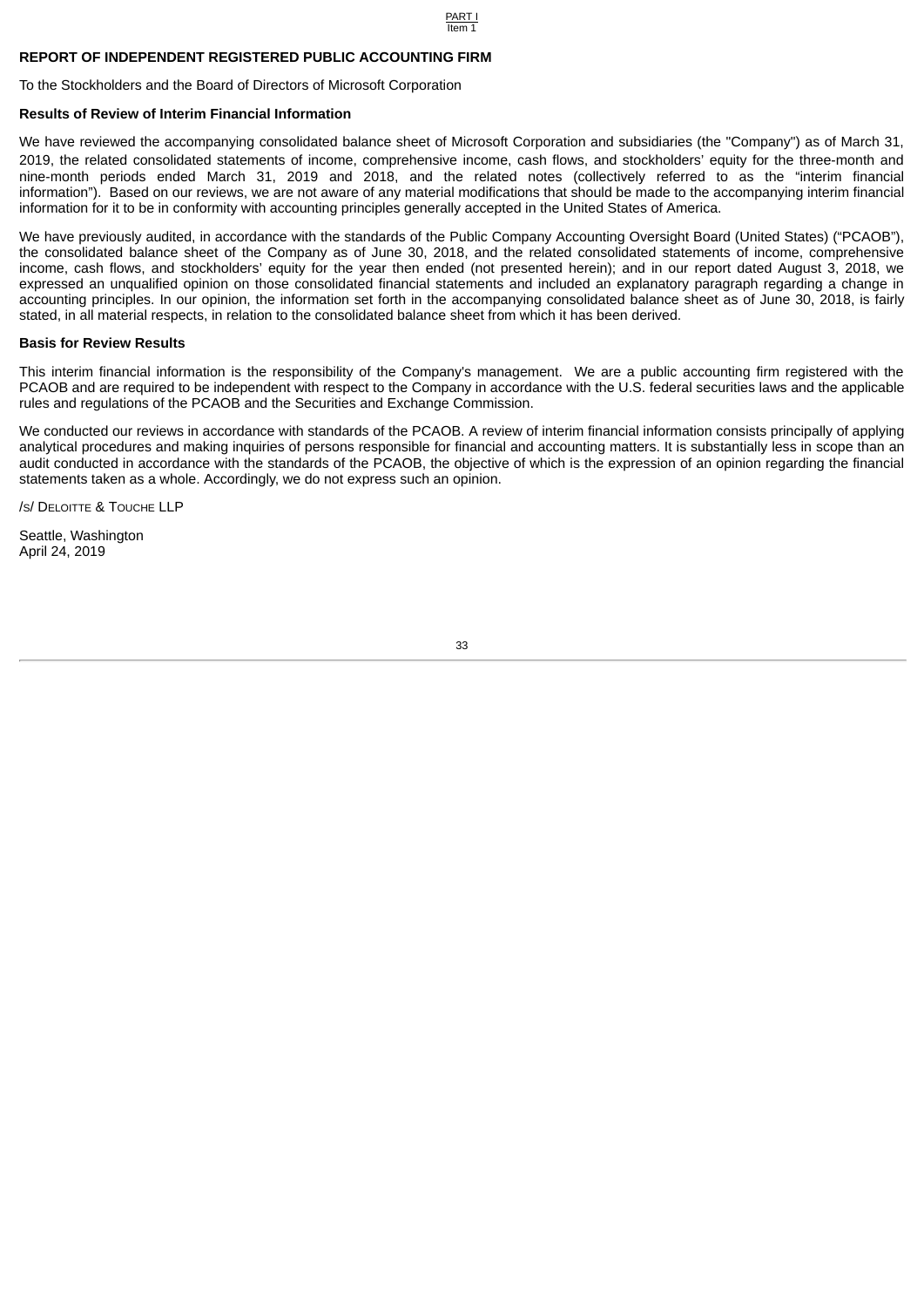## REPORT OF INDEPENDENT REGISTERED PUBLIC ACCOUNTING FIRM

To the Stockholders and the Board of Directors of Microsoft Corporation

### Results of Review of Interim Financial Information

We have reviewed the accompanying consolidated balance sheet of Microsoft Corporation and subsidiaries (the "Company") as of March 31, 2019, the related consolidated statements of income, comprehensive income, cash flows, and stockholders' equity for the three-month and nine-month periods ended March 31, 2019 and 2018, and the related notes (collectively referred to as the "interim financial information"). Based on our reviews, we are not aware of any material modifications that should be made to the accompanying interim financial information for it to be in conformity with accounting principles generally accepted in the United States of America.

We have previously audited, in accordance with the standards of the Public Company Accounting Oversight Board (United States) ("PCAOB"), the consolidated balance sheet of the Company as of June 30, 2018, and the related consolidated statements of income, comprehensive income, cash flows, and stockholders' equity for the year then ended (not presented herein); and in our report dated August 3, 2018, we expressed an unqualified opinion on those consolidated financial statements and included an explanatory paragraph regarding a change in accounting principles. In our opinion, the information set forth in the accompanying consolidated balance sheet as of June 30, 2018, is fairly stated, in all material respects, in relation to the consolidated balance sheet from which it has been derived.

### Basis for Review Results

This interim financial information is the responsibility of the Company's management. We are a public accounting firm registered with the PCAOB and are required to be independent with respect to the Company in accordance with the U.S. federal securities laws and the applicable rules and regulations of the PCAOB and the Securities and Exchange Commission.

We conducted our reviews in accordance with standards of the PCAOB. A review of interim financial information consists principally of applying analytical procedures and making inquiries of persons responsible for financial and accounting matters. It is substantially less in scope than an audit conducted in accordance with the standards of the PCAOB, the objective of which is the expression of an opinion regarding the financial statements taken as a whole. Accordingly, we do not express such an opinion.

/s/ Deloitte & Touche LLP

Seattle, Washington
April 24, 2019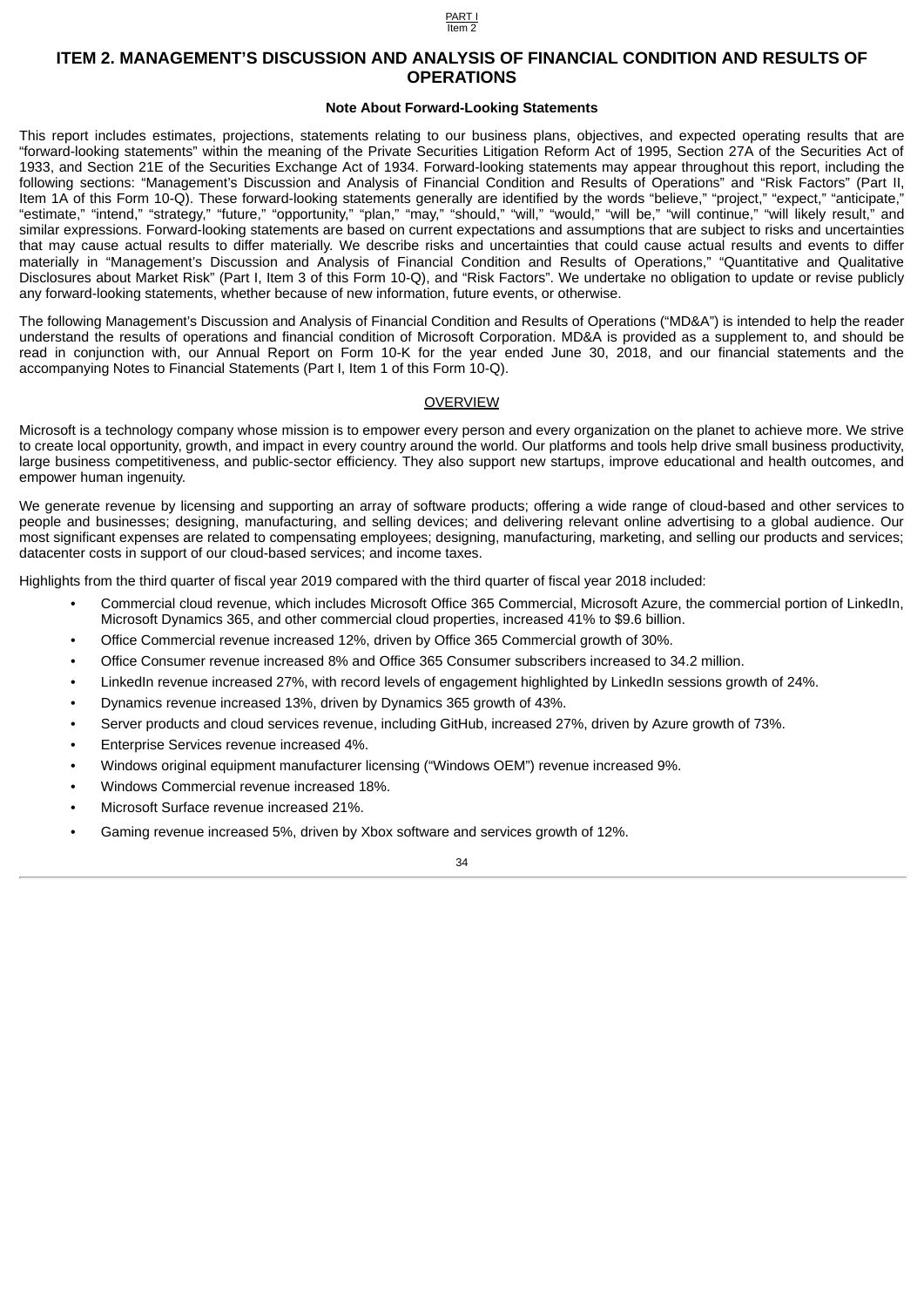# ITEM 2. MANAGEMENT'S DISCUSSION AND ANALYSIS OF FINANCIAL CONDITION AND RESULTS OF OPERATIONS

**Note About Forward-Looking Statements**

This report includes estimates, projections, statements relating to our business plans, objectives, and expected operating results that are "forward-looking statements" within the meaning of the Private Securities Litigation Reform Act of 1995, Section 27A of the Securities Act of 1933, and Section 21E of the Securities Exchange Act of 1934. Forward-looking statements may appear throughout this report, including the following sections: "Management's Discussion and Analysis of Financial Condition and Results of Operations" and "Risk Factors" (Part II, Item 1A of this Form 10-Q). These forward-looking statements generally are identified by the words "believe," "project," "expect," "anticipate," "estimate," "intend," "strategy," "future," "opportunity," "plan," "may," "should," "will," "would," "will be," "will continue," "will likely result," and similar expressions. Forward-looking statements are based on current expectations and assumptions that are subject to risks and uncertainties that may cause actual results to differ materially. We describe risks and uncertainties that could cause actual results and events to differ materially in "Management's Discussion and Analysis of Financial Condition and Results of Operations," "Quantitative and Qualitative Disclosures about Market Risk" (Part I, Item 3 of this Form 10-Q), and "Risk Factors". We undertake no obligation to update or revise publicly any forward-looking statements, whether because of new information, future events, or otherwise.

The following Management's Discussion and Analysis of Financial Condition and Results of Operations ("MD&A") is intended to help the reader understand the results of operations and financial condition of Microsoft Corporation. MD&A is provided as a supplement to, and should be read in conjunction with, our Annual Report on Form 10-K for the year ended June 30, 2018, and our financial statements and the accompanying Notes to Financial Statements (Part I, Item 1 of this Form 10-Q).

## OVERVIEW

Microsoft is a technology company whose mission is to empower every person and every organization on the planet to achieve more. We strive to create local opportunity, growth, and impact in every country around the world. Our platforms and tools help drive small business productivity, large business competitiveness, and public-sector efficiency. They also support new startups, improve educational and health outcomes, and empower human ingenuity.

We generate revenue by licensing and supporting an array of software products; offering a wide range of cloud-based and other services to people and businesses; designing, manufacturing, and selling devices; and delivering relevant online advertising to a global audience. Our most significant expenses are related to compensating employees; designing, manufacturing, marketing, and selling our products and services; datacenter costs in support of our cloud-based services; and income taxes.

Highlights from the third quarter of fiscal year 2019 compared with the third quarter of fiscal year 2018 included:

- Commercial cloud revenue, which includes Microsoft Office 365 Commercial, Microsoft Azure, the commercial portion of LinkedIn, Microsoft Dynamics 365, and other commercial cloud properties, increased 41% to $9.6 billion.
- Office Commercial revenue increased 12%, driven by Office 365 Commercial growth of 30%.
- Office Consumer revenue increased 8% and Office 365 Consumer subscribers increased to 34.2 million.
- LinkedIn revenue increased 27%, with record levels of engagement highlighted by LinkedIn sessions growth of 24%.
- Dynamics revenue increased 13%, driven by Dynamics 365 growth of 43%.
- Server products and cloud services revenue, including GitHub, increased 27%, driven by Azure growth of 73%.
- Enterprise Services revenue increased 4%.
- Windows original equipment manufacturer licensing ("Windows OEM") revenue increased 9%.
- Windows Commercial revenue increased 18%.
- Microsoft Surface revenue increased 21%.
- Gaming revenue increased 5%, driven by Xbox software and services growth of 12%.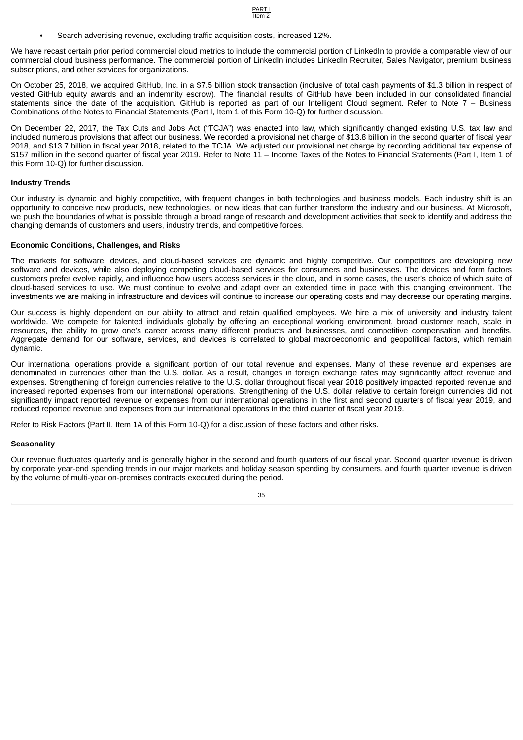- Search advertising revenue, excluding traffic acquisition costs, increased 12%.

We have recast certain prior period commercial cloud metrics to include the commercial portion of LinkedIn to provide a comparable view of our commercial cloud business performance. The commercial portion of LinkedIn includes LinkedIn Recruiter, Sales Navigator, premium business subscriptions, and other services for organizations.

On October 25, 2018, we acquired GitHub, Inc. in a $7.5 billion stock transaction (inclusive of total cash payments of $1.3 billion in respect of vested GitHub equity awards and an indemnity escrow). The financial results of GitHub have been included in our consolidated financial statements since the date of the acquisition. GitHub is reported as part of our Intelligent Cloud segment. Refer to Note 7 – Business Combinations of the Notes to Financial Statements (Part I, Item 1 of this Form 10-Q) for further discussion.

On December 22, 2017, the Tax Cuts and Jobs Act ("TCJA") was enacted into law, which significantly changed existing U.S. tax law and included numerous provisions that affect our business. We recorded a provisional net charge of $13.8 billion in the second quarter of fiscal year 2018, and $13.7 billion in fiscal year 2018, related to the TCJA. We adjusted our provisional net charge by recording additional tax expense of $157 million in the second quarter of fiscal year 2019. Refer to Note 11 – Income Taxes of the Notes to Financial Statements (Part I, Item 1 of this Form 10-Q) for further discussion.

**Industry Trends**

Our industry is dynamic and highly competitive, with frequent changes in both technologies and business models. Each industry shift is an opportunity to conceive new products, new technologies, or new ideas that can further transform the industry and our business. At Microsoft, we push the boundaries of what is possible through a broad range of research and development activities that seek to identify and address the changing demands of customers and users, industry trends, and competitive forces.

**Economic Conditions, Challenges, and Risks**

The markets for software, devices, and cloud-based services are dynamic and highly competitive. Our competitors are developing new software and devices, while also deploying competing cloud-based services for consumers and businesses. The devices and form factors customers prefer evolve rapidly, and influence how users access services in the cloud, and in some cases, the user's choice of which suite of cloud-based services to use. We must continue to evolve and adapt over an extended time in pace with this changing environment. The investments we are making in infrastructure and devices will continue to increase our operating costs and may decrease our operating margins.

Our success is highly dependent on our ability to attract and retain qualified employees. We hire a mix of university and industry talent worldwide. We compete for talented individuals globally by offering an exceptional working environment, broad customer reach, scale in resources, the ability to grow one's career across many different products and businesses, and competitive compensation and benefits. Aggregate demand for our software, services, and devices is correlated to global macroeconomic and geopolitical factors, which remain dynamic.

Our international operations provide a significant portion of our total revenue and expenses. Many of these revenue and expenses are denominated in currencies other than the U.S. dollar. As a result, changes in foreign exchange rates may significantly affect revenue and expenses. Strengthening of foreign currencies relative to the U.S. dollar throughout fiscal year 2018 positively impacted reported revenue and increased reported expenses from our international operations. Strengthening of the U.S. dollar relative to certain foreign currencies did not significantly impact reported revenue or expenses from our international operations in the first and second quarters of fiscal year 2019, and reduced reported revenue and expenses from our international operations in the third quarter of fiscal year 2019.

Refer to Risk Factors (Part II, Item 1A of this Form 10-Q) for a discussion of these factors and other risks.

**Seasonality**

Our revenue fluctuates quarterly and is generally higher in the second and fourth quarters of our fiscal year. Second quarter revenue is driven by corporate year-end spending trends in our major markets and holiday season spending by consumers, and fourth quarter revenue is driven by the volume of multi-year on-premises contracts executed during the period.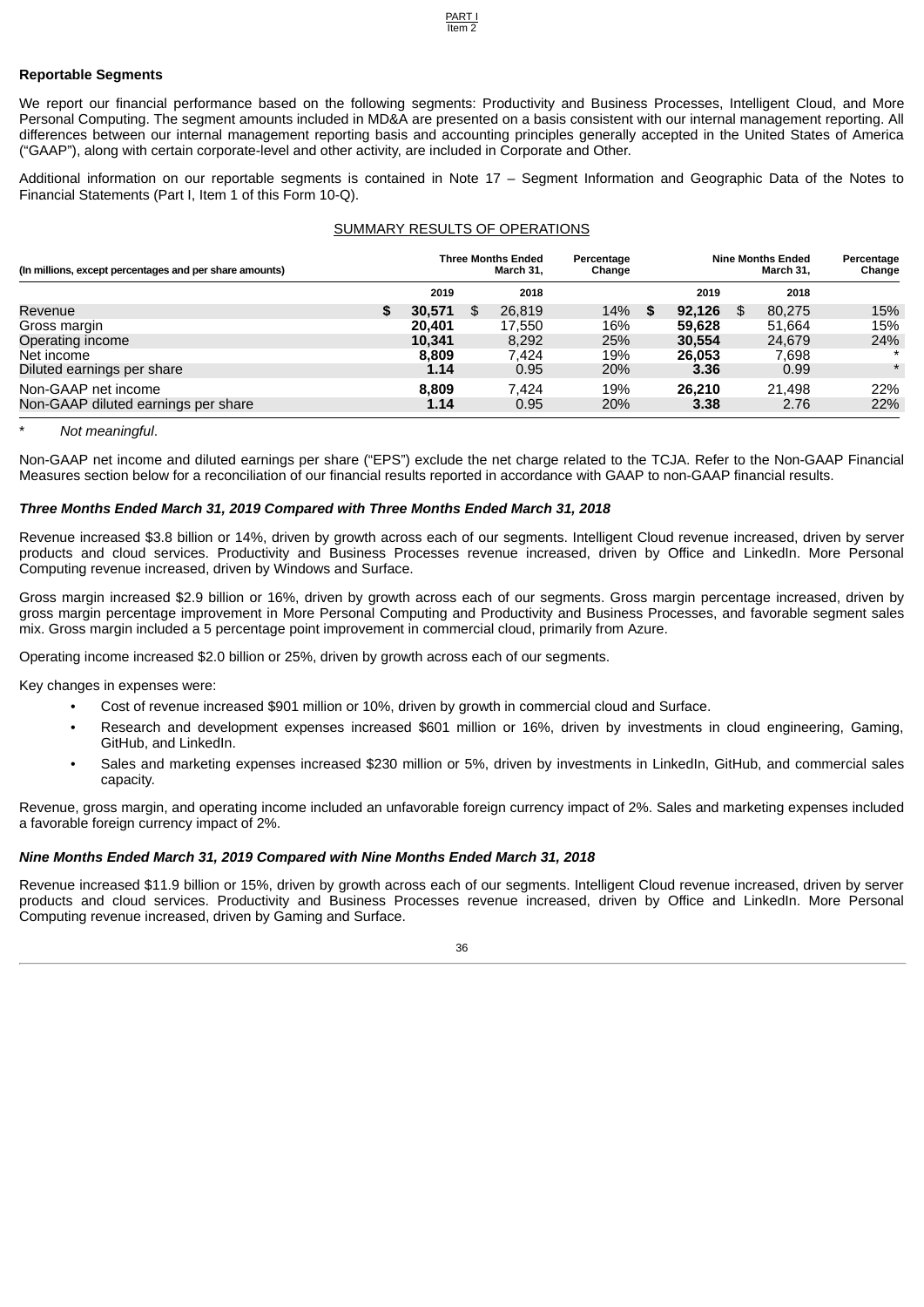## Reportable Segments

We report our financial performance based on the following segments: Productivity and Business Processes, Intelligent Cloud, and More Personal Computing. The segment amounts included in MD&A are presented on a basis consistent with our internal management reporting. All differences between our internal management reporting basis and accounting principles generally accepted in the United States of America ("GAAP"), along with certain corporate-level and other activity, are included in Corporate and Other.

Additional information on our reportable segments is contained in Note 17 – Segment Information and Geographic Data of the Notes to Financial Statements (Part I, Item 1 of this Form 10-Q).

### SUMMARY RESULTS OF OPERATIONS

| (In millions, except percentages and per share amounts) | Three Months Ended March 31, | | Percentage Change | Nine Months Ended March 31, | | Percentage Change |
|---|---|---|---|---|---|---|
| | 2019 | 2018 | | 2019 | 2018 | |
| Revenue | **$ 30,571** | $ 26,819 | 14% | **$ 92,126** | $ 80,275 | 15% |
| Gross margin | **20,401** | 17,550 | 16% | **59,628** | 51,664 | 15% |
| Operating income | **10,341** | 8,292 | 25% | **30,554** | 24,679 | 24% |
| Net income | **8,809** | 7,424 | 19% | **26,053** | 7,698 | * |
| Diluted earnings per share | **1.14** | 0.95 | 20% | **3.36** | 0.99 | * |
| Non-GAAP net income | **8,809** | 7,424 | 19% | **26,210** | 21,498 | 22% |
| Non-GAAP diluted earnings per share | **1.14** | 0.95 | 20% | **3.38** | 2.76 | 22% |

\* *Not meaningful*.

Non-GAAP net income and diluted earnings per share ("EPS") exclude the net charge related to the TCJA. Refer to the Non-GAAP Financial Measures section below for a reconciliation of our financial results reported in accordance with GAAP to non-GAAP financial results.

### *Three Months Ended March 31, 2019 Compared with Three Months Ended March 31, 2018*

Revenue increased $3.8 billion or 14%, driven by growth across each of our segments. Intelligent Cloud revenue increased, driven by server products and cloud services. Productivity and Business Processes revenue increased, driven by Office and LinkedIn. More Personal Computing revenue increased, driven by Windows and Surface.

Gross margin increased $2.9 billion or 16%, driven by growth across each of our segments. Gross margin percentage increased, driven by gross margin percentage improvement in More Personal Computing and Productivity and Business Processes, and favorable segment sales mix. Gross margin included a 5 percentage point improvement in commercial cloud, primarily from Azure.

Operating income increased $2.0 billion or 25%, driven by growth across each of our segments.

Key changes in expenses were:

- Cost of revenue increased $901 million or 10%, driven by growth in commercial cloud and Surface.
- Research and development expenses increased $601 million or 16%, driven by investments in cloud engineering, Gaming, GitHub, and LinkedIn.
- Sales and marketing expenses increased $230 million or 5%, driven by investments in LinkedIn, GitHub, and commercial sales capacity.

Revenue, gross margin, and operating income included an unfavorable foreign currency impact of 2%. Sales and marketing expenses included a favorable foreign currency impact of 2%.

### *Nine Months Ended March 31, 2019 Compared with Nine Months Ended March 31, 2018*

Revenue increased $11.9 billion or 15%, driven by growth across each of our segments. Intelligent Cloud revenue increased, driven by server products and cloud services. Productivity and Business Processes revenue increased, driven by Office and LinkedIn. More Personal Computing revenue increased, driven by Gaming and Surface.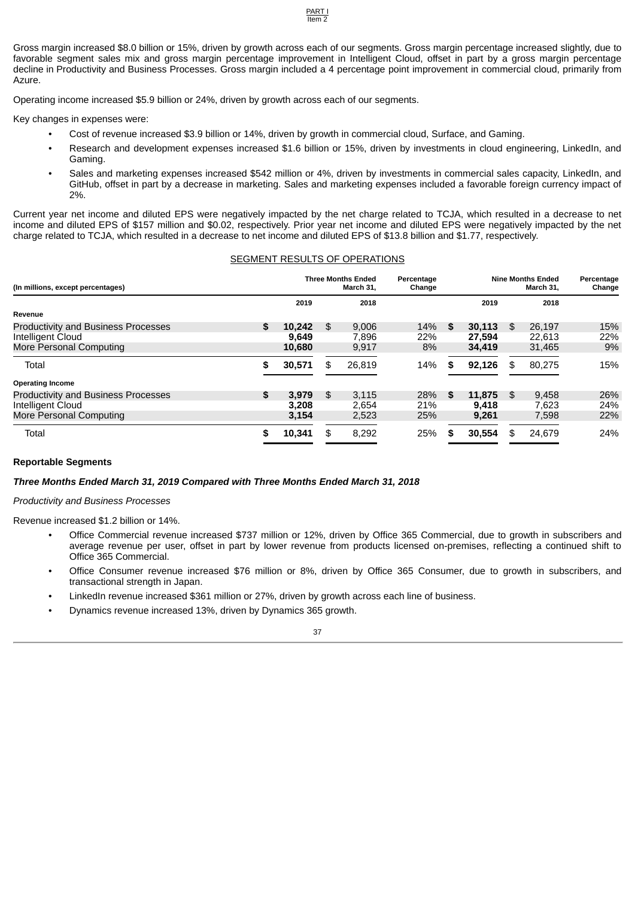Gross margin increased $8.0 billion or 15%, driven by growth across each of our segments. Gross margin percentage increased slightly, due to favorable segment sales mix and gross margin percentage improvement in Intelligent Cloud, offset in part by a gross margin percentage decline in Productivity and Business Processes. Gross margin included a 4 percentage point improvement in commercial cloud, primarily from Azure.

Operating income increased $5.9 billion or 24%, driven by growth across each of our segments.

Key changes in expenses were:

- Cost of revenue increased $3.9 billion or 14%, driven by growth in commercial cloud, Surface, and Gaming.
- Research and development expenses increased $1.6 billion or 15%, driven by investments in cloud engineering, LinkedIn, and Gaming.
- Sales and marketing expenses increased $542 million or 4%, driven by investments in commercial sales capacity, LinkedIn, and GitHub, offset in part by a decrease in marketing. Sales and marketing expenses included a favorable foreign currency impact of 2%.

Current year net income and diluted EPS were negatively impacted by the net charge related to TCJA, which resulted in a decrease to net income and diluted EPS of $157 million and $0.02, respectively. Prior year net income and diluted EPS were negatively impacted by the net charge related to TCJA, which resulted in a decrease to net income and diluted EPS of $13.8 billion and $1.77, respectively.

## SEGMENT RESULTS OF OPERATIONS

| (In millions, except percentages) | Three Months Ended March 31, 2019 | Three Months Ended March 31, 2018 | Percentage Change | Nine Months Ended March 31, 2019 | Nine Months Ended March 31, 2018 | Percentage Change |
|---|---|---|---|---|---|---|
| **Revenue** | | | | | | |
| Productivity and Business Processes | $ 10,242 | $ 9,006 | 14% | $ 30,113 | $ 26,197 | 15% |
| Intelligent Cloud | 9,649 | 7,896 | 22% | 27,594 | 22,613 | 22% |
| More Personal Computing | 10,680 | 9,917 | 8% | 34,419 | 31,465 | 9% |
| Total | $ 30,571 | $ 26,819 | 14% | $ 92,126 | $ 80,275 | 15% |
| **Operating Income** | | | | | | |
| Productivity and Business Processes | $ 3,979 | $ 3,115 | 28% | $ 11,875 | $ 9,458 | 26% |
| Intelligent Cloud | 3,208 | 2,654 | 21% | 9,418 | 7,623 | 24% |
| More Personal Computing | 3,154 | 2,523 | 25% | 9,261 | 7,598 | 22% |
| Total | $ 10,341 | $ 8,292 | 25% | $ 30,554 | $ 24,679 | 24% |

**Reportable Segments**

***Three Months Ended March 31, 2019 Compared with Three Months Ended March 31, 2018***

*Productivity and Business Processes*

Revenue increased $1.2 billion or 14%.

- Office Commercial revenue increased $737 million or 12%, driven by Office 365 Commercial, due to growth in subscribers and average revenue per user, offset in part by lower revenue from products licensed on-premises, reflecting a continued shift to Office 365 Commercial.
- Office Consumer revenue increased $76 million or 8%, driven by Office 365 Consumer, due to growth in subscribers, and transactional strength in Japan.
- LinkedIn revenue increased $361 million or 27%, driven by growth across each line of business.
- Dynamics revenue increased 13%, driven by Dynamics 365 growth.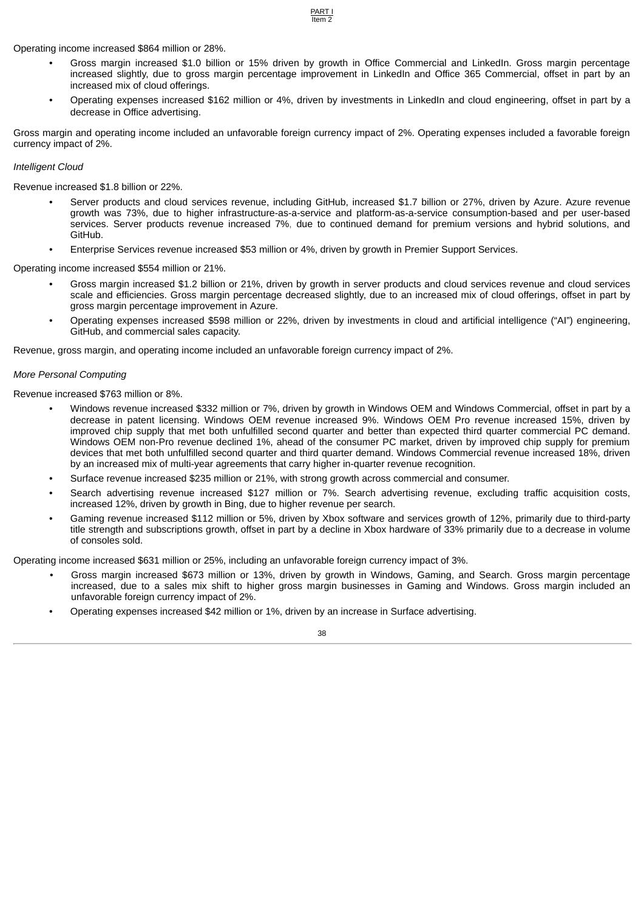Operating income increased $864 million or 28%.

- Gross margin increased $1.0 billion or 15% driven by growth in Office Commercial and LinkedIn. Gross margin percentage increased slightly, due to gross margin percentage improvement in LinkedIn and Office 365 Commercial, offset in part by an increased mix of cloud offerings.
- Operating expenses increased $162 million or 4%, driven by investments in LinkedIn and cloud engineering, offset in part by a decrease in Office advertising.

Gross margin and operating income included an unfavorable foreign currency impact of 2%. Operating expenses included a favorable foreign currency impact of 2%.

*Intelligent Cloud*

Revenue increased $1.8 billion or 22%.

- Server products and cloud services revenue, including GitHub, increased $1.7 billion or 27%, driven by Azure. Azure revenue growth was 73%, due to higher infrastructure-as-a-service and platform-as-a-service consumption-based and per user-based services. Server products revenue increased 7%, due to continued demand for premium versions and hybrid solutions, and GitHub.
- Enterprise Services revenue increased $53 million or 4%, driven by growth in Premier Support Services.

Operating income increased $554 million or 21%.

- Gross margin increased $1.2 billion or 21%, driven by growth in server products and cloud services revenue and cloud services scale and efficiencies. Gross margin percentage decreased slightly, due to an increased mix of cloud offerings, offset in part by gross margin percentage improvement in Azure.
- Operating expenses increased $598 million or 22%, driven by investments in cloud and artificial intelligence ("AI") engineering, GitHub, and commercial sales capacity.

Revenue, gross margin, and operating income included an unfavorable foreign currency impact of 2%.

*More Personal Computing*

Revenue increased $763 million or 8%.

- Windows revenue increased $332 million or 7%, driven by growth in Windows OEM and Windows Commercial, offset in part by a decrease in patent licensing. Windows OEM revenue increased 9%. Windows OEM Pro revenue increased 15%, driven by improved chip supply that met both unfulfilled second quarter and better than expected third quarter commercial PC demand. Windows OEM non-Pro revenue declined 1%, ahead of the consumer PC market, driven by improved chip supply for premium devices that met both unfulfilled second quarter and third quarter demand. Windows Commercial revenue increased 18%, driven by an increased mix of multi-year agreements that carry higher in-quarter revenue recognition.
- Surface revenue increased $235 million or 21%, with strong growth across commercial and consumer.
- Search advertising revenue increased $127 million or 7%. Search advertising revenue, excluding traffic acquisition costs, increased 12%, driven by growth in Bing, due to higher revenue per search.
- Gaming revenue increased $112 million or 5%, driven by Xbox software and services growth of 12%, primarily due to third-party title strength and subscriptions growth, offset in part by a decline in Xbox hardware of 33% primarily due to a decrease in volume of consoles sold.

Operating income increased $631 million or 25%, including an unfavorable foreign currency impact of 3%.

- Gross margin increased $673 million or 13%, driven by growth in Windows, Gaming, and Search. Gross margin percentage increased, due to a sales mix shift to higher gross margin businesses in Gaming and Windows. Gross margin included an unfavorable foreign currency impact of 2%.
- Operating expenses increased $42 million or 1%, driven by an increase in Surface advertising.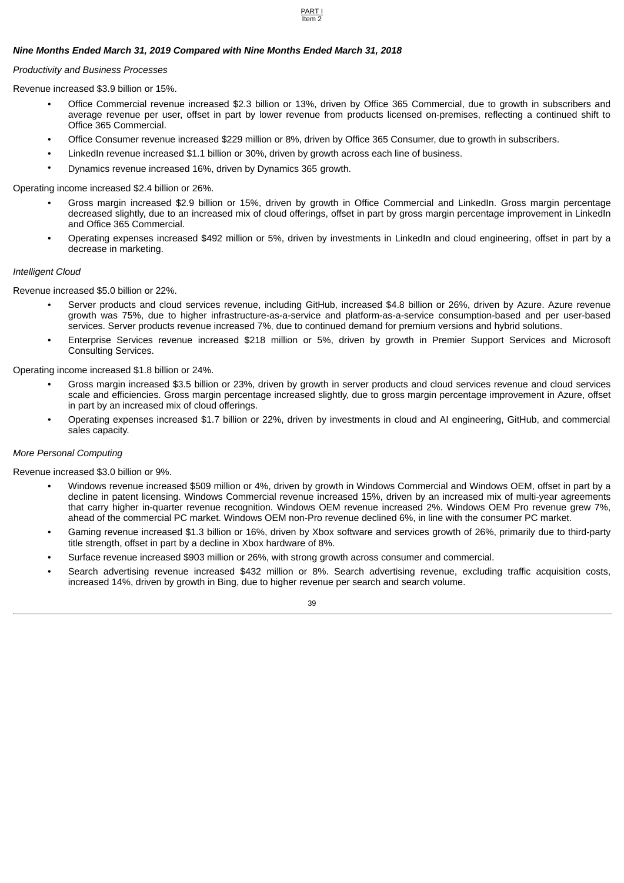***Nine Months Ended March 31, 2019 Compared with Nine Months Ended March 31, 2018***

*Productivity and Business Processes*

Revenue increased $3.9 billion or 15%.

- Office Commercial revenue increased $2.3 billion or 13%, driven by Office 365 Commercial, due to growth in subscribers and average revenue per user, offset in part by lower revenue from products licensed on-premises, reflecting a continued shift to Office 365 Commercial.
- Office Consumer revenue increased $229 million or 8%, driven by Office 365 Consumer, due to growth in subscribers.
- LinkedIn revenue increased $1.1 billion or 30%, driven by growth across each line of business.
- Dynamics revenue increased 16%, driven by Dynamics 365 growth.

Operating income increased $2.4 billion or 26%.

- Gross margin increased $2.9 billion or 15%, driven by growth in Office Commercial and LinkedIn. Gross margin percentage decreased slightly, due to an increased mix of cloud offerings, offset in part by gross margin percentage improvement in LinkedIn and Office 365 Commercial.
- Operating expenses increased $492 million or 5%, driven by investments in LinkedIn and cloud engineering, offset in part by a decrease in marketing.

*Intelligent Cloud*

Revenue increased $5.0 billion or 22%.

- Server products and cloud services revenue, including GitHub, increased $4.8 billion or 26%, driven by Azure. Azure revenue growth was 75%, due to higher infrastructure-as-a-service and platform-as-a-service consumption-based and per user-based services. Server products revenue increased 7%, due to continued demand for premium versions and hybrid solutions.
- Enterprise Services revenue increased $218 million or 5%, driven by growth in Premier Support Services and Microsoft Consulting Services.

Operating income increased $1.8 billion or 24%.

- Gross margin increased $3.5 billion or 23%, driven by growth in server products and cloud services revenue and cloud services scale and efficiencies. Gross margin percentage increased slightly, due to gross margin percentage improvement in Azure, offset in part by an increased mix of cloud offerings.
- Operating expenses increased $1.7 billion or 22%, driven by investments in cloud and AI engineering, GitHub, and commercial sales capacity.

*More Personal Computing*

Revenue increased $3.0 billion or 9%.

- Windows revenue increased $509 million or 4%, driven by growth in Windows Commercial and Windows OEM, offset in part by a decline in patent licensing. Windows Commercial revenue increased 15%, driven by an increased mix of multi-year agreements that carry higher in-quarter revenue recognition. Windows OEM revenue increased 2%. Windows OEM Pro revenue grew 7%, ahead of the commercial PC market. Windows OEM non-Pro revenue declined 6%, in line with the consumer PC market.
- Gaming revenue increased $1.3 billion or 16%, driven by Xbox software and services growth of 26%, primarily due to third-party title strength, offset in part by a decline in Xbox hardware of 8%.
- Surface revenue increased $903 million or 26%, with strong growth across consumer and commercial.
- Search advertising revenue increased $432 million or 8%. Search advertising revenue, excluding traffic acquisition costs, increased 14%, driven by growth in Bing, due to higher revenue per search and search volume.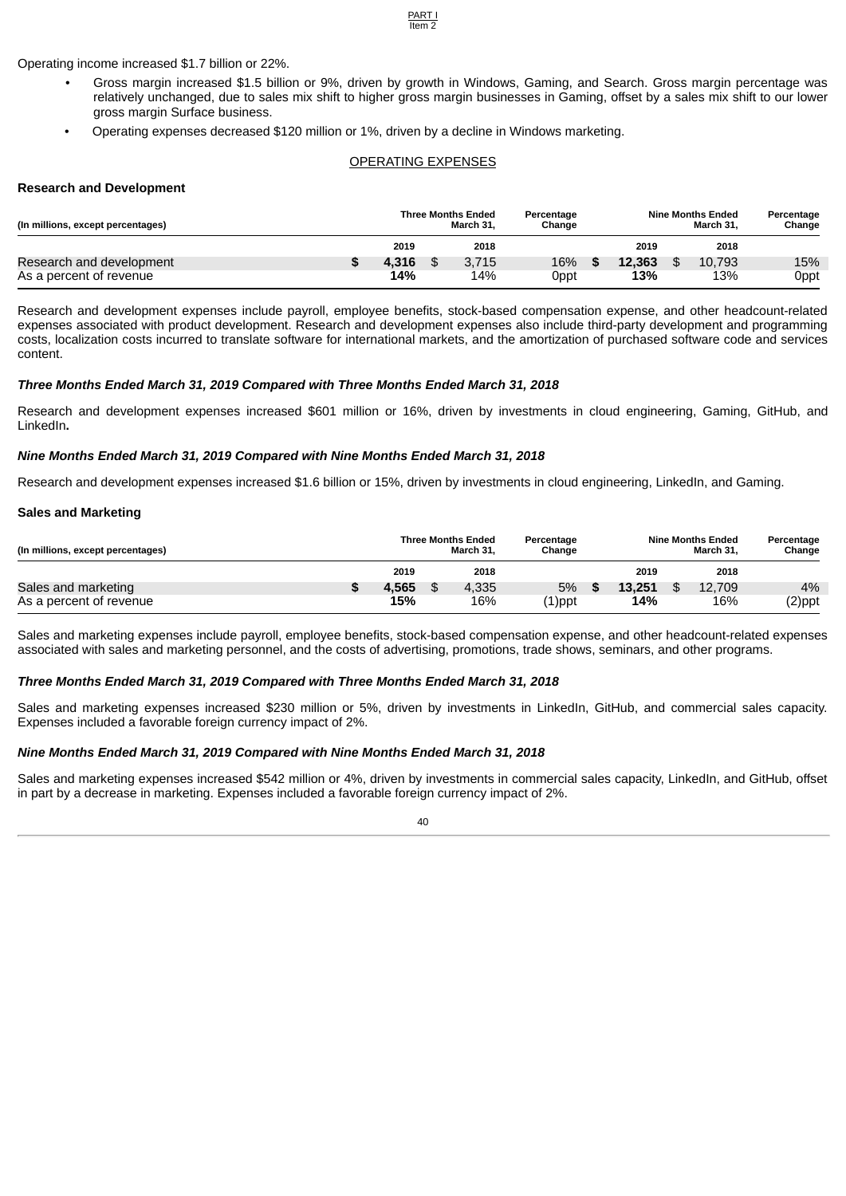Operating income increased $1.7 billion or 22%.

- Gross margin increased $1.5 billion or 9%, driven by growth in Windows, Gaming, and Search. Gross margin percentage was relatively unchanged, due to sales mix shift to higher gross margin businesses in Gaming, offset by a sales mix shift to our lower gross margin Surface business.
- Operating expenses decreased $120 million or 1%, driven by a decline in Windows marketing.

## OPERATING EXPENSES

### Research and Development

| (In millions, except percentages) | Three Months Ended March 31, | | Percentage Change | Nine Months Ended March 31, | | Percentage Change |
|---|---|---|---|---|---|---|
| | **2019** | 2018 | | **2019** | 2018 | |
| Research and development | **$ 4,316** | $ 3,715 | 16% | **$ 12,363** | $ 10,793 | 15% |
| As a percent of revenue | **14%** | 14% | 0ppt | **13%** | 13% | 0ppt |

Research and development expenses include payroll, employee benefits, stock-based compensation expense, and other headcount-related expenses associated with product development. Research and development expenses also include third-party development and programming costs, localization costs incurred to translate software for international markets, and the amortization of purchased software code and services content.

***Three Months Ended March 31, 2019 Compared with Three Months Ended March 31, 2018***

Research and development expenses increased $601 million or 16%, driven by investments in cloud engineering, Gaming, GitHub, and LinkedIn**.**

***Nine Months Ended March 31, 2019 Compared with Nine Months Ended March 31, 2018***

Research and development expenses increased $1.6 billion or 15%, driven by investments in cloud engineering, LinkedIn, and Gaming.

### Sales and Marketing

| (In millions, except percentages) | Three Months Ended March 31, | | Percentage Change | Nine Months Ended March 31, | | Percentage Change |
|---|---|---|---|---|---|---|
| | **2019** | 2018 | | **2019** | 2018 | |
| Sales and marketing | **$ 4,565** | $ 4,335 | 5% | **$ 13,251** | $ 12,709 | 4% |
| As a percent of revenue | **15%** | 16% | (1)ppt | **14%** | 16% | (2)ppt |

Sales and marketing expenses include payroll, employee benefits, stock-based compensation expense, and other headcount-related expenses associated with sales and marketing personnel, and the costs of advertising, promotions, trade shows, seminars, and other programs.

***Three Months Ended March 31, 2019 Compared with Three Months Ended March 31, 2018***

Sales and marketing expenses increased $230 million or 5%, driven by investments in LinkedIn, GitHub, and commercial sales capacity. Expenses included a favorable foreign currency impact of 2%.

***Nine Months Ended March 31, 2019 Compared with Nine Months Ended March 31, 2018***

Sales and marketing expenses increased $542 million or 4%, driven by investments in commercial sales capacity, LinkedIn, and GitHub, offset in part by a decrease in marketing. Expenses included a favorable foreign currency impact of 2%.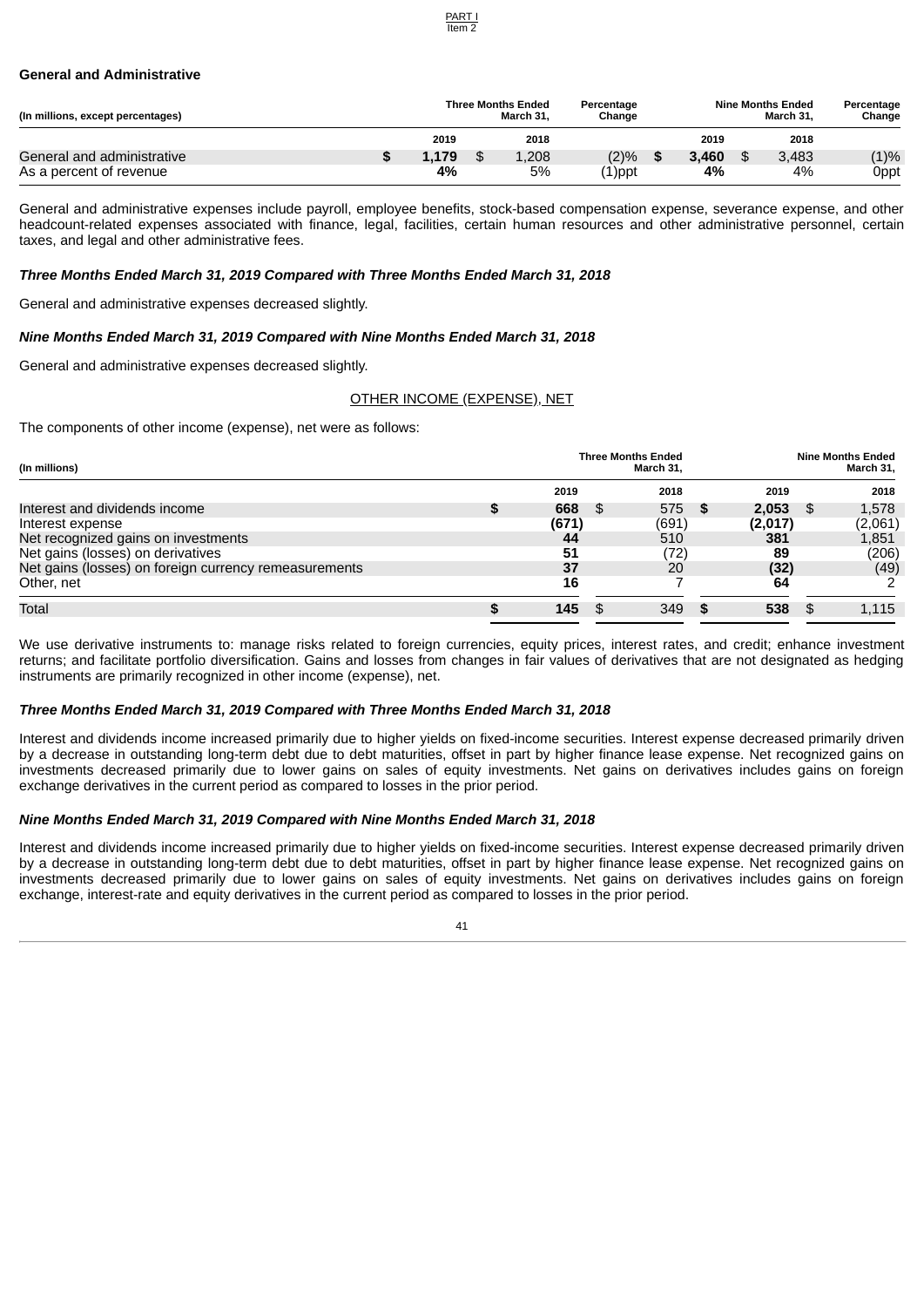### General and Administrative

| (In millions, except percentages) | Three Months Ended March 31, | | Percentage Change | Nine Months Ended March 31, | | Percentage Change |
|---|---|---|---|---|---|---|
| | **2019** | 2018 | | **2019** | 2018 | |
| General and administrative | **$ 1,179** | $ 1,208 | (2)% | **$ 3,460** | $ 3,483 | (1)% |
| As a percent of revenue | **4%** | 5% | (1)ppt | **4%** | 4% | 0ppt |

General and administrative expenses include payroll, employee benefits, stock-based compensation expense, severance expense, and other headcount-related expenses associated with finance, legal, facilities, certain human resources and other administrative personnel, certain taxes, and legal and other administrative fees.

***Three Months Ended March 31, 2019 Compared with Three Months Ended March 31, 2018***

General and administrative expenses decreased slightly.

***Nine Months Ended March 31, 2019 Compared with Nine Months Ended March 31, 2018***

General and administrative expenses decreased slightly.

## OTHER INCOME (EXPENSE), NET

The components of other income (expense), net were as follows:

| (In millions) | Three Months Ended March 31, | | Nine Months Ended March 31, | |
|---|---|---|---|---|
| | **2019** | 2018 | **2019** | 2018 |
| Interest and dividends income | **$ 668** | $ 575 | **$ 2,053** | $ 1,578 |
| Interest expense | **(671)** | (691) | **(2,017)** | (2,061) |
| Net recognized gains on investments | **44** | 510 | **381** | 1,851 |
| Net gains (losses) on derivatives | **51** | (72) | **89** | (206) |
| Net gains (losses) on foreign currency remeasurements | **37** | 20 | **(32)** | (49) |
| Other, net | **16** | 7 | **64** | 2 |
| Total | **$ 145** | $ 349 | **$ 538** | $ 1,115 |

We use derivative instruments to: manage risks related to foreign currencies, equity prices, interest rates, and credit; enhance investment returns; and facilitate portfolio diversification. Gains and losses from changes in fair values of derivatives that are not designated as hedging instruments are primarily recognized in other income (expense), net.

***Three Months Ended March 31, 2019 Compared with Three Months Ended March 31, 2018***

Interest and dividends income increased primarily due to higher yields on fixed-income securities. Interest expense decreased primarily driven by a decrease in outstanding long-term debt due to debt maturities, offset in part by higher finance lease expense. Net recognized gains on investments decreased primarily due to lower gains on sales of equity investments. Net gains on derivatives includes gains on foreign exchange derivatives in the current period as compared to losses in the prior period.

***Nine Months Ended March 31, 2019 Compared with Nine Months Ended March 31, 2018***

Interest and dividends income increased primarily due to higher yields on fixed-income securities. Interest expense decreased primarily driven by a decrease in outstanding long-term debt due to debt maturities, offset in part by higher finance lease expense. Net recognized gains on investments decreased primarily due to lower gains on sales of equity investments. Net gains on derivatives includes gains on foreign exchange, interest-rate and equity derivatives in the current period as compared to losses in the prior period.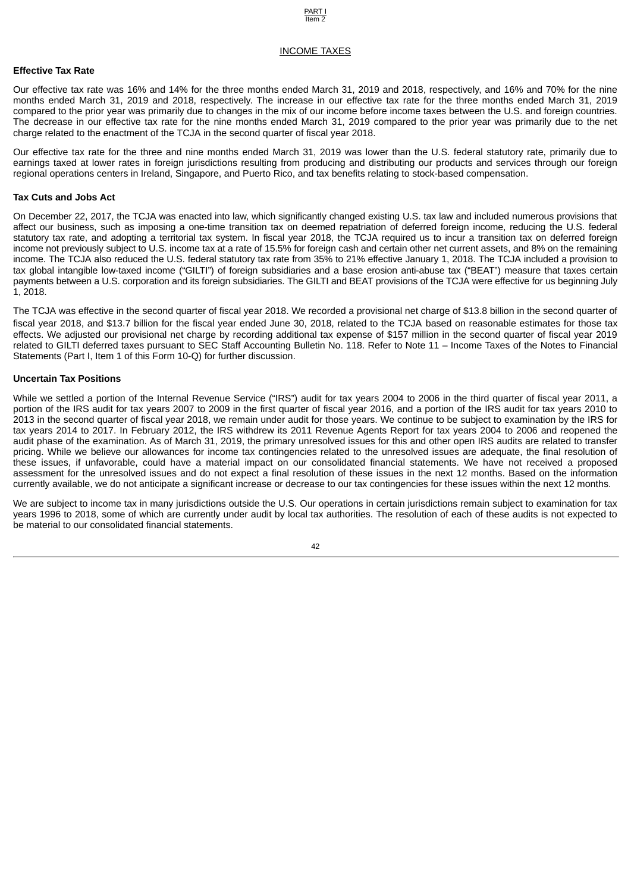## INCOME TAXES

### Effective Tax Rate

Our effective tax rate was 16% and 14% for the three months ended March 31, 2019 and 2018, respectively, and 16% and 70% for the nine months ended March 31, 2019 and 2018, respectively. The increase in our effective tax rate for the three months ended March 31, 2019 compared to the prior year was primarily due to changes in the mix of our income before income taxes between the U.S. and foreign countries. The decrease in our effective tax rate for the nine months ended March 31, 2019 compared to the prior year was primarily due to the net charge related to the enactment of the TCJA in the second quarter of fiscal year 2018.

Our effective tax rate for the three and nine months ended March 31, 2019 was lower than the U.S. federal statutory rate, primarily due to earnings taxed at lower rates in foreign jurisdictions resulting from producing and distributing our products and services through our foreign regional operations centers in Ireland, Singapore, and Puerto Rico, and tax benefits relating to stock-based compensation.

### Tax Cuts and Jobs Act

On December 22, 2017, the TCJA was enacted into law, which significantly changed existing U.S. tax law and included numerous provisions that affect our business, such as imposing a one-time transition tax on deemed repatriation of deferred foreign income, reducing the U.S. federal statutory tax rate, and adopting a territorial tax system. In fiscal year 2018, the TCJA required us to incur a transition tax on deferred foreign income not previously subject to U.S. income tax at a rate of 15.5% for foreign cash and certain other net current assets, and 8% on the remaining income. The TCJA also reduced the U.S. federal statutory tax rate from 35% to 21% effective January 1, 2018. The TCJA included a provision to tax global intangible low-taxed income ("GILTI") of foreign subsidiaries and a base erosion anti-abuse tax ("BEAT") measure that taxes certain payments between a U.S. corporation and its foreign subsidiaries. The GILTI and BEAT provisions of the TCJA were effective for us beginning July 1, 2018.

The TCJA was effective in the second quarter of fiscal year 2018. We recorded a provisional net charge of $13.8 billion in the second quarter of fiscal year 2018, and $13.7 billion for the fiscal year ended June 30, 2018, related to the TCJA based on reasonable estimates for those tax effects. We adjusted our provisional net charge by recording additional tax expense of $157 million in the second quarter of fiscal year 2019 related to GILTI deferred taxes pursuant to SEC Staff Accounting Bulletin No. 118. Refer to Note 11 – Income Taxes of the Notes to Financial Statements (Part I, Item 1 of this Form 10-Q) for further discussion.

### Uncertain Tax Positions

While we settled a portion of the Internal Revenue Service ("IRS") audit for tax years 2004 to 2006 in the third quarter of fiscal year 2011, a portion of the IRS audit for tax years 2007 to 2009 in the first quarter of fiscal year 2016, and a portion of the IRS audit for tax years 2010 to 2013 in the second quarter of fiscal year 2018, we remain under audit for those years. We continue to be subject to examination by the IRS for tax years 2014 to 2017. In February 2012, the IRS withdrew its 2011 Revenue Agents Report for tax years 2004 to 2006 and reopened the audit phase of the examination. As of March 31, 2019, the primary unresolved issues for this and other open IRS audits are related to transfer pricing. While we believe our allowances for income tax contingencies related to the unresolved issues are adequate, the final resolution of these issues, if unfavorable, could have a material impact on our consolidated financial statements. We have not received a proposed assessment for the unresolved issues and do not expect a final resolution of these issues in the next 12 months. Based on the information currently available, we do not anticipate a significant increase or decrease to our tax contingencies for these issues within the next 12 months.

We are subject to income tax in many jurisdictions outside the U.S. Our operations in certain jurisdictions remain subject to examination for tax years 1996 to 2018, some of which are currently under audit by local tax authorities. The resolution of each of these audits is not expected to be material to our consolidated financial statements.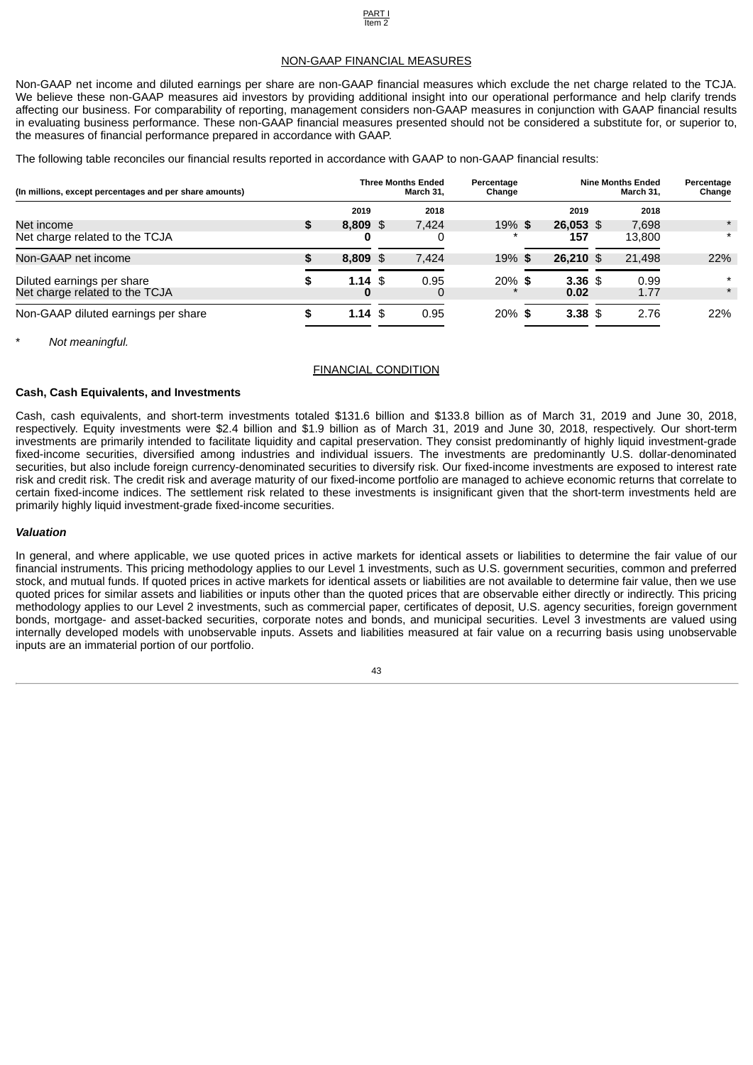PART I
Item 2

## NON-GAAP FINANCIAL MEASURES

Non-GAAP net income and diluted earnings per share are non-GAAP financial measures which exclude the net charge related to the TCJA. We believe these non-GAAP measures aid investors by providing additional insight into our operational performance and help clarify trends affecting our business. For comparability of reporting, management considers non-GAAP measures in conjunction with GAAP financial results in evaluating business performance. These non-GAAP financial measures presented should not be considered a substitute for, or superior to, the measures of financial performance prepared in accordance with GAAP.

The following table reconciles our financial results reported in accordance with GAAP to non-GAAP financial results:

| (In millions, except percentages and per share amounts) | Three Months Ended March 31, | | Percentage Change | Nine Months Ended March 31, | | Percentage Change |
|---|---|---|---|---|---|---|
| | **2019** | 2018 | | **2019** | 2018 | |
| Net income | **$ 8,809** | $ 7,424 | 19% | **$ 26,053** | $ 7,698 | * |
| Net charge related to the TCJA | **0** | 0 | * | **157** | 13,800 | * |
| Non-GAAP net income | **$ 8,809** | $ 7,424 | 19% | **$ 26,210** | $ 21,498 | 22% |
| Diluted earnings per share | **$ 1.14** | $ 0.95 | 20% | **$ 3.36** | $ 0.99 | * |
| Net charge related to the TCJA | **0** | 0 | * | **0.02** | 1.77 | * |
| Non-GAAP diluted earnings per share | **$ 1.14** | $ 0.95 | 20% | **$ 3.38** | $ 2.76 | 22% |

\* *Not meaningful.*

## FINANCIAL CONDITION

### Cash, Cash Equivalents, and Investments

Cash, cash equivalents, and short-term investments totaled $131.6 billion and $133.8 billion as of March 31, 2019 and June 30, 2018, respectively. Equity investments were $2.4 billion and $1.9 billion as of March 31, 2019 and June 30, 2018, respectively. Our short-term investments are primarily intended to facilitate liquidity and capital preservation. They consist predominantly of highly liquid investment-grade fixed-income securities, diversified among industries and individual issuers. The investments are predominantly U.S. dollar-denominated securities, but also include foreign currency-denominated securities to diversify risk. Our fixed-income investments are exposed to interest rate risk and credit risk. The credit risk and average maturity of our fixed-income portfolio are managed to achieve economic returns that correlate to certain fixed-income indices. The settlement risk related to these investments is insignificant given that the short-term investments held are primarily highly liquid investment-grade fixed-income securities.

### *Valuation*

In general, and where applicable, we use quoted prices in active markets for identical assets or liabilities to determine the fair value of our financial instruments. This pricing methodology applies to our Level 1 investments, such as U.S. government securities, common and preferred stock, and mutual funds. If quoted prices in active markets for identical assets or liabilities are not available to determine fair value, then we use quoted prices for similar assets and liabilities or inputs other than the quoted prices that are observable either directly or indirectly. This pricing methodology applies to our Level 2 investments, such as commercial paper, certificates of deposit, U.S. agency securities, foreign government bonds, mortgage- and asset-backed securities, corporate notes and bonds, and municipal securities. Level 3 investments are valued using internally developed models with unobservable inputs. Assets and liabilities measured at fair value on a recurring basis using unobservable inputs are an immaterial portion of our portfolio.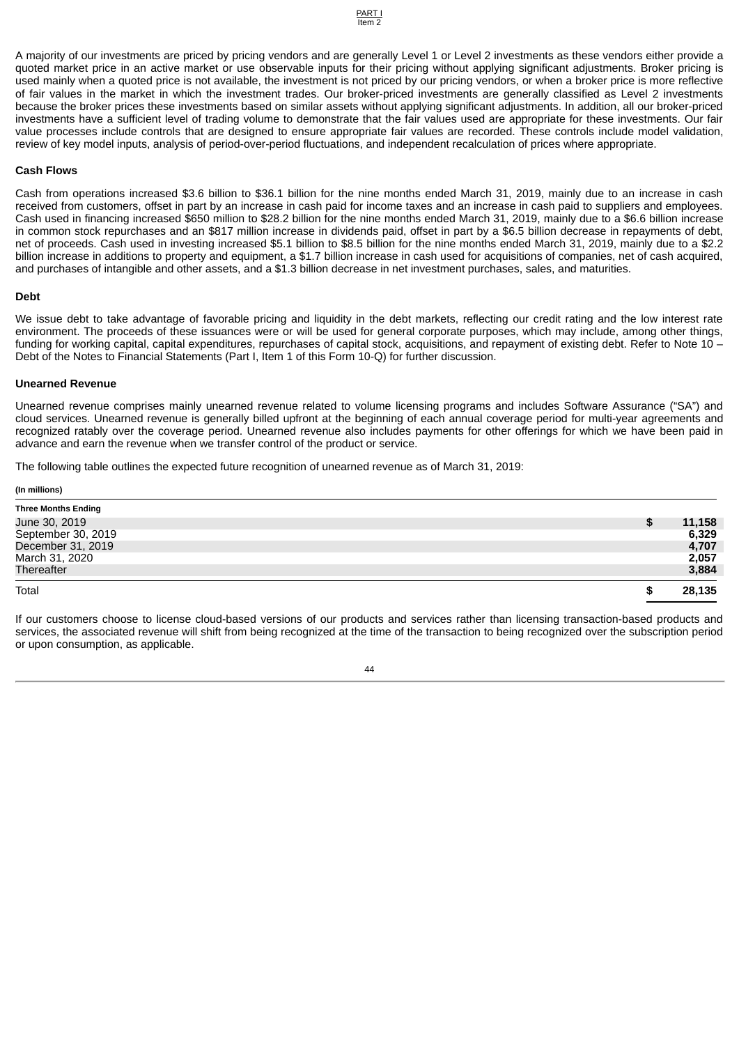A majority of our investments are priced by pricing vendors and are generally Level 1 or Level 2 investments as these vendors either provide a quoted market price in an active market or use observable inputs for their pricing without applying significant adjustments. Broker pricing is used mainly when a quoted price is not available, the investment is not priced by our pricing vendors, or when a broker price is more reflective of fair values in the market in which the investment trades. Our broker-priced investments are generally classified as Level 2 investments because the broker prices these investments based on similar assets without applying significant adjustments. In addition, all our broker-priced investments have a sufficient level of trading volume to demonstrate that the fair values used are appropriate for these investments. Our fair value processes include controls that are designed to ensure appropriate fair values are recorded. These controls include model validation, review of key model inputs, analysis of period-over-period fluctuations, and independent recalculation of prices where appropriate.

### Cash Flows

Cash from operations increased $3.6 billion to $36.1 billion for the nine months ended March 31, 2019, mainly due to an increase in cash received from customers, offset in part by an increase in cash paid for income taxes and an increase in cash paid to suppliers and employees. Cash used in financing increased $650 million to $28.2 billion for the nine months ended March 31, 2019, mainly due to a $6.6 billion increase in common stock repurchases and an $817 million increase in dividends paid, offset in part by a $6.5 billion decrease in repayments of debt, net of proceeds. Cash used in investing increased $5.1 billion to $8.5 billion for the nine months ended March 31, 2019, mainly due to a $2.2 billion increase in additions to property and equipment, a $1.7 billion increase in cash used for acquisitions of companies, net of cash acquired, and purchases of intangible and other assets, and a $1.3 billion decrease in net investment purchases, sales, and maturities.

### Debt

We issue debt to take advantage of favorable pricing and liquidity in the debt markets, reflecting our credit rating and the low interest rate environment. The proceeds of these issuances were or will be used for general corporate purposes, which may include, among other things, funding for working capital, capital expenditures, repurchases of capital stock, acquisitions, and repayment of existing debt. Refer to Note 10 – Debt of the Notes to Financial Statements (Part I, Item 1 of this Form 10-Q) for further discussion.

### Unearned Revenue

Unearned revenue comprises mainly unearned revenue related to volume licensing programs and includes Software Assurance (“SA”) and cloud services. Unearned revenue is generally billed upfront at the beginning of each annual coverage period for multi-year agreements and recognized ratably over the coverage period. Unearned revenue also includes payments for other offerings for which we have been paid in advance and earn the revenue when we transfer control of the product or service.

The following table outlines the expected future recognition of unearned revenue as of March 31, 2019:

**(In millions)**

| Three Months Ending | |
|---|---|
| June 30, 2019 | $ 11,158 |
| September 30, 2019 | 6,329 |
| December 31, 2019 | 4,707 |
| March 31, 2020 | 2,057 |
| Thereafter | 3,884 |
| Total | $ 28,135 |

If our customers choose to license cloud-based versions of our products and services rather than licensing transaction-based products and services, the associated revenue will shift from being recognized at the time of the transaction to being recognized over the subscription period or upon consumption, as applicable.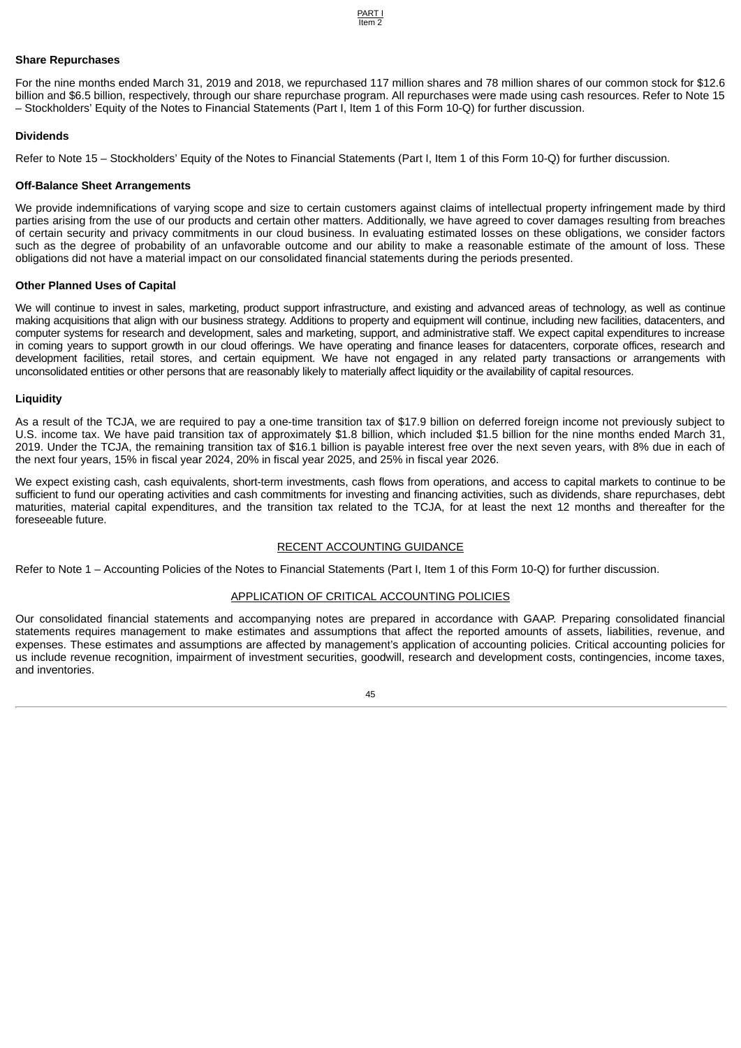### Share Repurchases

For the nine months ended March 31, 2019 and 2018, we repurchased 117 million shares and 78 million shares of our common stock for $12.6 billion and $6.5 billion, respectively, through our share repurchase program. All repurchases were made using cash resources. Refer to Note 15 – Stockholders' Equity of the Notes to Financial Statements (Part I, Item 1 of this Form 10-Q) for further discussion.

### Dividends

Refer to Note 15 – Stockholders' Equity of the Notes to Financial Statements (Part I, Item 1 of this Form 10-Q) for further discussion.

### Off-Balance Sheet Arrangements

We provide indemnifications of varying scope and size to certain customers against claims of intellectual property infringement made by third parties arising from the use of our products and certain other matters. Additionally, we have agreed to cover damages resulting from breaches of certain security and privacy commitments in our cloud business. In evaluating estimated losses on these obligations, we consider factors such as the degree of probability of an unfavorable outcome and our ability to make a reasonable estimate of the amount of loss. These obligations did not have a material impact on our consolidated financial statements during the periods presented.

### Other Planned Uses of Capital

We will continue to invest in sales, marketing, product support infrastructure, and existing and advanced areas of technology, as well as continue making acquisitions that align with our business strategy. Additions to property and equipment will continue, including new facilities, datacenters, and computer systems for research and development, sales and marketing, support, and administrative staff. We expect capital expenditures to increase in coming years to support growth in our cloud offerings. We have operating and finance leases for datacenters, corporate offices, research and development facilities, retail stores, and certain equipment. We have not engaged in any related party transactions or arrangements with unconsolidated entities or other persons that are reasonably likely to materially affect liquidity or the availability of capital resources.

### Liquidity

As a result of the TCJA, we are required to pay a one-time transition tax of $17.9 billion on deferred foreign income not previously subject to U.S. income tax. We have paid transition tax of approximately $1.8 billion, which included $1.5 billion for the nine months ended March 31, 2019. Under the TCJA, the remaining transition tax of $16.1 billion is payable interest free over the next seven years, with 8% due in each of the next four years, 15% in fiscal year 2024, 20% in fiscal year 2025, and 25% in fiscal year 2026.

We expect existing cash, cash equivalents, short-term investments, cash flows from operations, and access to capital markets to continue to be sufficient to fund our operating activities and cash commitments for investing and financing activities, such as dividends, share repurchases, debt maturities, material capital expenditures, and the transition tax related to the TCJA, for at least the next 12 months and thereafter for the foreseeable future.

## RECENT ACCOUNTING GUIDANCE

Refer to Note 1 – Accounting Policies of the Notes to Financial Statements (Part I, Item 1 of this Form 10-Q) for further discussion.

## APPLICATION OF CRITICAL ACCOUNTING POLICIES

Our consolidated financial statements and accompanying notes are prepared in accordance with GAAP. Preparing consolidated financial statements requires management to make estimates and assumptions that affect the reported amounts of assets, liabilities, revenue, and expenses. These estimates and assumptions are affected by management's application of accounting policies. Critical accounting policies for us include revenue recognition, impairment of investment securities, goodwill, research and development costs, contingencies, income taxes, and inventories.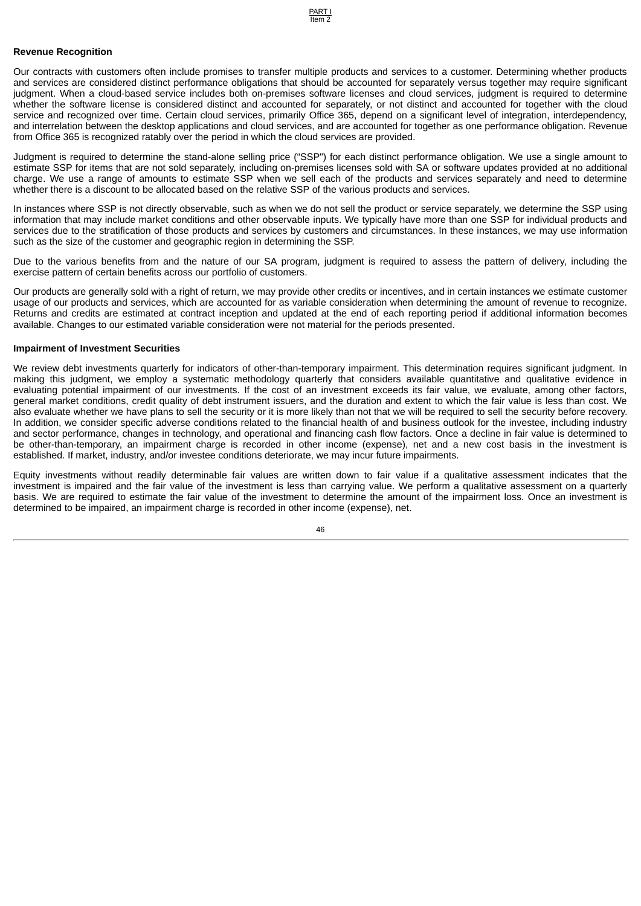**Revenue Recognition**

Our contracts with customers often include promises to transfer multiple products and services to a customer. Determining whether products and services are considered distinct performance obligations that should be accounted for separately versus together may require significant judgment. When a cloud-based service includes both on-premises software licenses and cloud services, judgment is required to determine whether the software license is considered distinct and accounted for separately, or not distinct and accounted for together with the cloud service and recognized over time. Certain cloud services, primarily Office 365, depend on a significant level of integration, interdependency, and interrelation between the desktop applications and cloud services, and are accounted for together as one performance obligation. Revenue from Office 365 is recognized ratably over the period in which the cloud services are provided.

Judgment is required to determine the stand-alone selling price ("SSP") for each distinct performance obligation. We use a single amount to estimate SSP for items that are not sold separately, including on-premises licenses sold with SA or software updates provided at no additional charge. We use a range of amounts to estimate SSP when we sell each of the products and services separately and need to determine whether there is a discount to be allocated based on the relative SSP of the various products and services.

In instances where SSP is not directly observable, such as when we do not sell the product or service separately, we determine the SSP using information that may include market conditions and other observable inputs. We typically have more than one SSP for individual products and services due to the stratification of those products and services by customers and circumstances. In these instances, we may use information such as the size of the customer and geographic region in determining the SSP.

Due to the various benefits from and the nature of our SA program, judgment is required to assess the pattern of delivery, including the exercise pattern of certain benefits across our portfolio of customers.

Our products are generally sold with a right of return, we may provide other credits or incentives, and in certain instances we estimate customer usage of our products and services, which are accounted for as variable consideration when determining the amount of revenue to recognize. Returns and credits are estimated at contract inception and updated at the end of each reporting period if additional information becomes available. Changes to our estimated variable consideration were not material for the periods presented.

**Impairment of Investment Securities**

We review debt investments quarterly for indicators of other-than-temporary impairment. This determination requires significant judgment. In making this judgment, we employ a systematic methodology quarterly that considers available quantitative and qualitative evidence in evaluating potential impairment of our investments. If the cost of an investment exceeds its fair value, we evaluate, among other factors, general market conditions, credit quality of debt instrument issuers, and the duration and extent to which the fair value is less than cost. We also evaluate whether we have plans to sell the security or it is more likely than not that we will be required to sell the security before recovery. In addition, we consider specific adverse conditions related to the financial health of and business outlook for the investee, including industry and sector performance, changes in technology, and operational and financing cash flow factors. Once a decline in fair value is determined to be other-than-temporary, an impairment charge is recorded in other income (expense), net and a new cost basis in the investment is established. If market, industry, and/or investee conditions deteriorate, we may incur future impairments.

Equity investments without readily determinable fair values are written down to fair value if a qualitative assessment indicates that the investment is impaired and the fair value of the investment is less than carrying value. We perform a qualitative assessment on a quarterly basis. We are required to estimate the fair value of the investment to determine the amount of the impairment loss. Once an investment is determined to be impaired, an impairment charge is recorded in other income (expense), net.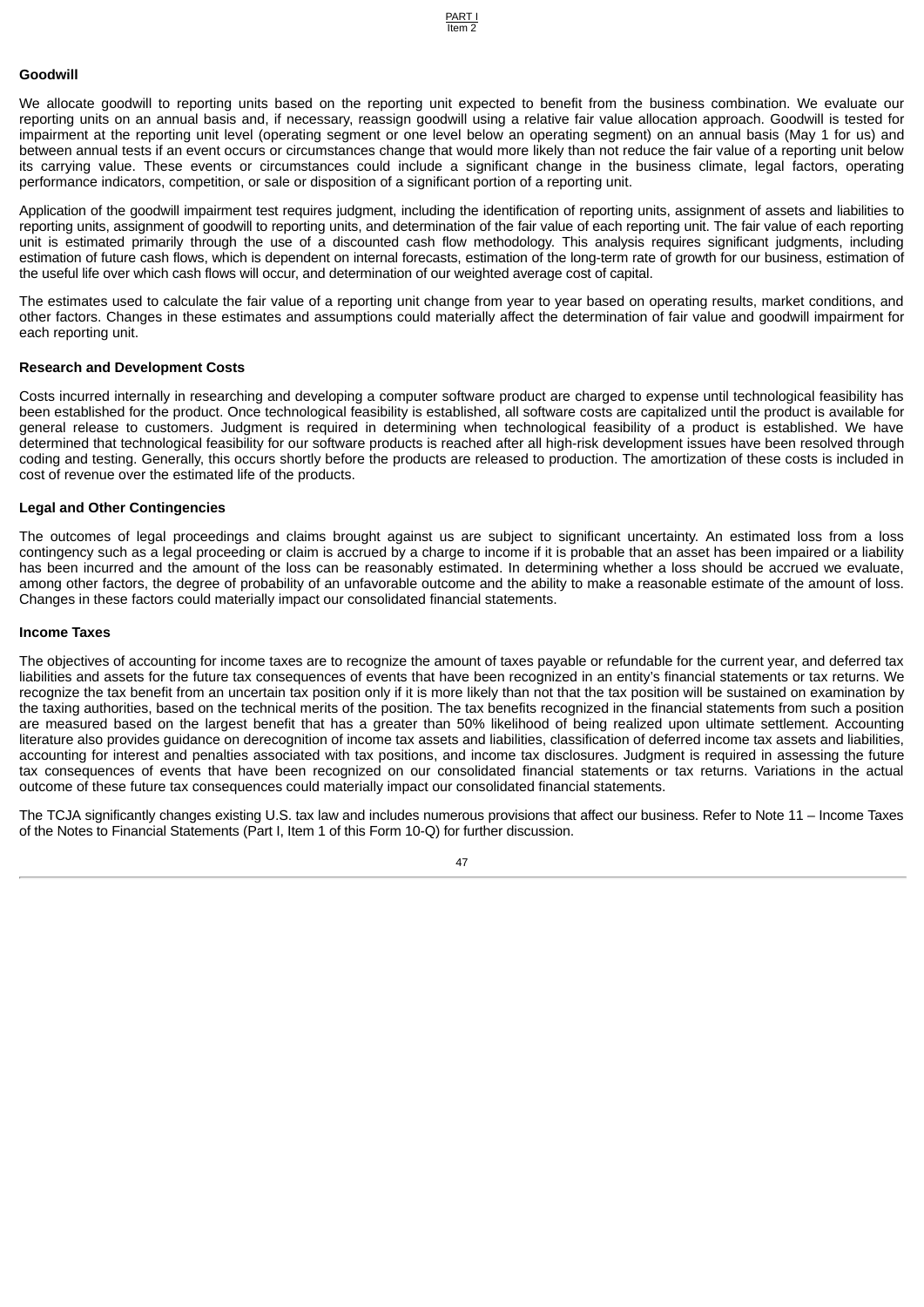### Goodwill

We allocate goodwill to reporting units based on the reporting unit expected to benefit from the business combination. We evaluate our reporting units on an annual basis and, if necessary, reassign goodwill using a relative fair value allocation approach. Goodwill is tested for impairment at the reporting unit level (operating segment or one level below an operating segment) on an annual basis (May 1 for us) and between annual tests if an event occurs or circumstances change that would more likely than not reduce the fair value of a reporting unit below its carrying value. These events or circumstances could include a significant change in the business climate, legal factors, operating performance indicators, competition, or sale or disposition of a significant portion of a reporting unit.

Application of the goodwill impairment test requires judgment, including the identification of reporting units, assignment of assets and liabilities to reporting units, assignment of goodwill to reporting units, and determination of the fair value of each reporting unit. The fair value of each reporting unit is estimated primarily through the use of a discounted cash flow methodology. This analysis requires significant judgments, including estimation of future cash flows, which is dependent on internal forecasts, estimation of the long-term rate of growth for our business, estimation of the useful life over which cash flows will occur, and determination of our weighted average cost of capital.

The estimates used to calculate the fair value of a reporting unit change from year to year based on operating results, market conditions, and other factors. Changes in these estimates and assumptions could materially affect the determination of fair value and goodwill impairment for each reporting unit.

### Research and Development Costs

Costs incurred internally in researching and developing a computer software product are charged to expense until technological feasibility has been established for the product. Once technological feasibility is established, all software costs are capitalized until the product is available for general release to customers. Judgment is required in determining when technological feasibility of a product is established. We have determined that technological feasibility for our software products is reached after all high-risk development issues have been resolved through coding and testing. Generally, this occurs shortly before the products are released to production. The amortization of these costs is included in cost of revenue over the estimated life of the products.

### Legal and Other Contingencies

The outcomes of legal proceedings and claims brought against us are subject to significant uncertainty. An estimated loss from a loss contingency such as a legal proceeding or claim is accrued by a charge to income if it is probable that an asset has been impaired or a liability has been incurred and the amount of the loss can be reasonably estimated. In determining whether a loss should be accrued we evaluate, among other factors, the degree of probability of an unfavorable outcome and the ability to make a reasonable estimate of the amount of loss. Changes in these factors could materially impact our consolidated financial statements.

### Income Taxes

The objectives of accounting for income taxes are to recognize the amount of taxes payable or refundable for the current year, and deferred tax liabilities and assets for the future tax consequences of events that have been recognized in an entity's financial statements or tax returns. We recognize the tax benefit from an uncertain tax position only if it is more likely than not that the tax position will be sustained on examination by the taxing authorities, based on the technical merits of the position. The tax benefits recognized in the financial statements from such a position are measured based on the largest benefit that has a greater than 50% likelihood of being realized upon ultimate settlement. Accounting literature also provides guidance on derecognition of income tax assets and liabilities, classification of deferred income tax assets and liabilities, accounting for interest and penalties associated with tax positions, and income tax disclosures. Judgment is required in assessing the future tax consequences of events that have been recognized on our consolidated financial statements or tax returns. Variations in the actual outcome of these future tax consequences could materially impact our consolidated financial statements.

The TCJA significantly changes existing U.S. tax law and includes numerous provisions that affect our business. Refer to Note 11 – Income Taxes of the Notes to Financial Statements (Part I, Item 1 of this Form 10-Q) for further discussion.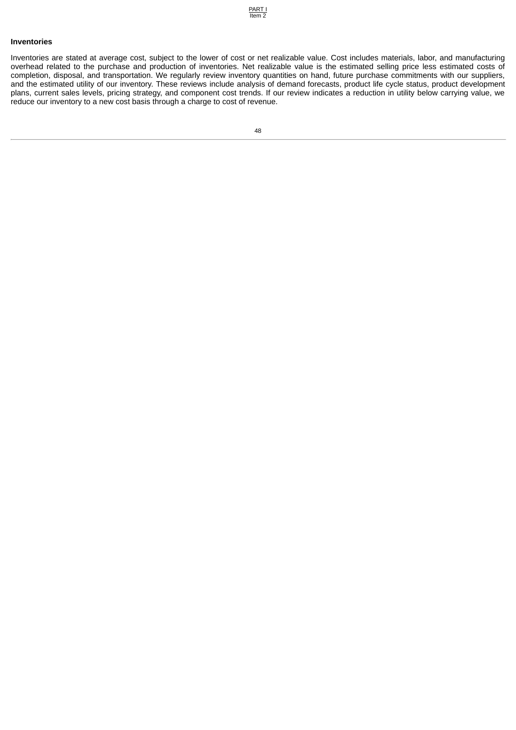### Inventories

Inventories are stated at average cost, subject to the lower of cost or net realizable value. Cost includes materials, labor, and manufacturing overhead related to the purchase and production of inventories. Net realizable value is the estimated selling price less estimated costs of completion, disposal, and transportation. We regularly review inventory quantities on hand, future purchase commitments with our suppliers, and the estimated utility of our inventory. These reviews include analysis of demand forecasts, product life cycle status, product development plans, current sales levels, pricing strategy, and component cost trends. If our review indicates a reduction in utility below carrying value, we reduce our inventory to a new cost basis through a charge to cost of revenue.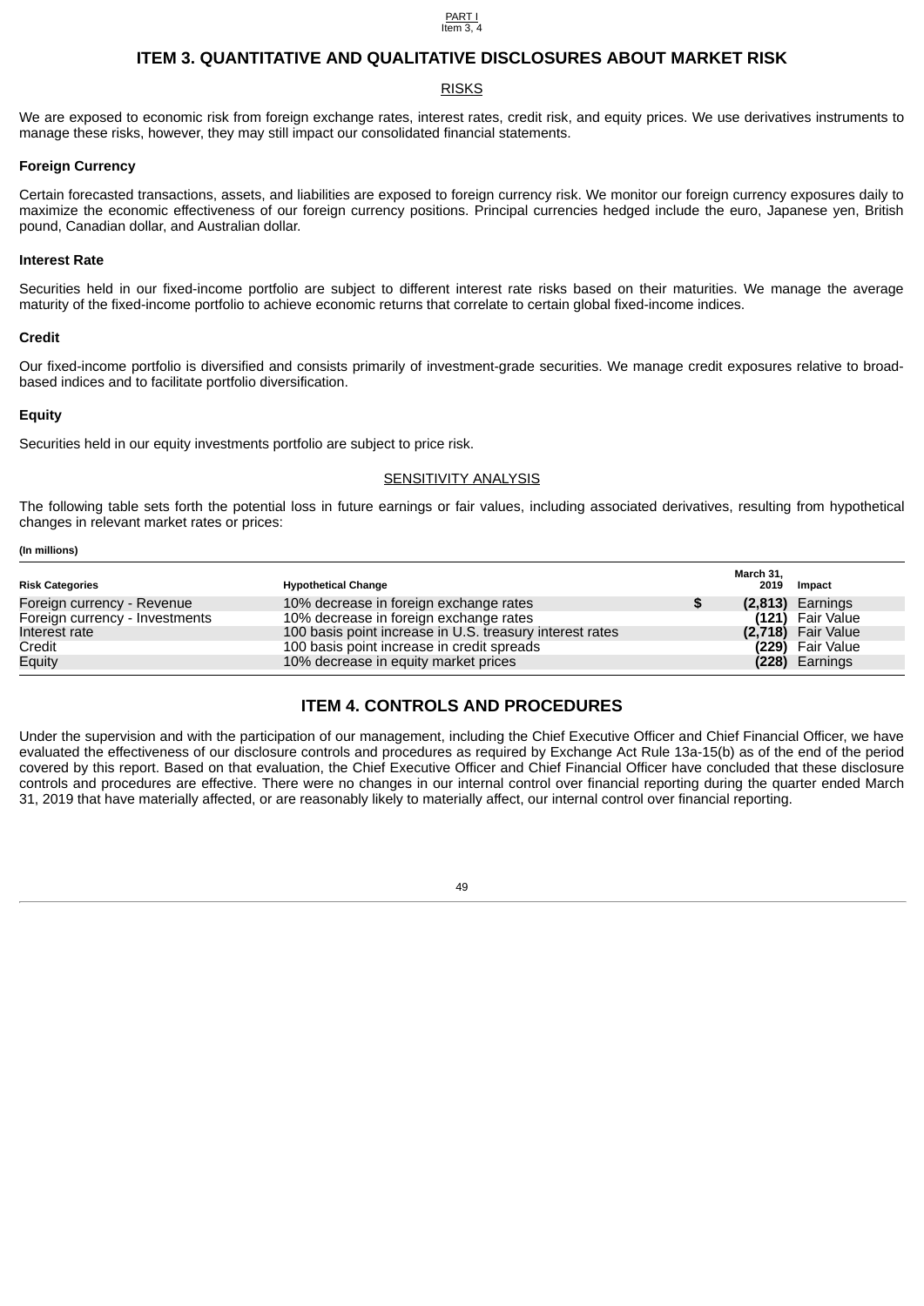## ITEM 3. QUANTITATIVE AND QUALITATIVE DISCLOSURES ABOUT MARKET RISK

### RISKS

We are exposed to economic risk from foreign exchange rates, interest rates, credit risk, and equity prices. We use derivatives instruments to manage these risks, however, they may still impact our consolidated financial statements.

**Foreign Currency**

Certain forecasted transactions, assets, and liabilities are exposed to foreign currency risk. We monitor our foreign currency exposures daily to maximize the economic effectiveness of our foreign currency positions. Principal currencies hedged include the euro, Japanese yen, British pound, Canadian dollar, and Australian dollar.

**Interest Rate**

Securities held in our fixed-income portfolio are subject to different interest rate risks based on their maturities. We manage the average maturity of the fixed-income portfolio to achieve economic returns that correlate to certain global fixed-income indices.

**Credit**

Our fixed-income portfolio is diversified and consists primarily of investment-grade securities. We manage credit exposures relative to broad-based indices and to facilitate portfolio diversification.

**Equity**

Securities held in our equity investments portfolio are subject to price risk.

### SENSITIVITY ANALYSIS

The following table sets forth the potential loss in future earnings or fair values, including associated derivatives, resulting from hypothetical changes in relevant market rates or prices:

**(In millions)**

| Risk Categories | Hypothetical Change | March 31, 2019 | Impact |
|---|---|---|---|
| Foreign currency - Revenue | 10% decrease in foreign exchange rates | $ **(2,813)** | Earnings |
| Foreign currency - Investments | 10% decrease in foreign exchange rates | **(121)** | Fair Value |
| Interest rate | 100 basis point increase in U.S. treasury interest rates | **(2,718)** | Fair Value |
| Credit | 100 basis point increase in credit spreads | **(229)** | Fair Value |
| Equity | 10% decrease in equity market prices | **(228)** | Earnings |

## ITEM 4. CONTROLS AND PROCEDURES

Under the supervision and with the participation of our management, including the Chief Executive Officer and Chief Financial Officer, we have evaluated the effectiveness of our disclosure controls and procedures as required by Exchange Act Rule 13a-15(b) as of the end of the period covered by this report. Based on that evaluation, the Chief Executive Officer and Chief Financial Officer have concluded that these disclosure controls and procedures are effective. There were no changes in our internal control over financial reporting during the quarter ended March 31, 2019 that have materially affected, or are reasonably likely to materially affect, our internal control over financial reporting.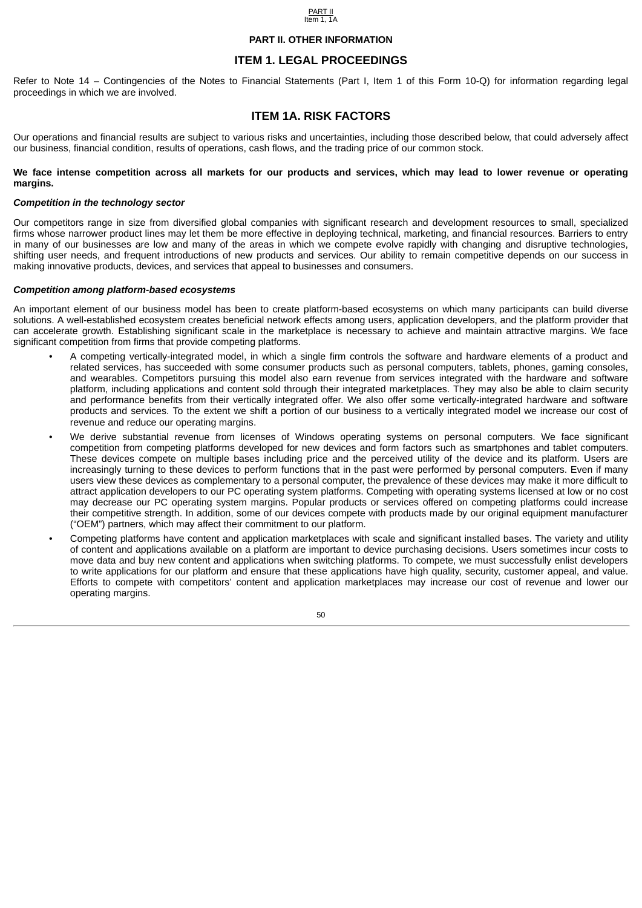# PART II. OTHER INFORMATION

## ITEM 1. LEGAL PROCEEDINGS

Refer to Note 14 – Contingencies of the Notes to Financial Statements (Part I, Item 1 of this Form 10-Q) for information regarding legal proceedings in which we are involved.

## ITEM 1A. RISK FACTORS

Our operations and financial results are subject to various risks and uncertainties, including those described below, that could adversely affect our business, financial condition, results of operations, cash flows, and the trading price of our common stock.

**We face intense competition across all markets for our products and services, which may lead to lower revenue or operating margins.**

***Competition in the technology sector***

Our competitors range in size from diversified global companies with significant research and development resources to small, specialized firms whose narrower product lines may let them be more effective in deploying technical, marketing, and financial resources. Barriers to entry in many of our businesses are low and many of the areas in which we compete evolve rapidly with changing and disruptive technologies, shifting user needs, and frequent introductions of new products and services. Our ability to remain competitive depends on our success in making innovative products, devices, and services that appeal to businesses and consumers.

***Competition among platform-based ecosystems***

An important element of our business model has been to create platform-based ecosystems on which many participants can build diverse solutions. A well-established ecosystem creates beneficial network effects among users, application developers, and the platform provider that can accelerate growth. Establishing significant scale in the marketplace is necessary to achieve and maintain attractive margins. We face significant competition from firms that provide competing platforms.

- A competing vertically-integrated model, in which a single firm controls the software and hardware elements of a product and related services, has succeeded with some consumer products such as personal computers, tablets, phones, gaming consoles, and wearables. Competitors pursuing this model also earn revenue from services integrated with the hardware and software platform, including applications and content sold through their integrated marketplaces. They may also be able to claim security and performance benefits from their vertically integrated offer. We also offer some vertically-integrated hardware and software products and services. To the extent we shift a portion of our business to a vertically integrated model we increase our cost of revenue and reduce our operating margins.
- We derive substantial revenue from licenses of Windows operating systems on personal computers. We face significant competition from competing platforms developed for new devices and form factors such as smartphones and tablet computers. These devices compete on multiple bases including price and the perceived utility of the device and its platform. Users are increasingly turning to these devices to perform functions that in the past were performed by personal computers. Even if many users view these devices as complementary to a personal computer, the prevalence of these devices may make it more difficult to attract application developers to our PC operating system platforms. Competing with operating systems licensed at low or no cost may decrease our PC operating system margins. Popular products or services offered on competing platforms could increase their competitive strength. In addition, some of our devices compete with products made by our original equipment manufacturer (“OEM”) partners, which may affect their commitment to our platform.
- Competing platforms have content and application marketplaces with scale and significant installed bases. The variety and utility of content and applications available on a platform are important to device purchasing decisions. Users sometimes incur costs to move data and buy new content and applications when switching platforms. To compete, we must successfully enlist developers to write applications for our platform and ensure that these applications have high quality, security, customer appeal, and value. Efforts to compete with competitors’ content and application marketplaces may increase our cost of revenue and lower our operating margins.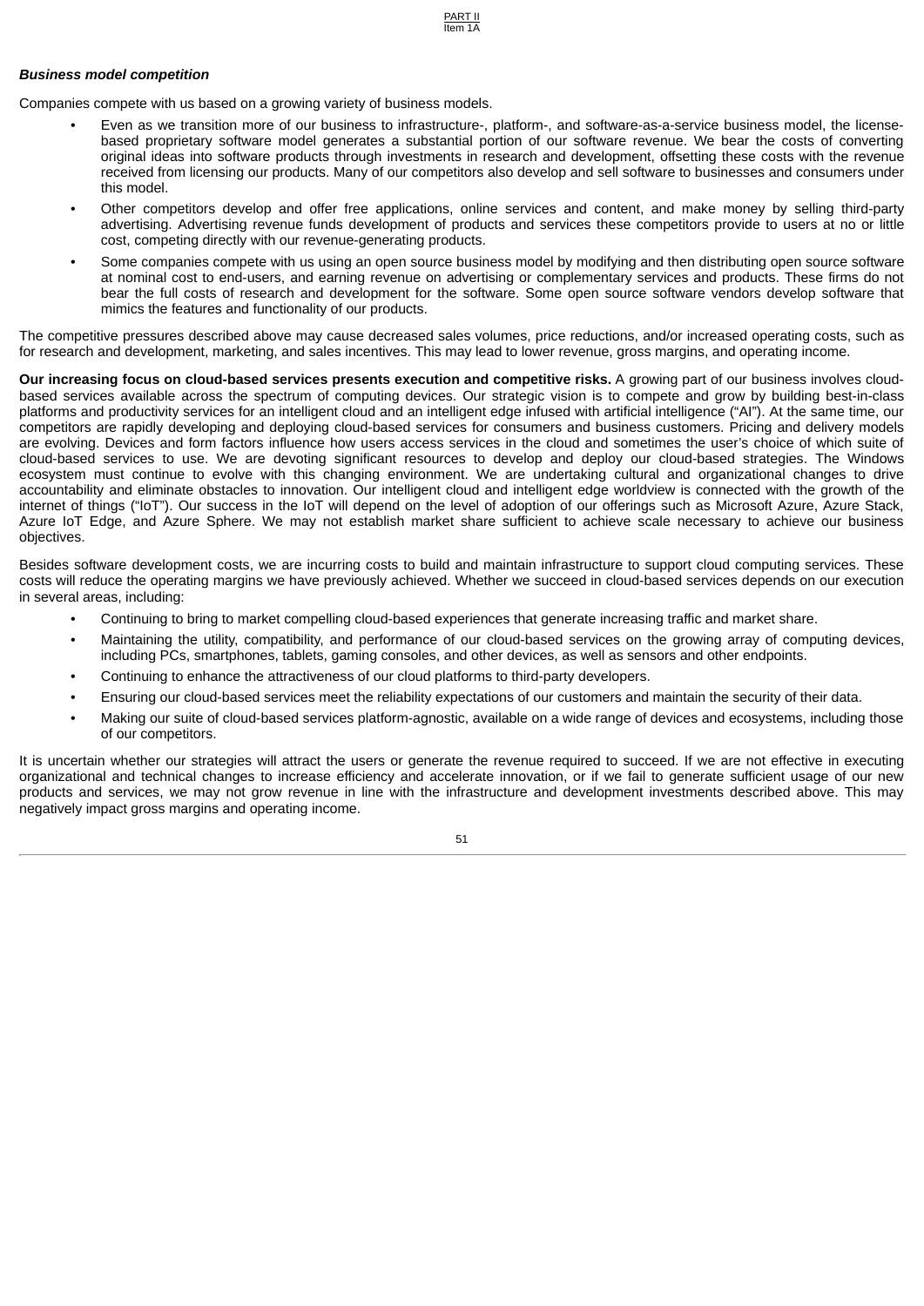***Business model competition***

Companies compete with us based on a growing variety of business models.

- Even as we transition more of our business to infrastructure-, platform-, and software-as-a-service business model, the license-based proprietary software model generates a substantial portion of our software revenue. We bear the costs of converting original ideas into software products through investments in research and development, offsetting these costs with the revenue received from licensing our products. Many of our competitors also develop and sell software to businesses and consumers under this model.
- Other competitors develop and offer free applications, online services and content, and make money by selling third-party advertising. Advertising revenue funds development of products and services these competitors provide to users at no or little cost, competing directly with our revenue-generating products.
- Some companies compete with us using an open source business model by modifying and then distributing open source software at nominal cost to end-users, and earning revenue on advertising or complementary services and products. These firms do not bear the full costs of research and development for the software. Some open source software vendors develop software that mimics the features and functionality of our products.

The competitive pressures described above may cause decreased sales volumes, price reductions, and/or increased operating costs, such as for research and development, marketing, and sales incentives. This may lead to lower revenue, gross margins, and operating income.

**Our increasing focus on cloud-based services presents execution and competitive risks.** A growing part of our business involves cloud-based services available across the spectrum of computing devices. Our strategic vision is to compete and grow by building best-in-class platforms and productivity services for an intelligent cloud and an intelligent edge infused with artificial intelligence ("AI"). At the same time, our competitors are rapidly developing and deploying cloud-based services for consumers and business customers. Pricing and delivery models are evolving. Devices and form factors influence how users access services in the cloud and sometimes the user's choice of which suite of cloud-based services to use. We are devoting significant resources to develop and deploy our cloud-based strategies. The Windows ecosystem must continue to evolve with this changing environment. We are undertaking cultural and organizational changes to drive accountability and eliminate obstacles to innovation. Our intelligent cloud and intelligent edge worldview is connected with the growth of the internet of things ("IoT"). Our success in the IoT will depend on the level of adoption of our offerings such as Microsoft Azure, Azure Stack, Azure IoT Edge, and Azure Sphere. We may not establish market share sufficient to achieve scale necessary to achieve our business objectives.

Besides software development costs, we are incurring costs to build and maintain infrastructure to support cloud computing services. These costs will reduce the operating margins we have previously achieved. Whether we succeed in cloud-based services depends on our execution in several areas, including:

- Continuing to bring to market compelling cloud-based experiences that generate increasing traffic and market share.
- Maintaining the utility, compatibility, and performance of our cloud-based services on the growing array of computing devices, including PCs, smartphones, tablets, gaming consoles, and other devices, as well as sensors and other endpoints.
- Continuing to enhance the attractiveness of our cloud platforms to third-party developers.
- Ensuring our cloud-based services meet the reliability expectations of our customers and maintain the security of their data.
- Making our suite of cloud-based services platform-agnostic, available on a wide range of devices and ecosystems, including those of our competitors.

It is uncertain whether our strategies will attract the users or generate the revenue required to succeed. If we are not effective in executing organizational and technical changes to increase efficiency and accelerate innovation, or if we fail to generate sufficient usage of our new products and services, we may not grow revenue in line with the infrastructure and development investments described above. This may negatively impact gross margins and operating income.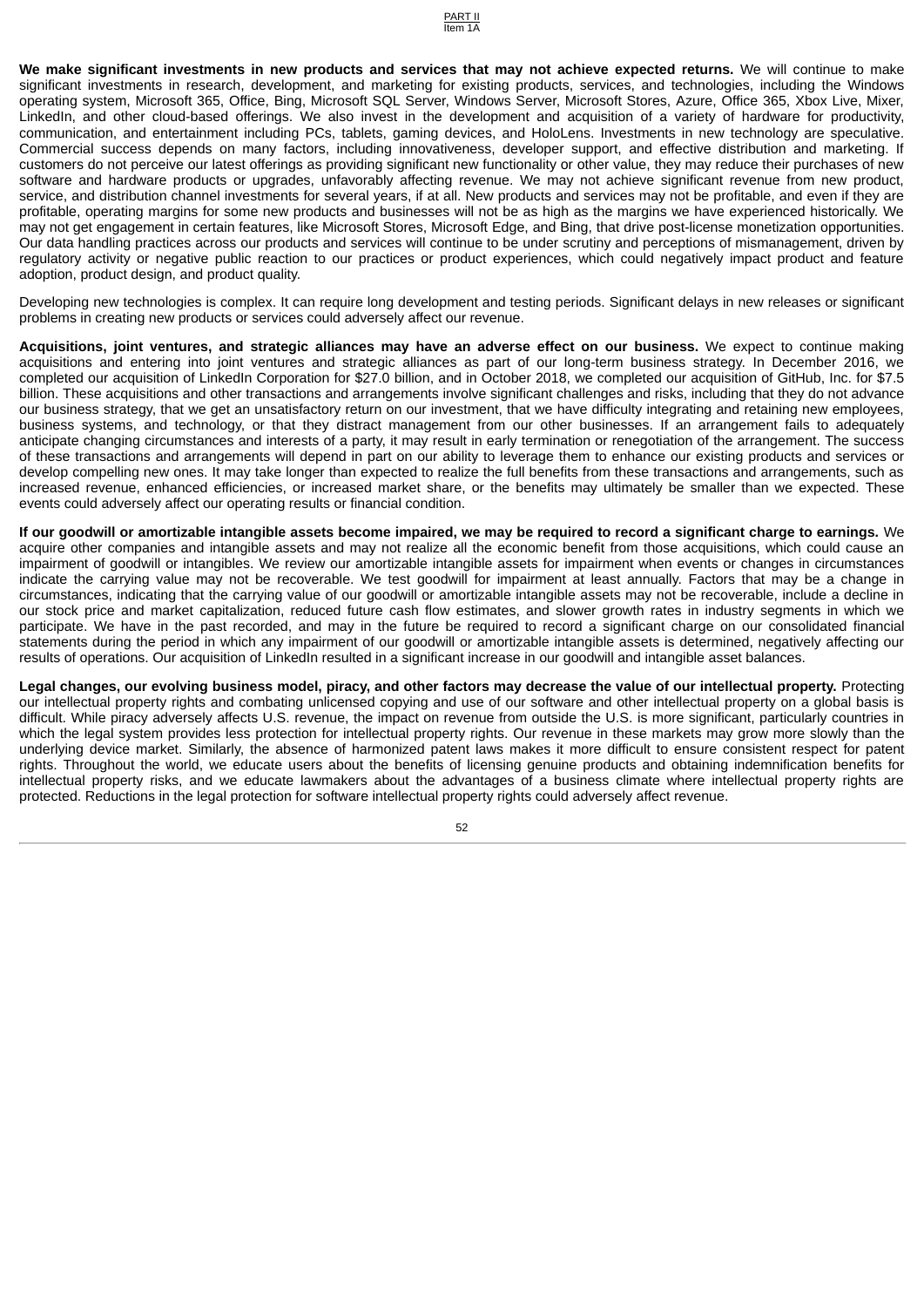**We make significant investments in new products and services that may not achieve expected returns.** We will continue to make significant investments in research, development, and marketing for existing products, services, and technologies, including the Windows operating system, Microsoft 365, Office, Bing, Microsoft SQL Server, Windows Server, Microsoft Stores, Azure, Office 365, Xbox Live, Mixer, LinkedIn, and other cloud-based offerings. We also invest in the development and acquisition of a variety of hardware for productivity, communication, and entertainment including PCs, tablets, gaming devices, and HoloLens. Investments in new technology are speculative. Commercial success depends on many factors, including innovativeness, developer support, and effective distribution and marketing. If customers do not perceive our latest offerings as providing significant new functionality or other value, they may reduce their purchases of new software and hardware products or upgrades, unfavorably affecting revenue. We may not achieve significant revenue from new product, service, and distribution channel investments for several years, if at all. New products and services may not be profitable, and even if they are profitable, operating margins for some new products and businesses will not be as high as the margins we have experienced historically. We may not get engagement in certain features, like Microsoft Stores, Microsoft Edge, and Bing, that drive post-license monetization opportunities. Our data handling practices across our products and services will continue to be under scrutiny and perceptions of mismanagement, driven by regulatory activity or negative public reaction to our practices or product experiences, which could negatively impact product and feature adoption, product design, and product quality.

Developing new technologies is complex. It can require long development and testing periods. Significant delays in new releases or significant problems in creating new products or services could adversely affect our revenue.

**Acquisitions, joint ventures, and strategic alliances may have an adverse effect on our business.** We expect to continue making acquisitions and entering into joint ventures and strategic alliances as part of our long-term business strategy. In December 2016, we completed our acquisition of LinkedIn Corporation for $27.0 billion, and in October 2018, we completed our acquisition of GitHub, Inc. for $7.5 billion. These acquisitions and other transactions and arrangements involve significant challenges and risks, including that they do not advance our business strategy, that we get an unsatisfactory return on our investment, that we have difficulty integrating and retaining new employees, business systems, and technology, or that they distract management from our other businesses. If an arrangement fails to adequately anticipate changing circumstances and interests of a party, it may result in early termination or renegotiation of the arrangement. The success of these transactions and arrangements will depend in part on our ability to leverage them to enhance our existing products and services or develop compelling new ones. It may take longer than expected to realize the full benefits from these transactions and arrangements, such as increased revenue, enhanced efficiencies, or increased market share, or the benefits may ultimately be smaller than we expected. These events could adversely affect our operating results or financial condition.

**If our goodwill or amortizable intangible assets become impaired, we may be required to record a significant charge to earnings.** We acquire other companies and intangible assets and may not realize all the economic benefit from those acquisitions, which could cause an impairment of goodwill or intangibles. We review our amortizable intangible assets for impairment when events or changes in circumstances indicate the carrying value may not be recoverable. We test goodwill for impairment at least annually. Factors that may be a change in circumstances, indicating that the carrying value of our goodwill or amortizable intangible assets may not be recoverable, include a decline in our stock price and market capitalization, reduced future cash flow estimates, and slower growth rates in industry segments in which we participate. We have in the past recorded, and may in the future be required to record a significant charge on our consolidated financial statements during the period in which any impairment of our goodwill or amortizable intangible assets is determined, negatively affecting our results of operations. Our acquisition of LinkedIn resulted in a significant increase in our goodwill and intangible asset balances.

**Legal changes, our evolving business model, piracy, and other factors may decrease the value of our intellectual property.** Protecting our intellectual property rights and combating unlicensed copying and use of our software and other intellectual property on a global basis is difficult. While piracy adversely affects U.S. revenue, the impact on revenue from outside the U.S. is more significant, particularly countries in which the legal system provides less protection for intellectual property rights. Our revenue in these markets may grow more slowly than the underlying device market. Similarly, the absence of harmonized patent laws makes it more difficult to ensure consistent respect for patent rights. Throughout the world, we educate users about the benefits of licensing genuine products and obtaining indemnification benefits for intellectual property risks, and we educate lawmakers about the advantages of a business climate where intellectual property rights are protected. Reductions in the legal protection for software intellectual property rights could adversely affect revenue.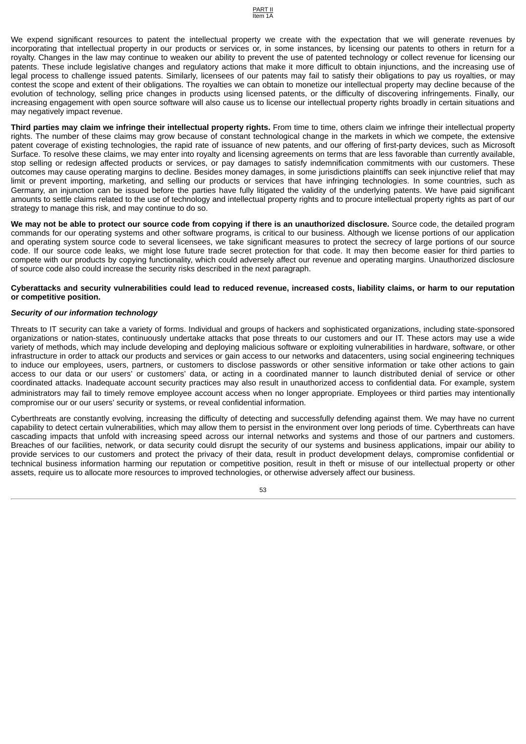We expend significant resources to patent the intellectual property we create with the expectation that we will generate revenues by incorporating that intellectual property in our products or services or, in some instances, by licensing our patents to others in return for a royalty. Changes in the law may continue to weaken our ability to prevent the use of patented technology or collect revenue for licensing our patents. These include legislative changes and regulatory actions that make it more difficult to obtain injunctions, and the increasing use of legal process to challenge issued patents. Similarly, licensees of our patents may fail to satisfy their obligations to pay us royalties, or may contest the scope and extent of their obligations. The royalties we can obtain to monetize our intellectual property may decline because of the evolution of technology, selling price changes in products using licensed patents, or the difficulty of discovering infringements. Finally, our increasing engagement with open source software will also cause us to license our intellectual property rights broadly in certain situations and may negatively impact revenue.

**Third parties may claim we infringe their intellectual property rights.** From time to time, others claim we infringe their intellectual property rights. The number of these claims may grow because of constant technological change in the markets in which we compete, the extensive patent coverage of existing technologies, the rapid rate of issuance of new patents, and our offering of first-party devices, such as Microsoft Surface. To resolve these claims, we may enter into royalty and licensing agreements on terms that are less favorable than currently available, stop selling or redesign affected products or services, or pay damages to satisfy indemnification commitments with our customers. These outcomes may cause operating margins to decline. Besides money damages, in some jurisdictions plaintiffs can seek injunctive relief that may limit or prevent importing, marketing, and selling our products or services that have infringing technologies. In some countries, such as Germany, an injunction can be issued before the parties have fully litigated the validity of the underlying patents. We have paid significant amounts to settle claims related to the use of technology and intellectual property rights and to procure intellectual property rights as part of our strategy to manage this risk, and may continue to do so.

**We may not be able to protect our source code from copying if there is an unauthorized disclosure.** Source code, the detailed program commands for our operating systems and other software programs, is critical to our business. Although we license portions of our application and operating system source code to several licensees, we take significant measures to protect the secrecy of large portions of our source code. If our source code leaks, we might lose future trade secret protection for that code. It may then become easier for third parties to compete with our products by copying functionality, which could adversely affect our revenue and operating margins. Unauthorized disclosure of source code also could increase the security risks described in the next paragraph.

**Cyberattacks and security vulnerabilities could lead to reduced revenue, increased costs, liability claims, or harm to our reputation or competitive position.**

***Security of our information technology***

Threats to IT security can take a variety of forms. Individual and groups of hackers and sophisticated organizations, including state-sponsored organizations or nation-states, continuously undertake attacks that pose threats to our customers and our IT. These actors may use a wide variety of methods, which may include developing and deploying malicious software or exploiting vulnerabilities in hardware, software, or other infrastructure in order to attack our products and services or gain access to our networks and datacenters, using social engineering techniques to induce our employees, users, partners, or customers to disclose passwords or other sensitive information or take other actions to gain access to our data or our users' or customers' data, or acting in a coordinated manner to launch distributed denial of service or other coordinated attacks. Inadequate account security practices may also result in unauthorized access to confidential data. For example, system administrators may fail to timely remove employee account access when no longer appropriate. Employees or third parties may intentionally compromise our or our users' security or systems, or reveal confidential information.

Cyberthreats are constantly evolving, increasing the difficulty of detecting and successfully defending against them. We may have no current capability to detect certain vulnerabilities, which may allow them to persist in the environment over long periods of time. Cyberthreats can have cascading impacts that unfold with increasing speed across our internal networks and systems and those of our partners and customers. Breaches of our facilities, network, or data security could disrupt the security of our systems and business applications, impair our ability to provide services to our customers and protect the privacy of their data, result in product development delays, compromise confidential or technical business information harming our reputation or competitive position, result in theft or misuse of our intellectual property or other assets, require us to allocate more resources to improved technologies, or otherwise adversely affect our business.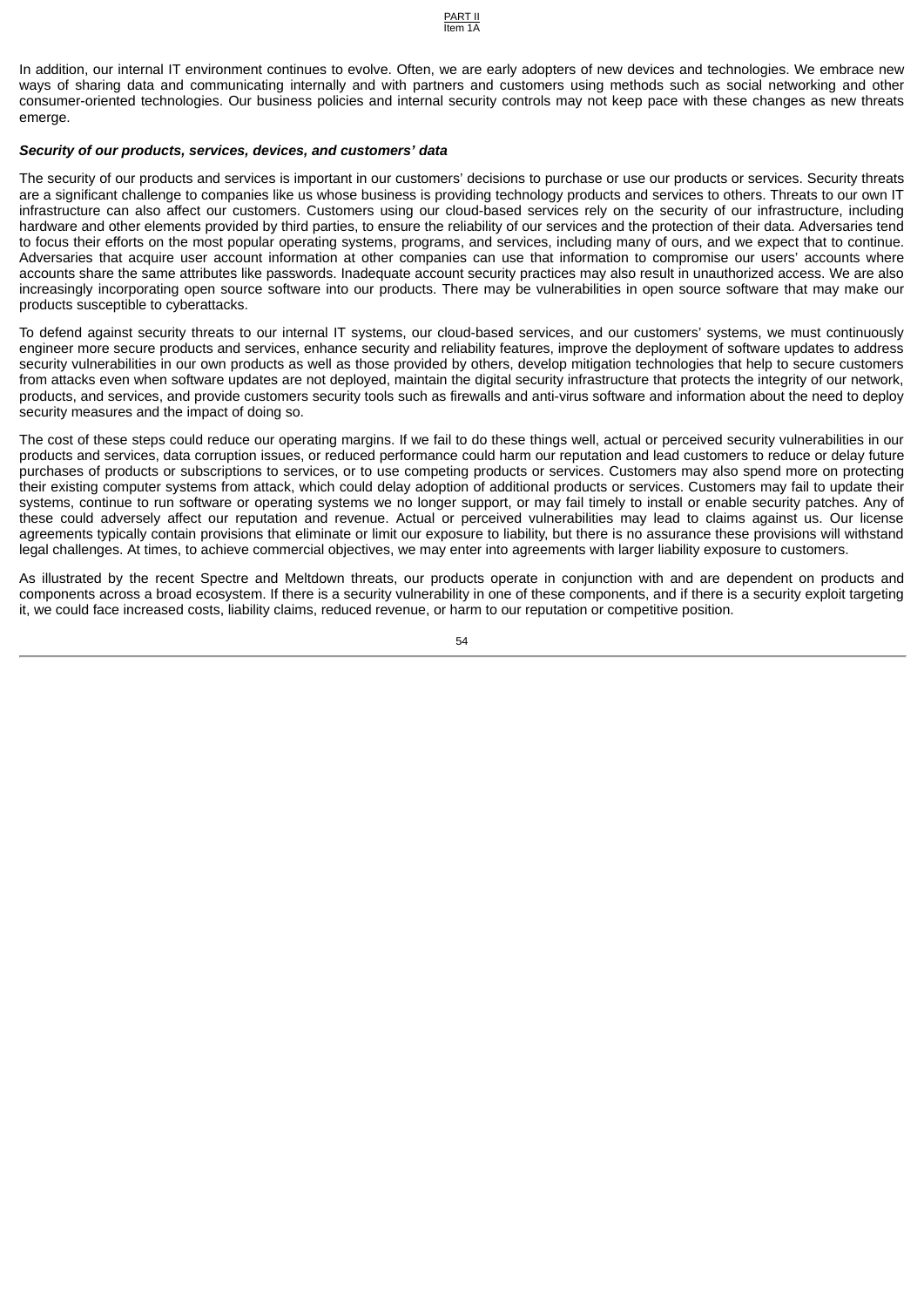In addition, our internal IT environment continues to evolve. Often, we are early adopters of new devices and technologies. We embrace new ways of sharing data and communicating internally and with partners and customers using methods such as social networking and other consumer-oriented technologies. Our business policies and internal security controls may not keep pace with these changes as new threats emerge.

***Security of our products, services, devices, and customers' data***

The security of our products and services is important in our customers' decisions to purchase or use our products or services. Security threats are a significant challenge to companies like us whose business is providing technology products and services to others. Threats to our own IT infrastructure can also affect our customers. Customers using our cloud-based services rely on the security of our infrastructure, including hardware and other elements provided by third parties, to ensure the reliability of our services and the protection of their data. Adversaries tend to focus their efforts on the most popular operating systems, programs, and services, including many of ours, and we expect that to continue. Adversaries that acquire user account information at other companies can use that information to compromise our users' accounts where accounts share the same attributes like passwords. Inadequate account security practices may also result in unauthorized access. We are also increasingly incorporating open source software into our products. There may be vulnerabilities in open source software that may make our products susceptible to cyberattacks.

To defend against security threats to our internal IT systems, our cloud-based services, and our customers' systems, we must continuously engineer more secure products and services, enhance security and reliability features, improve the deployment of software updates to address security vulnerabilities in our own products as well as those provided by others, develop mitigation technologies that help to secure customers from attacks even when software updates are not deployed, maintain the digital security infrastructure that protects the integrity of our network, products, and services, and provide customers security tools such as firewalls and anti-virus software and information about the need to deploy security measures and the impact of doing so.

The cost of these steps could reduce our operating margins. If we fail to do these things well, actual or perceived security vulnerabilities in our products and services, data corruption issues, or reduced performance could harm our reputation and lead customers to reduce or delay future purchases of products or subscriptions to services, or to use competing products or services. Customers may also spend more on protecting their existing computer systems from attack, which could delay adoption of additional products or services. Customers may fail to update their systems, continue to run software or operating systems we no longer support, or may fail timely to install or enable security patches. Any of these could adversely affect our reputation and revenue. Actual or perceived vulnerabilities may lead to claims against us. Our license agreements typically contain provisions that eliminate or limit our exposure to liability, but there is no assurance these provisions will withstand legal challenges. At times, to achieve commercial objectives, we may enter into agreements with larger liability exposure to customers.

As illustrated by the recent Spectre and Meltdown threats, our products operate in conjunction with and are dependent on products and components across a broad ecosystem. If there is a security vulnerability in one of these components, and if there is a security exploit targeting it, we could face increased costs, liability claims, reduced revenue, or harm to our reputation or competitive position.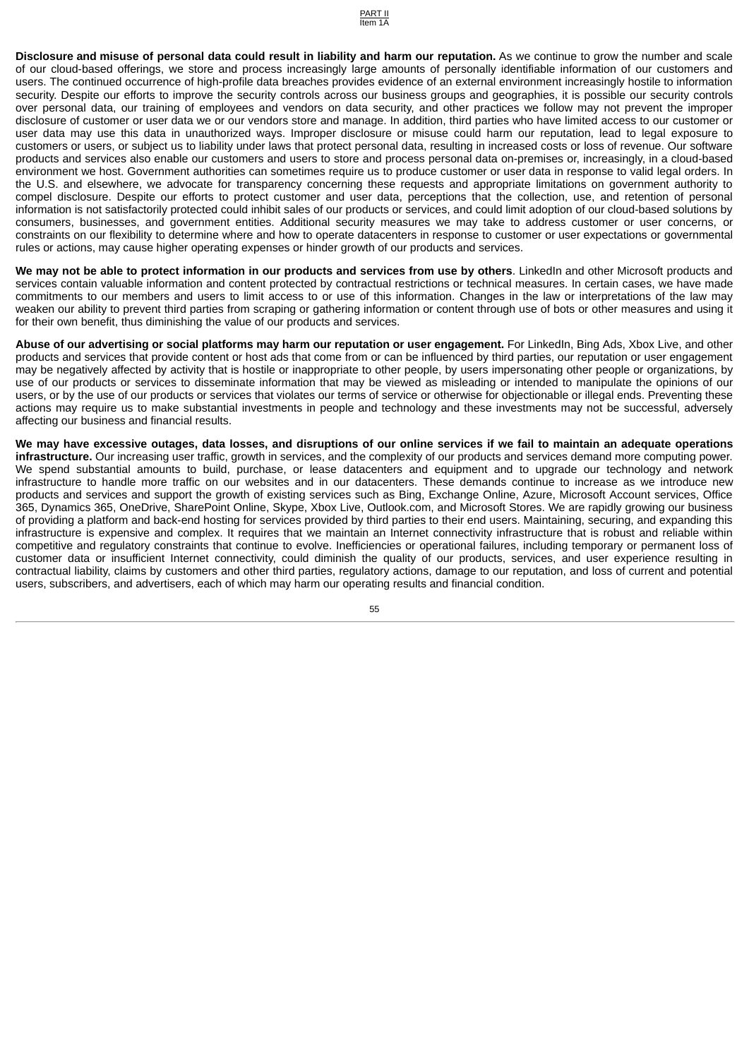**Disclosure and misuse of personal data could result in liability and harm our reputation.** As we continue to grow the number and scale of our cloud-based offerings, we store and process increasingly large amounts of personally identifiable information of our customers and users. The continued occurrence of high-profile data breaches provides evidence of an external environment increasingly hostile to information security. Despite our efforts to improve the security controls across our business groups and geographies, it is possible our security controls over personal data, our training of employees and vendors on data security, and other practices we follow may not prevent the improper disclosure of customer or user data we or our vendors store and manage. In addition, third parties who have limited access to our customer or user data may use this data in unauthorized ways. Improper disclosure or misuse could harm our reputation, lead to legal exposure to customers or users, or subject us to liability under laws that protect personal data, resulting in increased costs or loss of revenue. Our software products and services also enable our customers and users to store and process personal data on-premises or, increasingly, in a cloud-based environment we host. Government authorities can sometimes require us to produce customer or user data in response to valid legal orders. In the U.S. and elsewhere, we advocate for transparency concerning these requests and appropriate limitations on government authority to compel disclosure. Despite our efforts to protect customer and user data, perceptions that the collection, use, and retention of personal information is not satisfactorily protected could inhibit sales of our products or services, and could limit adoption of our cloud-based solutions by consumers, businesses, and government entities. Additional security measures we may take to address customer or user concerns, or constraints on our flexibility to determine where and how to operate datacenters in response to customer or user expectations or governmental rules or actions, may cause higher operating expenses or hinder growth of our products and services.

**We may not be able to protect information in our products and services from use by others**. LinkedIn and other Microsoft products and services contain valuable information and content protected by contractual restrictions or technical measures. In certain cases, we have made commitments to our members and users to limit access to or use of this information. Changes in the law or interpretations of the law may weaken our ability to prevent third parties from scraping or gathering information or content through use of bots or other measures and using it for their own benefit, thus diminishing the value of our products and services.

**Abuse of our advertising or social platforms may harm our reputation or user engagement.** For LinkedIn, Bing Ads, Xbox Live, and other products and services that provide content or host ads that come from or can be influenced by third parties, our reputation or user engagement may be negatively affected by activity that is hostile or inappropriate to other people, by users impersonating other people or organizations, by use of our products or services to disseminate information that may be viewed as misleading or intended to manipulate the opinions of our users, or by the use of our products or services that violates our terms of service or otherwise for objectionable or illegal ends. Preventing these actions may require us to make substantial investments in people and technology and these investments may not be successful, adversely affecting our business and financial results.

**We may have excessive outages, data losses, and disruptions of our online services if we fail to maintain an adequate operations infrastructure.** Our increasing user traffic, growth in services, and the complexity of our products and services demand more computing power. We spend substantial amounts to build, purchase, or lease datacenters and equipment and to upgrade our technology and network infrastructure to handle more traffic on our websites and in our datacenters. These demands continue to increase as we introduce new products and services and support the growth of existing services such as Bing, Exchange Online, Azure, Microsoft Account services, Office 365, Dynamics 365, OneDrive, SharePoint Online, Skype, Xbox Live, Outlook.com, and Microsoft Stores. We are rapidly growing our business of providing a platform and back-end hosting for services provided by third parties to their end users. Maintaining, securing, and expanding this infrastructure is expensive and complex. It requires that we maintain an Internet connectivity infrastructure that is robust and reliable within competitive and regulatory constraints that continue to evolve. Inefficiencies or operational failures, including temporary or permanent loss of customer data or insufficient Internet connectivity, could diminish the quality of our products, services, and user experience resulting in contractual liability, claims by customers and other third parties, regulatory actions, damage to our reputation, and loss of current and potential users, subscribers, and advertisers, each of which may harm our operating results and financial condition.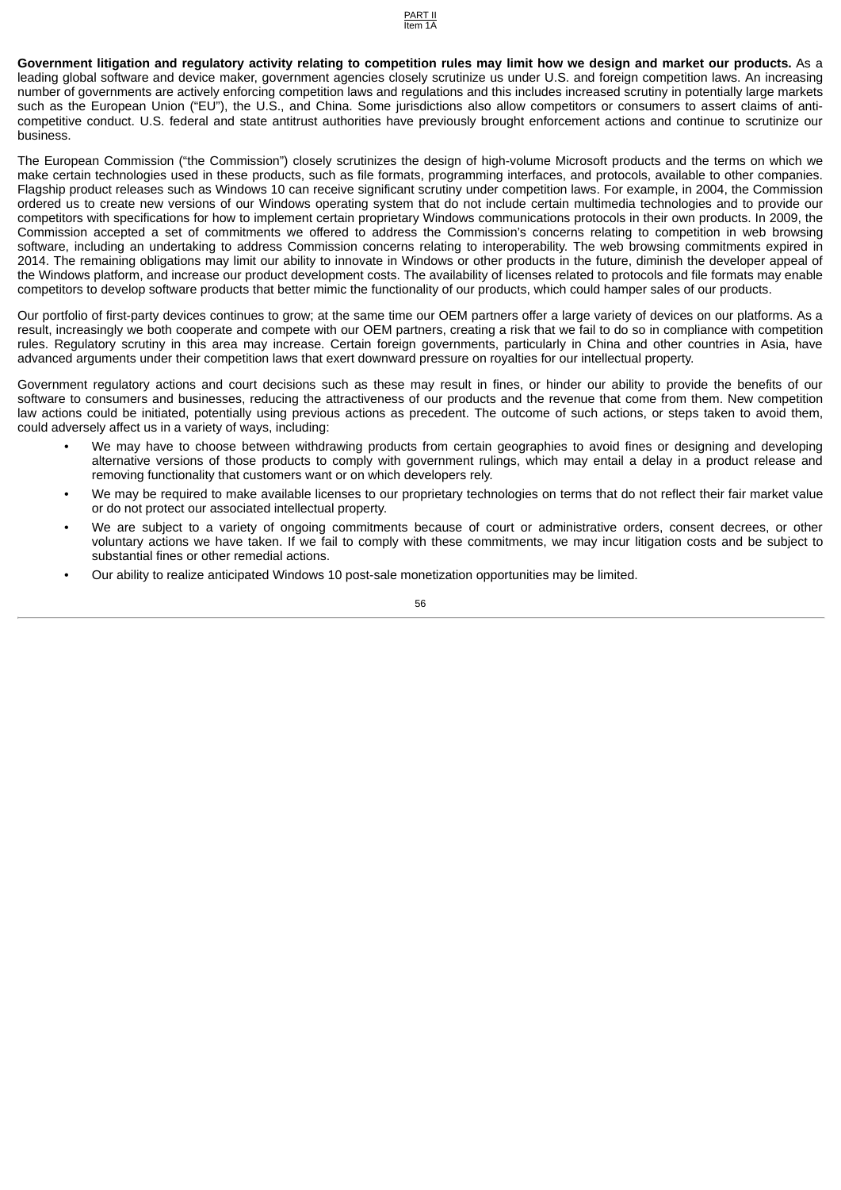**Government litigation and regulatory activity relating to competition rules may limit how we design and market our products.** As a leading global software and device maker, government agencies closely scrutinize us under U.S. and foreign competition laws. An increasing number of governments are actively enforcing competition laws and regulations and this includes increased scrutiny in potentially large markets such as the European Union ("EU"), the U.S., and China. Some jurisdictions also allow competitors or consumers to assert claims of anti-competitive conduct. U.S. federal and state antitrust authorities have previously brought enforcement actions and continue to scrutinize our business.

The European Commission ("the Commission") closely scrutinizes the design of high-volume Microsoft products and the terms on which we make certain technologies used in these products, such as file formats, programming interfaces, and protocols, available to other companies. Flagship product releases such as Windows 10 can receive significant scrutiny under competition laws. For example, in 2004, the Commission ordered us to create new versions of our Windows operating system that do not include certain multimedia technologies and to provide our competitors with specifications for how to implement certain proprietary Windows communications protocols in their own products. In 2009, the Commission accepted a set of commitments we offered to address the Commission's concerns relating to competition in web browsing software, including an undertaking to address Commission concerns relating to interoperability. The web browsing commitments expired in 2014. The remaining obligations may limit our ability to innovate in Windows or other products in the future, diminish the developer appeal of the Windows platform, and increase our product development costs. The availability of licenses related to protocols and file formats may enable competitors to develop software products that better mimic the functionality of our products, which could hamper sales of our products.

Our portfolio of first-party devices continues to grow; at the same time our OEM partners offer a large variety of devices on our platforms. As a result, increasingly we both cooperate and compete with our OEM partners, creating a risk that we fail to do so in compliance with competition rules. Regulatory scrutiny in this area may increase. Certain foreign governments, particularly in China and other countries in Asia, have advanced arguments under their competition laws that exert downward pressure on royalties for our intellectual property.

Government regulatory actions and court decisions such as these may result in fines, or hinder our ability to provide the benefits of our software to consumers and businesses, reducing the attractiveness of our products and the revenue that come from them. New competition law actions could be initiated, potentially using previous actions as precedent. The outcome of such actions, or steps taken to avoid them, could adversely affect us in a variety of ways, including:

- We may have to choose between withdrawing products from certain geographies to avoid fines or designing and developing alternative versions of those products to comply with government rulings, which may entail a delay in a product release and removing functionality that customers want or on which developers rely.
- We may be required to make available licenses to our proprietary technologies on terms that do not reflect their fair market value or do not protect our associated intellectual property.
- We are subject to a variety of ongoing commitments because of court or administrative orders, consent decrees, or other voluntary actions we have taken. If we fail to comply with these commitments, we may incur litigation costs and be subject to substantial fines or other remedial actions.
- Our ability to realize anticipated Windows 10 post-sale monetization opportunities may be limited.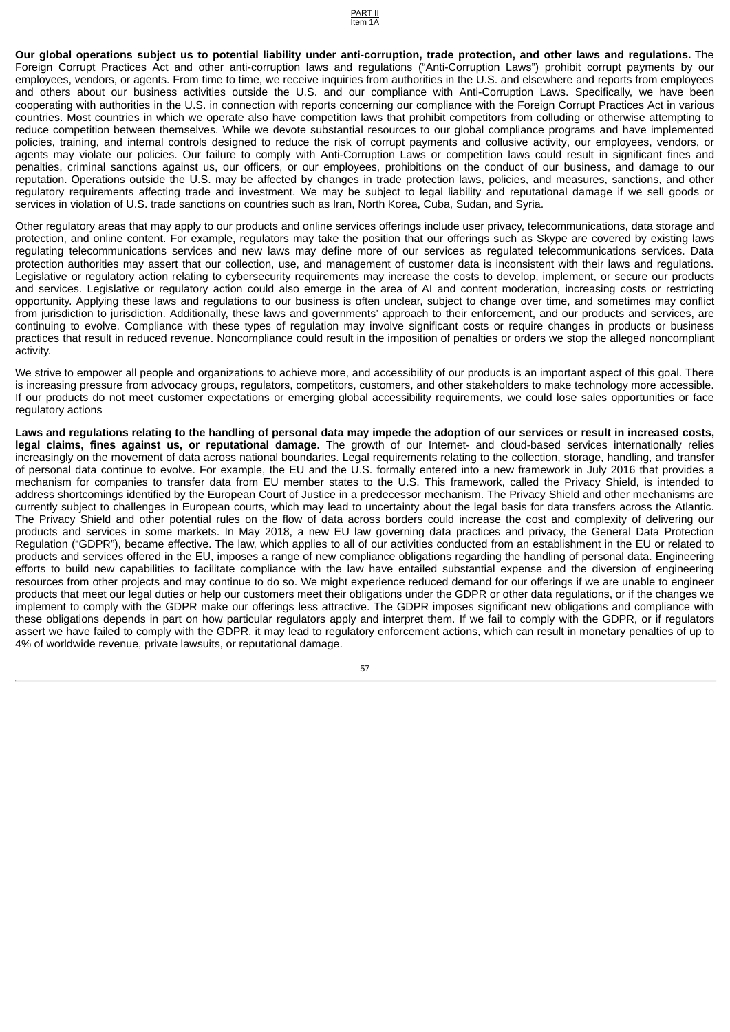**Our global operations subject us to potential liability under anti-corruption, trade protection, and other laws and regulations.** The Foreign Corrupt Practices Act and other anti-corruption laws and regulations ("Anti-Corruption Laws") prohibit corrupt payments by our employees, vendors, or agents. From time to time, we receive inquiries from authorities in the U.S. and elsewhere and reports from employees and others about our business activities outside the U.S. and our compliance with Anti-Corruption Laws. Specifically, we have been cooperating with authorities in the U.S. in connection with reports concerning our compliance with the Foreign Corrupt Practices Act in various countries. Most countries in which we operate also have competition laws that prohibit competitors from colluding or otherwise attempting to reduce competition between themselves. While we devote substantial resources to our global compliance programs and have implemented policies, training, and internal controls designed to reduce the risk of corrupt payments and collusive activity, our employees, vendors, or agents may violate our policies. Our failure to comply with Anti-Corruption Laws or competition laws could result in significant fines and penalties, criminal sanctions against us, our officers, or our employees, prohibitions on the conduct of our business, and damage to our reputation. Operations outside the U.S. may be affected by changes in trade protection laws, policies, and measures, sanctions, and other regulatory requirements affecting trade and investment. We may be subject to legal liability and reputational damage if we sell goods or services in violation of U.S. trade sanctions on countries such as Iran, North Korea, Cuba, Sudan, and Syria.

Other regulatory areas that may apply to our products and online services offerings include user privacy, telecommunications, data storage and protection, and online content. For example, regulators may take the position that our offerings such as Skype are covered by existing laws regulating telecommunications services and new laws may define more of our services as regulated telecommunications services. Data protection authorities may assert that our collection, use, and management of customer data is inconsistent with their laws and regulations. Legislative or regulatory action relating to cybersecurity requirements may increase the costs to develop, implement, or secure our products and services. Legislative or regulatory action could also emerge in the area of AI and content moderation, increasing costs or restricting opportunity. Applying these laws and regulations to our business is often unclear, subject to change over time, and sometimes may conflict from jurisdiction to jurisdiction. Additionally, these laws and governments' approach to their enforcement, and our products and services, are continuing to evolve. Compliance with these types of regulation may involve significant costs or require changes in products or business practices that result in reduced revenue. Noncompliance could result in the imposition of penalties or orders we stop the alleged noncompliant activity.

We strive to empower all people and organizations to achieve more, and accessibility of our products is an important aspect of this goal. There is increasing pressure from advocacy groups, regulators, competitors, customers, and other stakeholders to make technology more accessible. If our products do not meet customer expectations or emerging global accessibility requirements, we could lose sales opportunities or face regulatory actions

**Laws and regulations relating to the handling of personal data may impede the adoption of our services or result in increased costs, legal claims, fines against us, or reputational damage.** The growth of our Internet- and cloud-based services internationally relies increasingly on the movement of data across national boundaries. Legal requirements relating to the collection, storage, handling, and transfer of personal data continue to evolve. For example, the EU and the U.S. formally entered into a new framework in July 2016 that provides a mechanism for companies to transfer data from EU member states to the U.S. This framework, called the Privacy Shield, is intended to address shortcomings identified by the European Court of Justice in a predecessor mechanism. The Privacy Shield and other mechanisms are currently subject to challenges in European courts, which may lead to uncertainty about the legal basis for data transfers across the Atlantic. The Privacy Shield and other potential rules on the flow of data across borders could increase the cost and complexity of delivering our products and services in some markets. In May 2018, a new EU law governing data practices and privacy, the General Data Protection Regulation ("GDPR"), became effective. The law, which applies to all of our activities conducted from an establishment in the EU or related to products and services offered in the EU, imposes a range of new compliance obligations regarding the handling of personal data. Engineering efforts to build new capabilities to facilitate compliance with the law have entailed substantial expense and the diversion of engineering resources from other projects and may continue to do so. We might experience reduced demand for our offerings if we are unable to engineer products that meet our legal duties or help our customers meet their obligations under the GDPR or other data regulations, or if the changes we implement to comply with the GDPR make our offerings less attractive. The GDPR imposes significant new obligations and compliance with these obligations depends in part on how particular regulators apply and interpret them. If we fail to comply with the GDPR, or if regulators assert we have failed to comply with the GDPR, it may lead to regulatory enforcement actions, which can result in monetary penalties of up to 4% of worldwide revenue, private lawsuits, or reputational damage.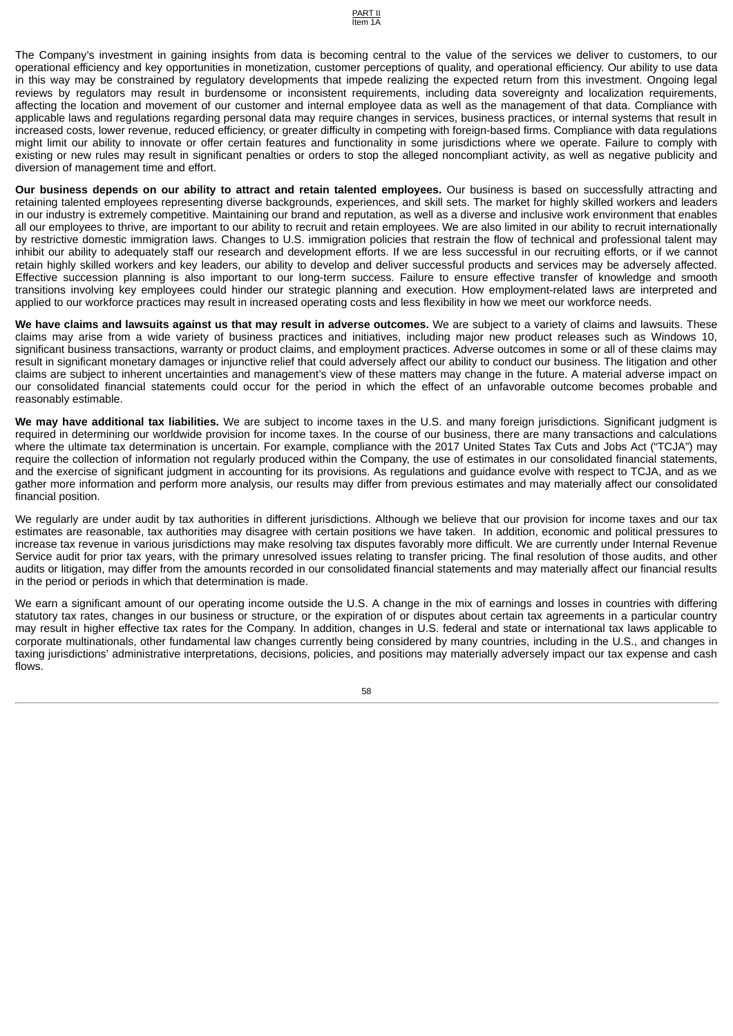The Company's investment in gaining insights from data is becoming central to the value of the services we deliver to customers, to our operational efficiency and key opportunities in monetization, customer perceptions of quality, and operational efficiency. Our ability to use data in this way may be constrained by regulatory developments that impede realizing the expected return from this investment. Ongoing legal reviews by regulators may result in burdensome or inconsistent requirements, including data sovereignty and localization requirements, affecting the location and movement of our customer and internal employee data as well as the management of that data. Compliance with applicable laws and regulations regarding personal data may require changes in services, business practices, or internal systems that result in increased costs, lower revenue, reduced efficiency, or greater difficulty in competing with foreign-based firms. Compliance with data regulations might limit our ability to innovate or offer certain features and functionality in some jurisdictions where we operate. Failure to comply with existing or new rules may result in significant penalties or orders to stop the alleged noncompliant activity, as well as negative publicity and diversion of management time and effort.

**Our business depends on our ability to attract and retain talented employees.** Our business is based on successfully attracting and retaining talented employees representing diverse backgrounds, experiences, and skill sets. The market for highly skilled workers and leaders in our industry is extremely competitive. Maintaining our brand and reputation, as well as a diverse and inclusive work environment that enables all our employees to thrive, are important to our ability to recruit and retain employees. We are also limited in our ability to recruit internationally by restrictive domestic immigration laws. Changes to U.S. immigration policies that restrain the flow of technical and professional talent may inhibit our ability to adequately staff our research and development efforts. If we are less successful in our recruiting efforts, or if we cannot retain highly skilled workers and key leaders, our ability to develop and deliver successful products and services may be adversely affected. Effective succession planning is also important to our long-term success. Failure to ensure effective transfer of knowledge and smooth transitions involving key employees could hinder our strategic planning and execution. How employment-related laws are interpreted and applied to our workforce practices may result in increased operating costs and less flexibility in how we meet our workforce needs.

**We have claims and lawsuits against us that may result in adverse outcomes.** We are subject to a variety of claims and lawsuits. These claims may arise from a wide variety of business practices and initiatives, including major new product releases such as Windows 10, significant business transactions, warranty or product claims, and employment practices. Adverse outcomes in some or all of these claims may result in significant monetary damages or injunctive relief that could adversely affect our ability to conduct our business. The litigation and other claims are subject to inherent uncertainties and management's view of these matters may change in the future. A material adverse impact on our consolidated financial statements could occur for the period in which the effect of an unfavorable outcome becomes probable and reasonably estimable.

**We may have additional tax liabilities.** We are subject to income taxes in the U.S. and many foreign jurisdictions. Significant judgment is required in determining our worldwide provision for income taxes. In the course of our business, there are many transactions and calculations where the ultimate tax determination is uncertain. For example, compliance with the 2017 United States Tax Cuts and Jobs Act ("TCJA") may require the collection of information not regularly produced within the Company, the use of estimates in our consolidated financial statements, and the exercise of significant judgment in accounting for its provisions. As regulations and guidance evolve with respect to TCJA, and as we gather more information and perform more analysis, our results may differ from previous estimates and may materially affect our consolidated financial position.

We regularly are under audit by tax authorities in different jurisdictions. Although we believe that our provision for income taxes and our tax estimates are reasonable, tax authorities may disagree with certain positions we have taken. In addition, economic and political pressures to increase tax revenue in various jurisdictions may make resolving tax disputes favorably more difficult. We are currently under Internal Revenue Service audit for prior tax years, with the primary unresolved issues relating to transfer pricing. The final resolution of those audits, and other audits or litigation, may differ from the amounts recorded in our consolidated financial statements and may materially affect our financial results in the period or periods in which that determination is made.

We earn a significant amount of our operating income outside the U.S. A change in the mix of earnings and losses in countries with differing statutory tax rates, changes in our business or structure, or the expiration of or disputes about certain tax agreements in a particular country may result in higher effective tax rates for the Company. In addition, changes in U.S. federal and state or international tax laws applicable to corporate multinationals, other fundamental law changes currently being considered by many countries, including in the U.S., and changes in taxing jurisdictions' administrative interpretations, decisions, policies, and positions may materially adversely impact our tax expense and cash flows.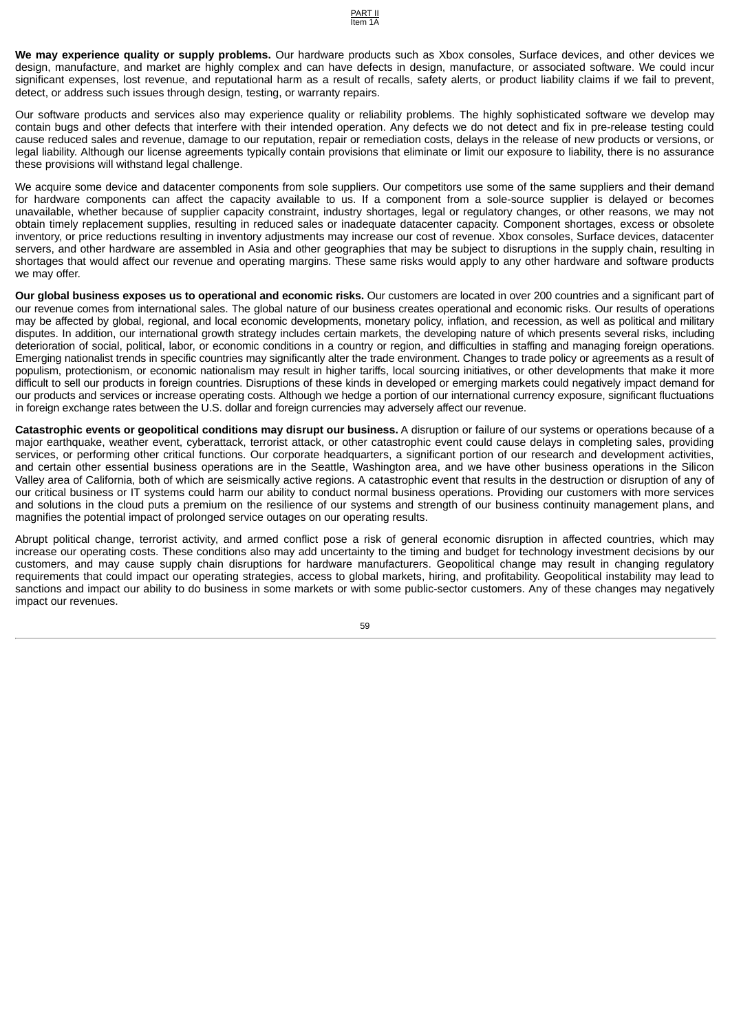**We may experience quality or supply problems.** Our hardware products such as Xbox consoles, Surface devices, and other devices we design, manufacture, and market are highly complex and can have defects in design, manufacture, or associated software. We could incur significant expenses, lost revenue, and reputational harm as a result of recalls, safety alerts, or product liability claims if we fail to prevent, detect, or address such issues through design, testing, or warranty repairs.

Our software products and services also may experience quality or reliability problems. The highly sophisticated software we develop may contain bugs and other defects that interfere with their intended operation. Any defects we do not detect and fix in pre-release testing could cause reduced sales and revenue, damage to our reputation, repair or remediation costs, delays in the release of new products or versions, or legal liability. Although our license agreements typically contain provisions that eliminate or limit our exposure to liability, there is no assurance these provisions will withstand legal challenge.

We acquire some device and datacenter components from sole suppliers. Our competitors use some of the same suppliers and their demand for hardware components can affect the capacity available to us. If a component from a sole-source supplier is delayed or becomes unavailable, whether because of supplier capacity constraint, industry shortages, legal or regulatory changes, or other reasons, we may not obtain timely replacement supplies, resulting in reduced sales or inadequate datacenter capacity. Component shortages, excess or obsolete inventory, or price reductions resulting in inventory adjustments may increase our cost of revenue. Xbox consoles, Surface devices, datacenter servers, and other hardware are assembled in Asia and other geographies that may be subject to disruptions in the supply chain, resulting in shortages that would affect our revenue and operating margins. These same risks would apply to any other hardware and software products we may offer.

**Our global business exposes us to operational and economic risks.** Our customers are located in over 200 countries and a significant part of our revenue comes from international sales. The global nature of our business creates operational and economic risks. Our results of operations may be affected by global, regional, and local economic developments, monetary policy, inflation, and recession, as well as political and military disputes. In addition, our international growth strategy includes certain markets, the developing nature of which presents several risks, including deterioration of social, political, labor, or economic conditions in a country or region, and difficulties in staffing and managing foreign operations. Emerging nationalist trends in specific countries may significantly alter the trade environment. Changes to trade policy or agreements as a result of populism, protectionism, or economic nationalism may result in higher tariffs, local sourcing initiatives, or other developments that make it more difficult to sell our products in foreign countries. Disruptions of these kinds in developed or emerging markets could negatively impact demand for our products and services or increase operating costs. Although we hedge a portion of our international currency exposure, significant fluctuations in foreign exchange rates between the U.S. dollar and foreign currencies may adversely affect our revenue.

**Catastrophic events or geopolitical conditions may disrupt our business.** A disruption or failure of our systems or operations because of a major earthquake, weather event, cyberattack, terrorist attack, or other catastrophic event could cause delays in completing sales, providing services, or performing other critical functions. Our corporate headquarters, a significant portion of our research and development activities, and certain other essential business operations are in the Seattle, Washington area, and we have other business operations in the Silicon Valley area of California, both of which are seismically active regions. A catastrophic event that results in the destruction or disruption of any of our critical business or IT systems could harm our ability to conduct normal business operations. Providing our customers with more services and solutions in the cloud puts a premium on the resilience of our systems and strength of our business continuity management plans, and magnifies the potential impact of prolonged service outages on our operating results.

Abrupt political change, terrorist activity, and armed conflict pose a risk of general economic disruption in affected countries, which may increase our operating costs. These conditions also may add uncertainty to the timing and budget for technology investment decisions by our customers, and may cause supply chain disruptions for hardware manufacturers. Geopolitical change may result in changing regulatory requirements that could impact our operating strategies, access to global markets, hiring, and profitability. Geopolitical instability may lead to sanctions and impact our ability to do business in some markets or with some public-sector customers. Any of these changes may negatively impact our revenues.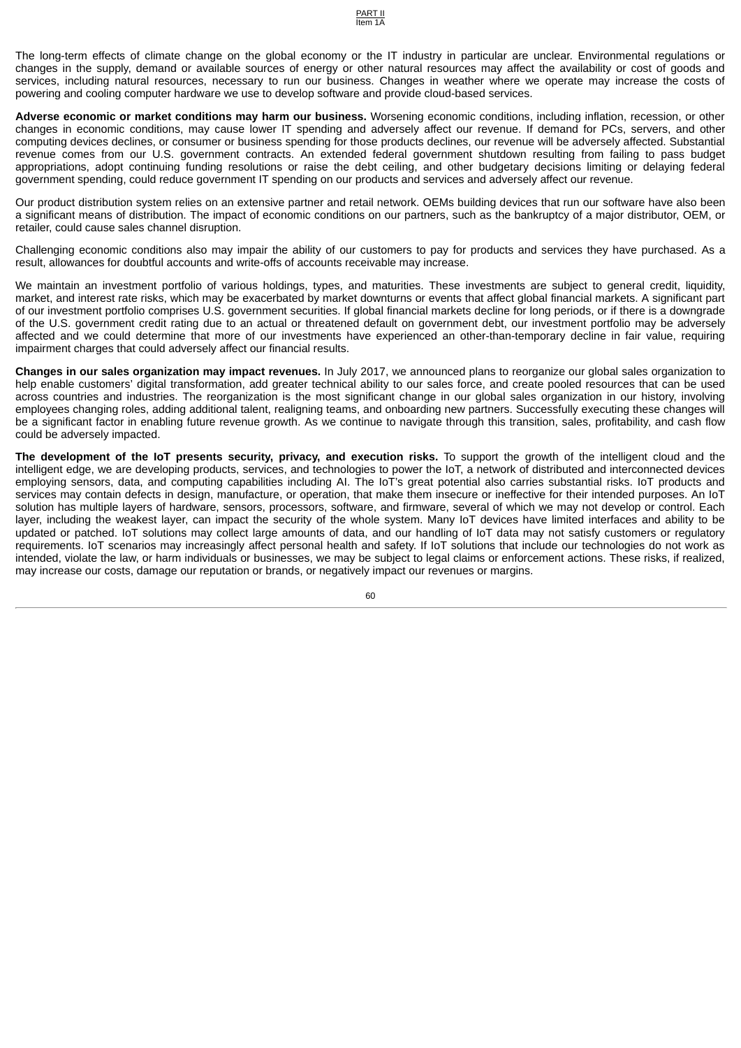The long-term effects of climate change on the global economy or the IT industry in particular are unclear. Environmental regulations or changes in the supply, demand or available sources of energy or other natural resources may affect the availability or cost of goods and services, including natural resources, necessary to run our business. Changes in weather where we operate may increase the costs of powering and cooling computer hardware we use to develop software and provide cloud-based services.

**Adverse economic or market conditions may harm our business.** Worsening economic conditions, including inflation, recession, or other changes in economic conditions, may cause lower IT spending and adversely affect our revenue. If demand for PCs, servers, and other computing devices declines, or consumer or business spending for those products declines, our revenue will be adversely affected. Substantial revenue comes from our U.S. government contracts. An extended federal government shutdown resulting from failing to pass budget appropriations, adopt continuing funding resolutions or raise the debt ceiling, and other budgetary decisions limiting or delaying federal government spending, could reduce government IT spending on our products and services and adversely affect our revenue.

Our product distribution system relies on an extensive partner and retail network. OEMs building devices that run our software have also been a significant means of distribution. The impact of economic conditions on our partners, such as the bankruptcy of a major distributor, OEM, or retailer, could cause sales channel disruption.

Challenging economic conditions also may impair the ability of our customers to pay for products and services they have purchased. As a result, allowances for doubtful accounts and write-offs of accounts receivable may increase.

We maintain an investment portfolio of various holdings, types, and maturities. These investments are subject to general credit, liquidity, market, and interest rate risks, which may be exacerbated by market downturns or events that affect global financial markets. A significant part of our investment portfolio comprises U.S. government securities. If global financial markets decline for long periods, or if there is a downgrade of the U.S. government credit rating due to an actual or threatened default on government debt, our investment portfolio may be adversely affected and we could determine that more of our investments have experienced an other-than-temporary decline in fair value, requiring impairment charges that could adversely affect our financial results.

**Changes in our sales organization may impact revenues.** In July 2017, we announced plans to reorganize our global sales organization to help enable customers' digital transformation, add greater technical ability to our sales force, and create pooled resources that can be used across countries and industries. The reorganization is the most significant change in our global sales organization in our history, involving employees changing roles, adding additional talent, realigning teams, and onboarding new partners. Successfully executing these changes will be a significant factor in enabling future revenue growth. As we continue to navigate through this transition, sales, profitability, and cash flow could be adversely impacted.

**The development of the IoT presents security, privacy, and execution risks.** To support the growth of the intelligent cloud and the intelligent edge, we are developing products, services, and technologies to power the IoT, a network of distributed and interconnected devices employing sensors, data, and computing capabilities including AI. The IoT's great potential also carries substantial risks. IoT products and services may contain defects in design, manufacture, or operation, that make them insecure or ineffective for their intended purposes. An IoT solution has multiple layers of hardware, sensors, processors, software, and firmware, several of which we may not develop or control. Each layer, including the weakest layer, can impact the security of the whole system. Many IoT devices have limited interfaces and ability to be updated or patched. IoT solutions may collect large amounts of data, and our handling of IoT data may not satisfy customers or regulatory requirements. IoT scenarios may increasingly affect personal health and safety. If IoT solutions that include our technologies do not work as intended, violate the law, or harm individuals or businesses, we may be subject to legal claims or enforcement actions. These risks, if realized, may increase our costs, damage our reputation or brands, or negatively impact our revenues or margins.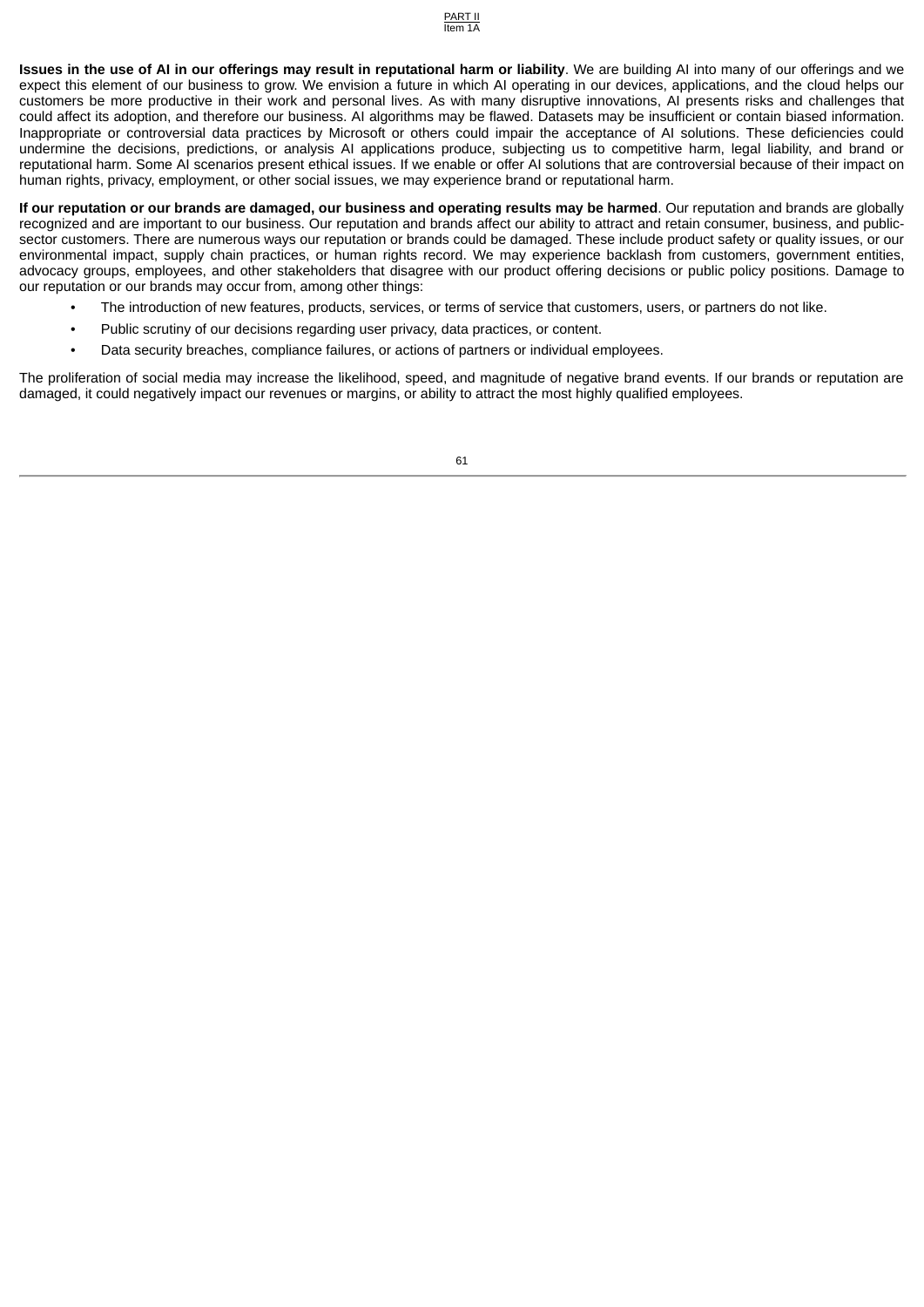**Issues in the use of AI in our offerings may result in reputational harm or liability**. We are building AI into many of our offerings and we expect this element of our business to grow. We envision a future in which AI operating in our devices, applications, and the cloud helps our customers be more productive in their work and personal lives. As with many disruptive innovations, AI presents risks and challenges that could affect its adoption, and therefore our business. AI algorithms may be flawed. Datasets may be insufficient or contain biased information. Inappropriate or controversial data practices by Microsoft or others could impair the acceptance of AI solutions. These deficiencies could undermine the decisions, predictions, or analysis AI applications produce, subjecting us to competitive harm, legal liability, and brand or reputational harm. Some AI scenarios present ethical issues. If we enable or offer AI solutions that are controversial because of their impact on human rights, privacy, employment, or other social issues, we may experience brand or reputational harm.

**If our reputation or our brands are damaged, our business and operating results may be harmed**. Our reputation and brands are globally recognized and are important to our business. Our reputation and brands affect our ability to attract and retain consumer, business, and public-sector customers. There are numerous ways our reputation or brands could be damaged. These include product safety or quality issues, or our environmental impact, supply chain practices, or human rights record. We may experience backlash from customers, government entities, advocacy groups, employees, and other stakeholders that disagree with our product offering decisions or public policy positions. Damage to our reputation or our brands may occur from, among other things:

- The introduction of new features, products, services, or terms of service that customers, users, or partners do not like.
- Public scrutiny of our decisions regarding user privacy, data practices, or content.
- Data security breaches, compliance failures, or actions of partners or individual employees.

The proliferation of social media may increase the likelihood, speed, and magnitude of negative brand events. If our brands or reputation are damaged, it could negatively impact our revenues or margins, or ability to attract the most highly qualified employees.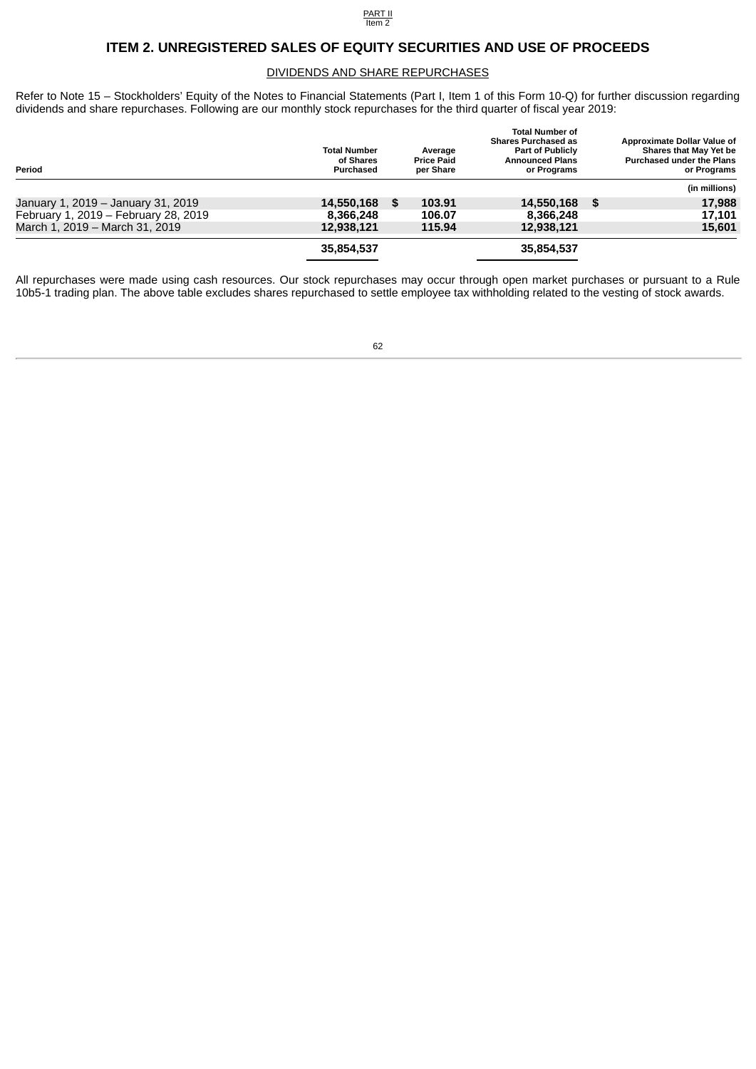# ITEM 2. UNREGISTERED SALES OF EQUITY SECURITIES AND USE OF PROCEEDS

## DIVIDENDS AND SHARE REPURCHASES

Refer to Note 15 – Stockholders' Equity of the Notes to Financial Statements (Part I, Item 1 of this Form 10-Q) for further discussion regarding dividends and share repurchases. Following are our monthly stock repurchases for the third quarter of fiscal year 2019:

| Period | Total Number of Shares Purchased | Average Price Paid per Share | Total Number of Shares Purchased as Part of Publicly Announced Plans or Programs | Approximate Dollar Value of Shares that May Yet be Purchased under the Plans or Programs |
|---|---|---|---|---|
| | | | | (in millions) |
| January 1, 2019 – January 31, 2019 | 14,550,168 | $ 103.91 | 14,550,168 | $ 17,988 |
| February 1, 2019 – February 28, 2019 | 8,366,248 | 106.07 | 8,366,248 | 17,101 |
| March 1, 2019 – March 31, 2019 | 12,938,121 | 115.94 | 12,938,121 | 15,601 |
| | 35,854,537 | | 35,854,537 | |

All repurchases were made using cash resources. Our stock repurchases may occur through open market purchases or pursuant to a Rule 10b5-1 trading plan. The above table excludes shares repurchased to settle employee tax withholding related to the vesting of stock awards.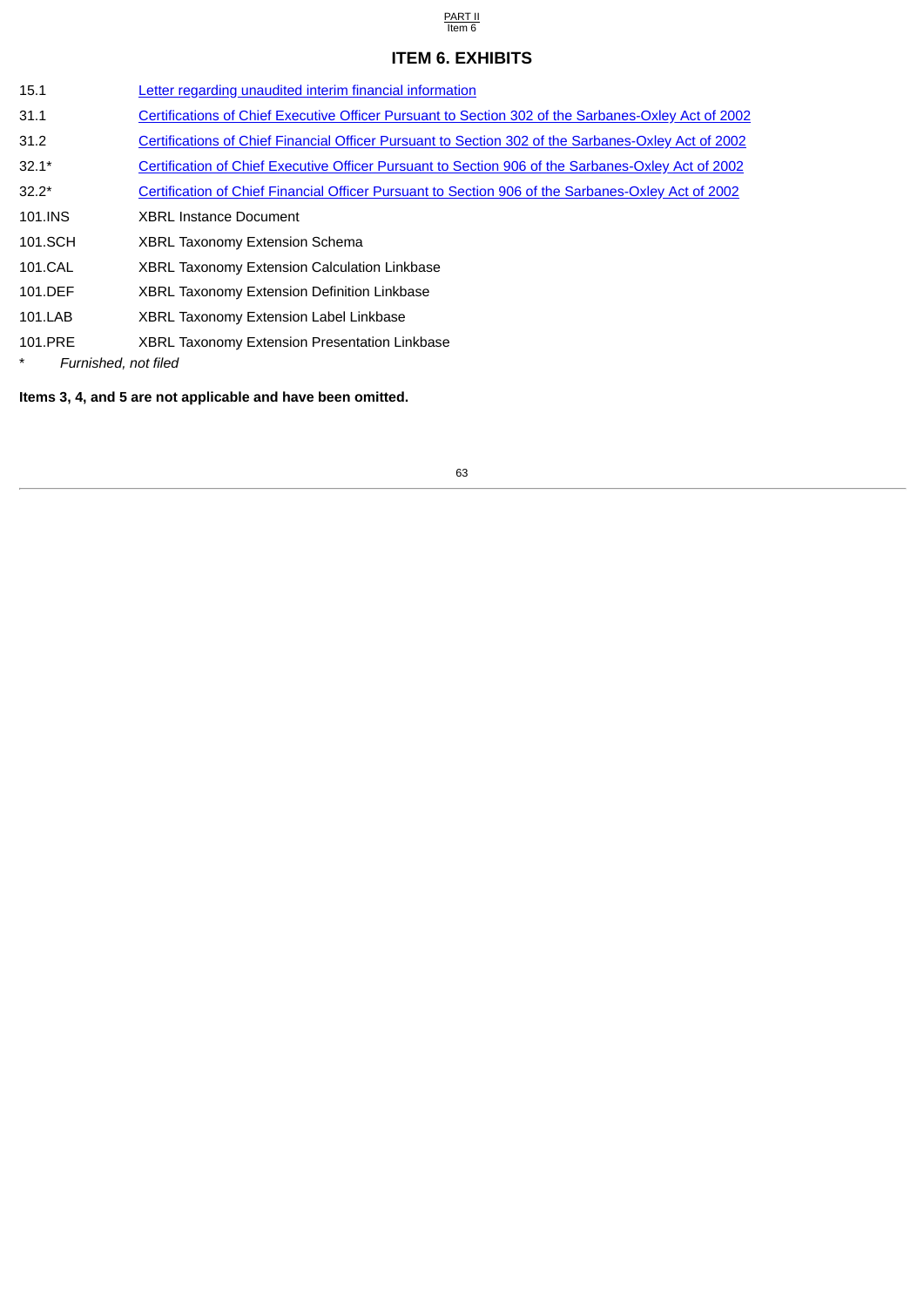## ITEM 6. EXHIBITS

| | |
|---|---|
| 15.1 | Letter regarding unaudited interim financial information |
| 31.1 | Certifications of Chief Executive Officer Pursuant to Section 302 of the Sarbanes-Oxley Act of 2002 |
| 31.2 | Certifications of Chief Financial Officer Pursuant to Section 302 of the Sarbanes-Oxley Act of 2002 |
| 32.1* | Certification of Chief Executive Officer Pursuant to Section 906 of the Sarbanes-Oxley Act of 2002 |
| 32.2* | Certification of Chief Financial Officer Pursuant to Section 906 of the Sarbanes-Oxley Act of 2002 |
| 101.INS | XBRL Instance Document |
| 101.SCH | XBRL Taxonomy Extension Schema |
| 101.CAL | XBRL Taxonomy Extension Calculation Linkbase |
| 101.DEF | XBRL Taxonomy Extension Definition Linkbase |
| 101.LAB | XBRL Taxonomy Extension Label Linkbase |
| 101.PRE | XBRL Taxonomy Extension Presentation Linkbase |

\* *Furnished, not filed*

**Items 3, 4, and 5 are not applicable and have been omitted.**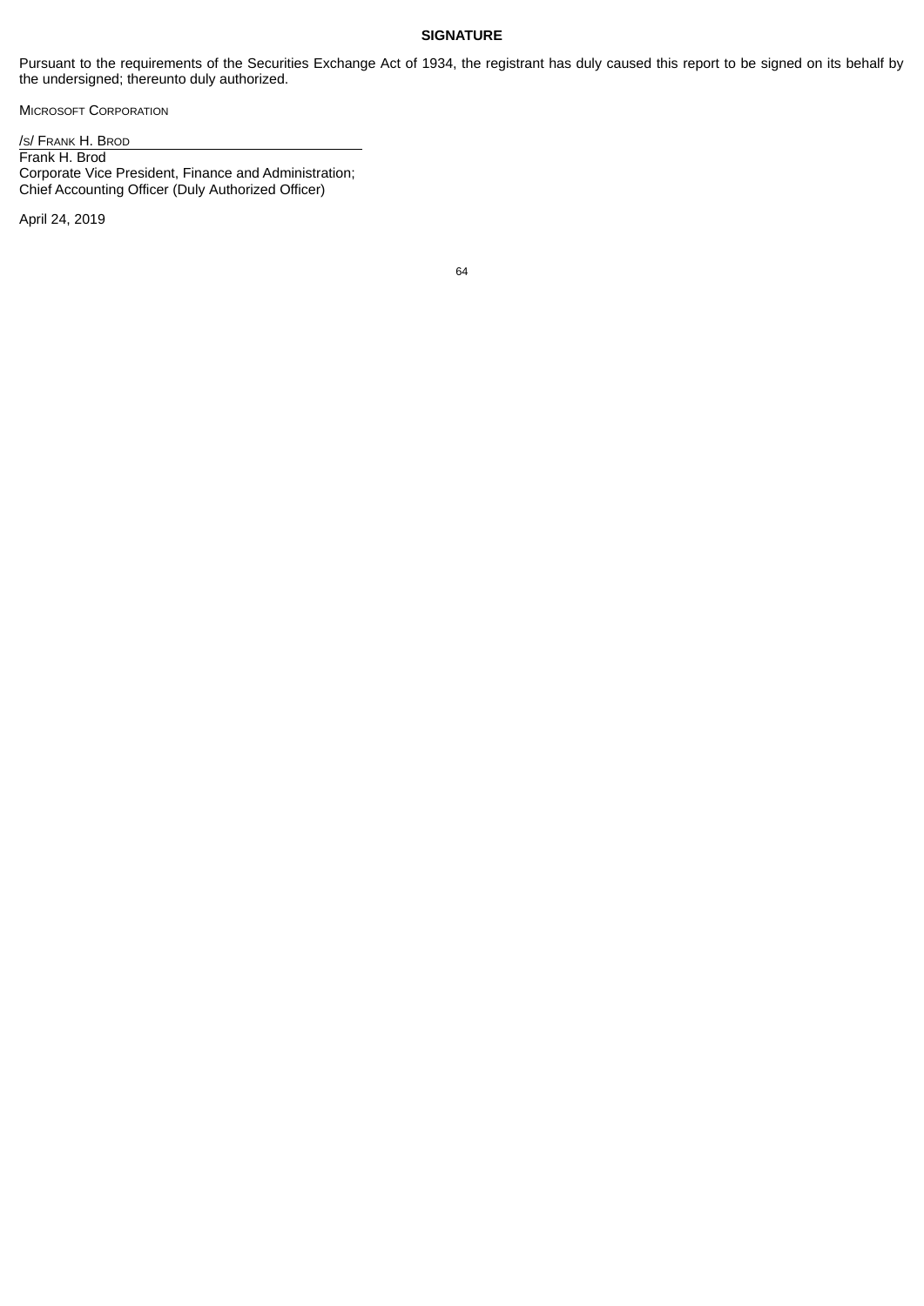**SIGNATURE**

Pursuant to the requirements of the Securities Exchange Act of 1934, the registrant has duly caused this report to be signed on its behalf by the undersigned; thereunto duly authorized.

MICROSOFT CORPORATION

/S/ FRANK H. BROD

Frank H. Brod
Corporate Vice President, Finance and Administration;
Chief Accounting Officer (Duly Authorized Officer)

April 24, 2019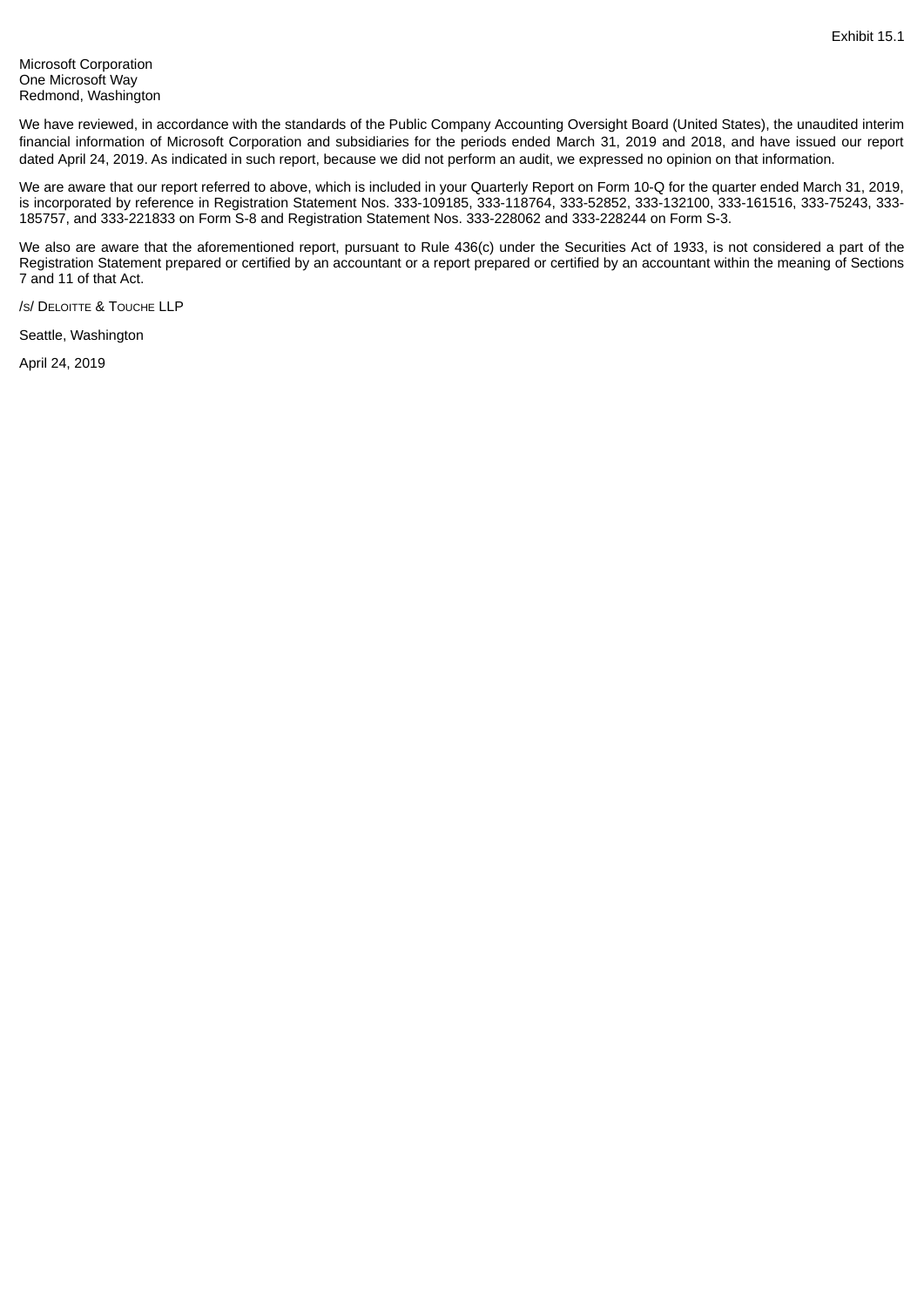Exhibit 15.1

Microsoft Corporation
One Microsoft Way
Redmond, Washington

We have reviewed, in accordance with the standards of the Public Company Accounting Oversight Board (United States), the unaudited interim financial information of Microsoft Corporation and subsidiaries for the periods ended March 31, 2019 and 2018, and have issued our report dated April 24, 2019. As indicated in such report, because we did not perform an audit, we expressed no opinion on that information.

We are aware that our report referred to above, which is included in your Quarterly Report on Form 10-Q for the quarter ended March 31, 2019, is incorporated by reference in Registration Statement Nos. 333-109185, 333-118764, 333-52852, 333-132100, 333-161516, 333-75243, 333-185757, and 333-221833 on Form S-8 and Registration Statement Nos. 333-228062 and 333-228244 on Form S-3.

We also are aware that the aforementioned report, pursuant to Rule 436(c) under the Securities Act of 1933, is not considered a part of the Registration Statement prepared or certified by an accountant or a report prepared or certified by an accountant within the meaning of Sections 7 and 11 of that Act.

/s/ DELOITTE & TOUCHE LLP

Seattle, Washington

April 24, 2019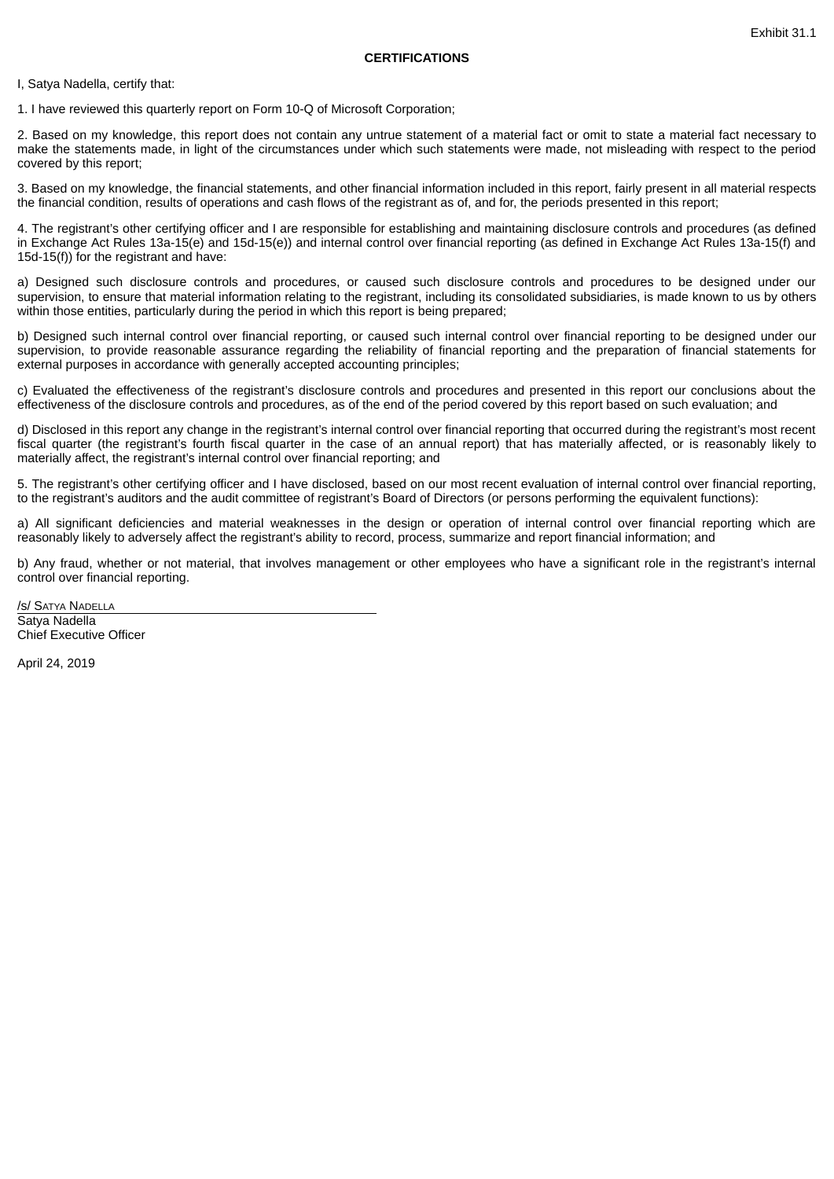Exhibit 31.1

**CERTIFICATIONS**

I, Satya Nadella, certify that:

1. I have reviewed this quarterly report on Form 10-Q of Microsoft Corporation;

2. Based on my knowledge, this report does not contain any untrue statement of a material fact or omit to state a material fact necessary to make the statements made, in light of the circumstances under which such statements were made, not misleading with respect to the period covered by this report;

3. Based on my knowledge, the financial statements, and other financial information included in this report, fairly present in all material respects the financial condition, results of operations and cash flows of the registrant as of, and for, the periods presented in this report;

4. The registrant's other certifying officer and I are responsible for establishing and maintaining disclosure controls and procedures (as defined in Exchange Act Rules 13a-15(e) and 15d-15(e)) and internal control over financial reporting (as defined in Exchange Act Rules 13a-15(f) and 15d-15(f)) for the registrant and have:

a) Designed such disclosure controls and procedures, or caused such disclosure controls and procedures to be designed under our supervision, to ensure that material information relating to the registrant, including its consolidated subsidiaries, is made known to us by others within those entities, particularly during the period in which this report is being prepared;

b) Designed such internal control over financial reporting, or caused such internal control over financial reporting to be designed under our supervision, to provide reasonable assurance regarding the reliability of financial reporting and the preparation of financial statements for external purposes in accordance with generally accepted accounting principles;

c) Evaluated the effectiveness of the registrant's disclosure controls and procedures and presented in this report our conclusions about the effectiveness of the disclosure controls and procedures, as of the end of the period covered by this report based on such evaluation; and

d) Disclosed in this report any change in the registrant's internal control over financial reporting that occurred during the registrant's most recent fiscal quarter (the registrant's fourth fiscal quarter in the case of an annual report) that has materially affected, or is reasonably likely to materially affect, the registrant's internal control over financial reporting; and

5. The registrant's other certifying officer and I have disclosed, based on our most recent evaluation of internal control over financial reporting, to the registrant's auditors and the audit committee of registrant's Board of Directors (or persons performing the equivalent functions):

a) All significant deficiencies and material weaknesses in the design or operation of internal control over financial reporting which are reasonably likely to adversely affect the registrant's ability to record, process, summarize and report financial information; and

b) Any fraud, whether or not material, that involves management or other employees who have a significant role in the registrant's internal control over financial reporting.

/s/ Satya Nadella

Satya Nadella
Chief Executive Officer

April 24, 2019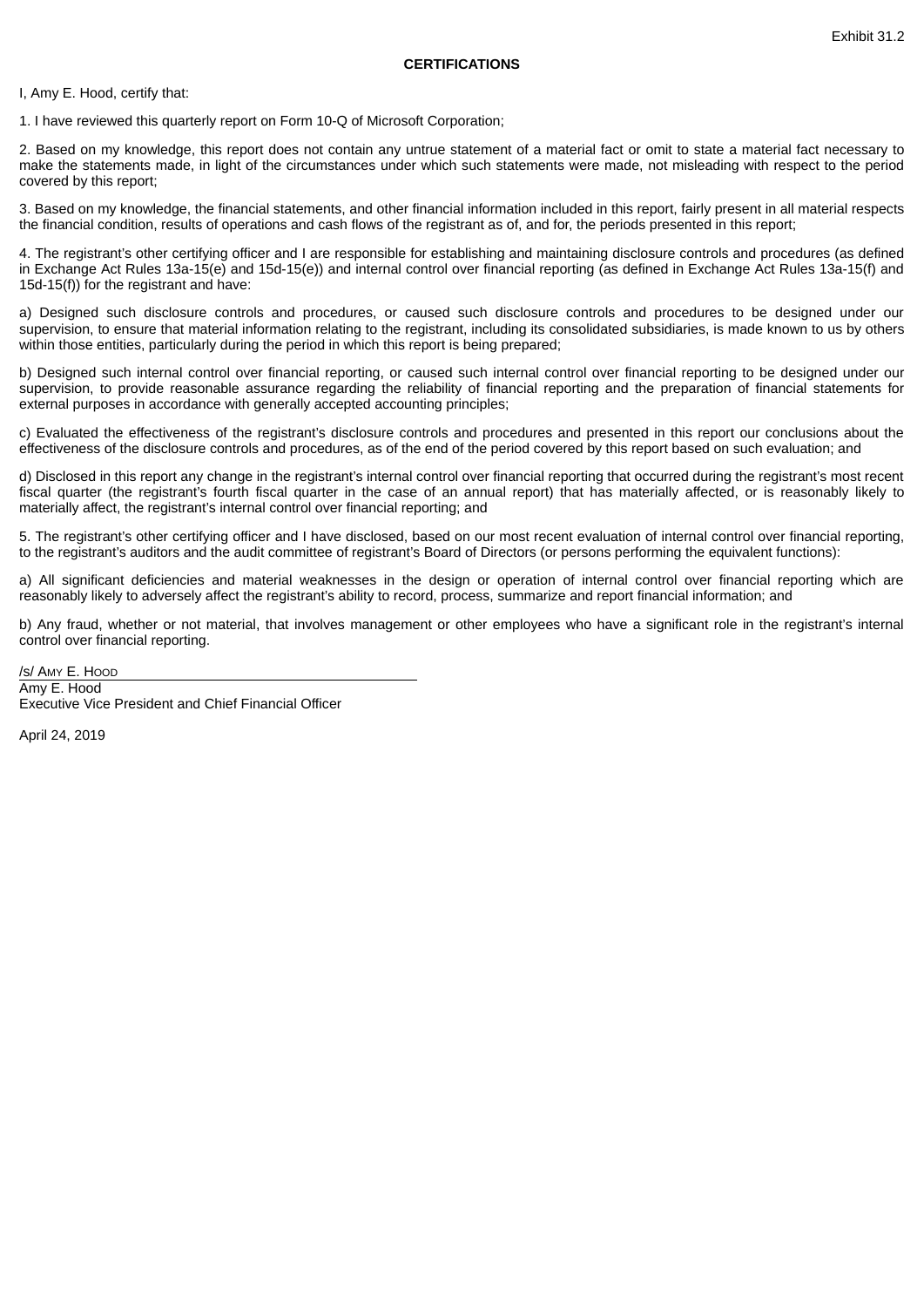Exhibit 31.2

**CERTIFICATIONS**

I, Amy E. Hood, certify that:

1. I have reviewed this quarterly report on Form 10-Q of Microsoft Corporation;

2. Based on my knowledge, this report does not contain any untrue statement of a material fact or omit to state a material fact necessary to make the statements made, in light of the circumstances under which such statements were made, not misleading with respect to the period covered by this report;

3. Based on my knowledge, the financial statements, and other financial information included in this report, fairly present in all material respects the financial condition, results of operations and cash flows of the registrant as of, and for, the periods presented in this report;

4. The registrant's other certifying officer and I are responsible for establishing and maintaining disclosure controls and procedures (as defined in Exchange Act Rules 13a-15(e) and 15d-15(e)) and internal control over financial reporting (as defined in Exchange Act Rules 13a-15(f) and 15d-15(f)) for the registrant and have:

a) Designed such disclosure controls and procedures, or caused such disclosure controls and procedures to be designed under our supervision, to ensure that material information relating to the registrant, including its consolidated subsidiaries, is made known to us by others within those entities, particularly during the period in which this report is being prepared;

b) Designed such internal control over financial reporting, or caused such internal control over financial reporting to be designed under our supervision, to provide reasonable assurance regarding the reliability of financial reporting and the preparation of financial statements for external purposes in accordance with generally accepted accounting principles;

c) Evaluated the effectiveness of the registrant's disclosure controls and procedures and presented in this report our conclusions about the effectiveness of the disclosure controls and procedures, as of the end of the period covered by this report based on such evaluation; and

d) Disclosed in this report any change in the registrant's internal control over financial reporting that occurred during the registrant's most recent fiscal quarter (the registrant's fourth fiscal quarter in the case of an annual report) that has materially affected, or is reasonably likely to materially affect, the registrant's internal control over financial reporting; and

5. The registrant's other certifying officer and I have disclosed, based on our most recent evaluation of internal control over financial reporting, to the registrant's auditors and the audit committee of registrant's Board of Directors (or persons performing the equivalent functions):

a) All significant deficiencies and material weaknesses in the design or operation of internal control over financial reporting which are reasonably likely to adversely affect the registrant's ability to record, process, summarize and report financial information; and

b) Any fraud, whether or not material, that involves management or other employees who have a significant role in the registrant's internal control over financial reporting.

/s/ Amy E. Hood

Amy E. Hood
Executive Vice President and Chief Financial Officer

April 24, 2019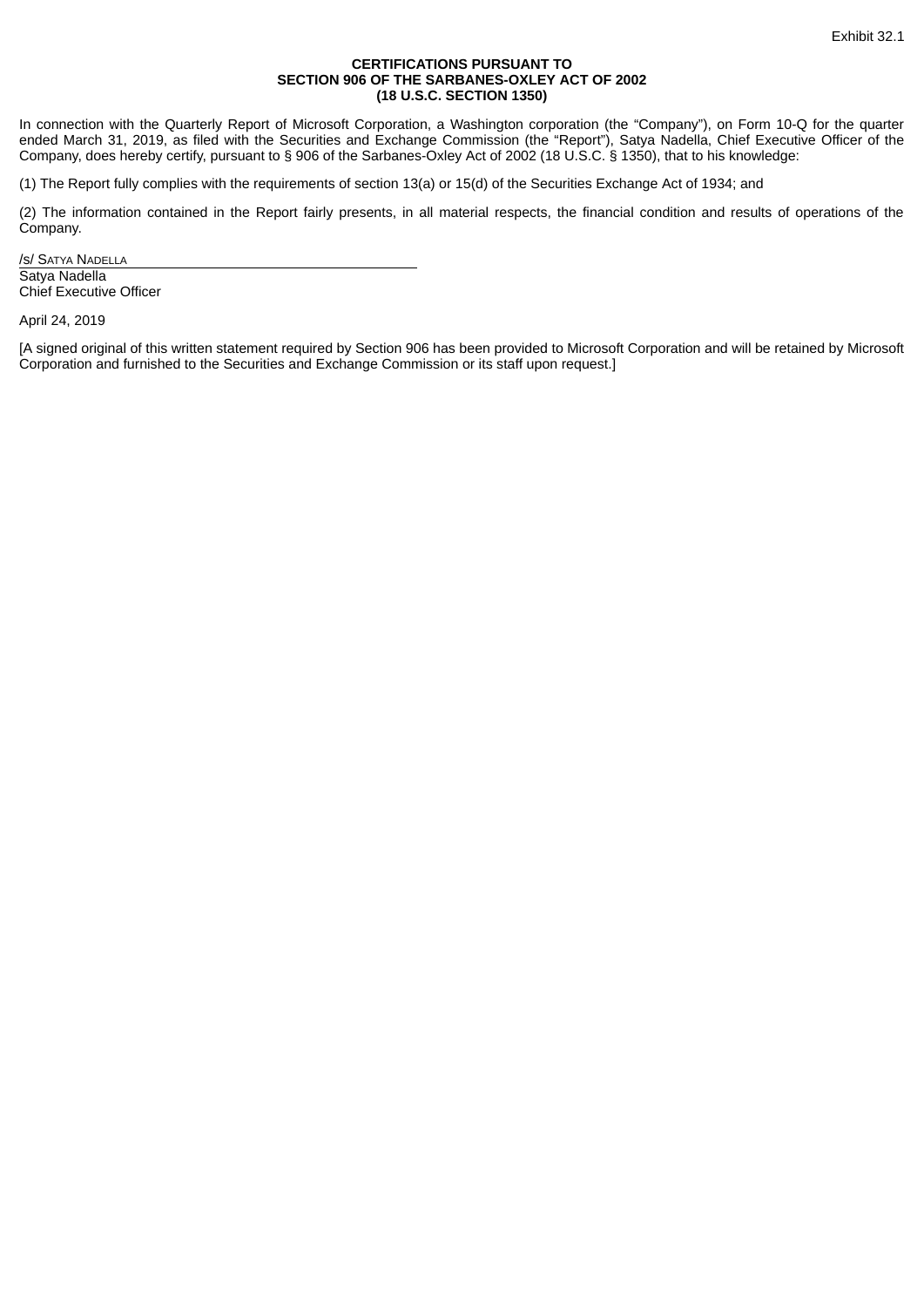Exhibit 32.1

**CERTIFICATIONS PURSUANT TO**
**SECTION 906 OF THE SARBANES-OXLEY ACT OF 2002**
**(18 U.S.C. SECTION 1350)**

In connection with the Quarterly Report of Microsoft Corporation, a Washington corporation (the "Company"), on Form 10-Q for the quarter ended March 31, 2019, as filed with the Securities and Exchange Commission (the "Report"), Satya Nadella, Chief Executive Officer of the Company, does hereby certify, pursuant to § 906 of the Sarbanes-Oxley Act of 2002 (18 U.S.C. § 1350), that to his knowledge:

(1) The Report fully complies with the requirements of section 13(a) or 15(d) of the Securities Exchange Act of 1934; and

(2) The information contained in the Report fairly presents, in all material respects, the financial condition and results of operations of the Company.

/s/ SATYA NADELLA
Satya Nadella
Chief Executive Officer

April 24, 2019

[A signed original of this written statement required by Section 906 has been provided to Microsoft Corporation and will be retained by Microsoft Corporation and furnished to the Securities and Exchange Commission or its staff upon request.]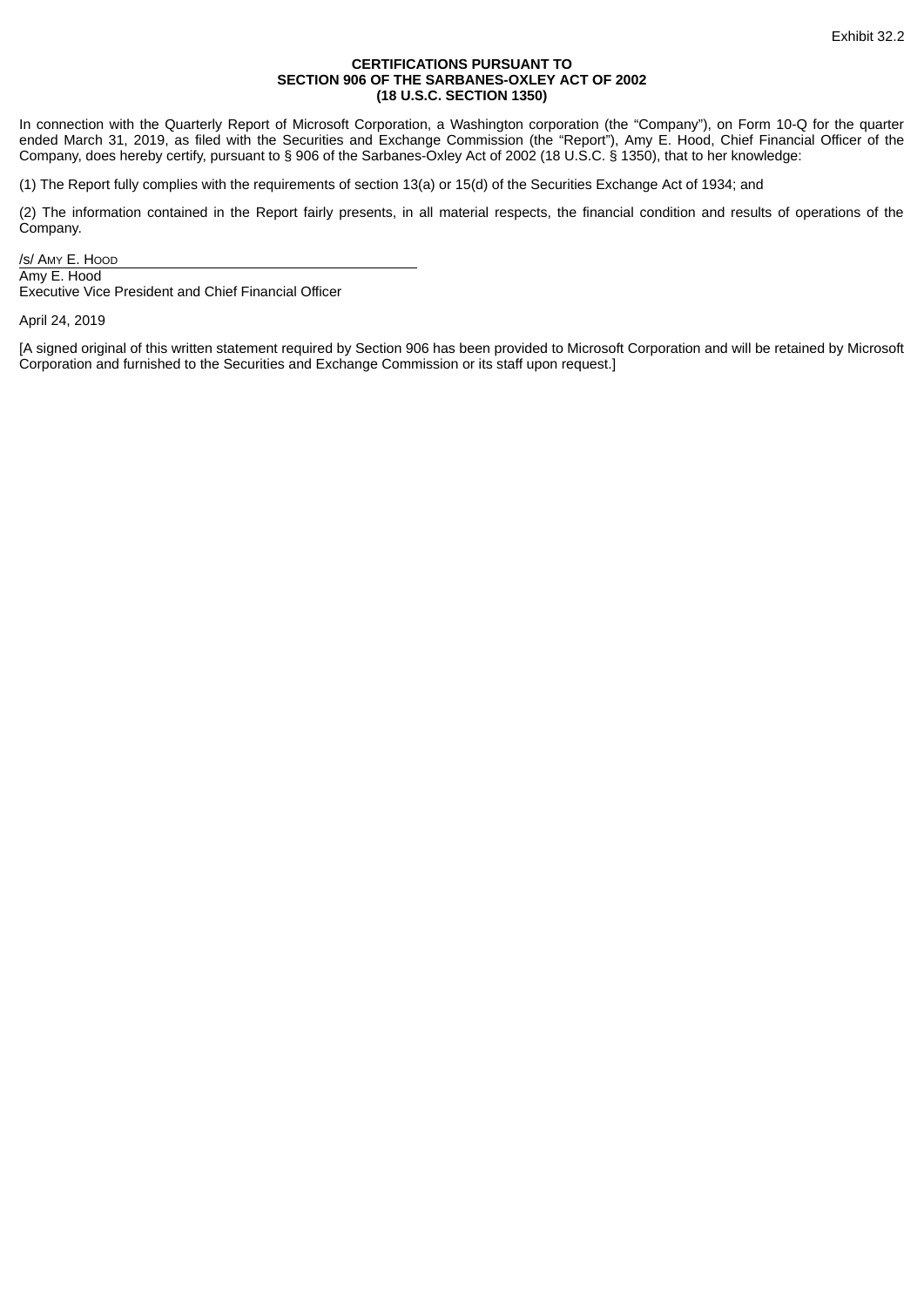Exhibit 32.2

**CERTIFICATIONS PURSUANT TO
SECTION 906 OF THE SARBANES-OXLEY ACT OF 2002
(18 U.S.C. SECTION 1350)**

In connection with the Quarterly Report of Microsoft Corporation, a Washington corporation (the "Company"), on Form 10-Q for the quarter ended March 31, 2019, as filed with the Securities and Exchange Commission (the "Report"), Amy E. Hood, Chief Financial Officer of the Company, does hereby certify, pursuant to § 906 of the Sarbanes-Oxley Act of 2002 (18 U.S.C. § 1350), that to her knowledge:

(1) The Report fully complies with the requirements of section 13(a) or 15(d) of the Securities Exchange Act of 1934; and

(2) The information contained in the Report fairly presents, in all material respects, the financial condition and results of operations of the Company.

/s/ AMY E. HOOD

Amy E. Hood
Executive Vice President and Chief Financial Officer

April 24, 2019

[A signed original of this written statement required by Section 906 has been provided to Microsoft Corporation and will be retained by Microsoft Corporation and furnished to the Securities and Exchange Commission or its staff upon request.]